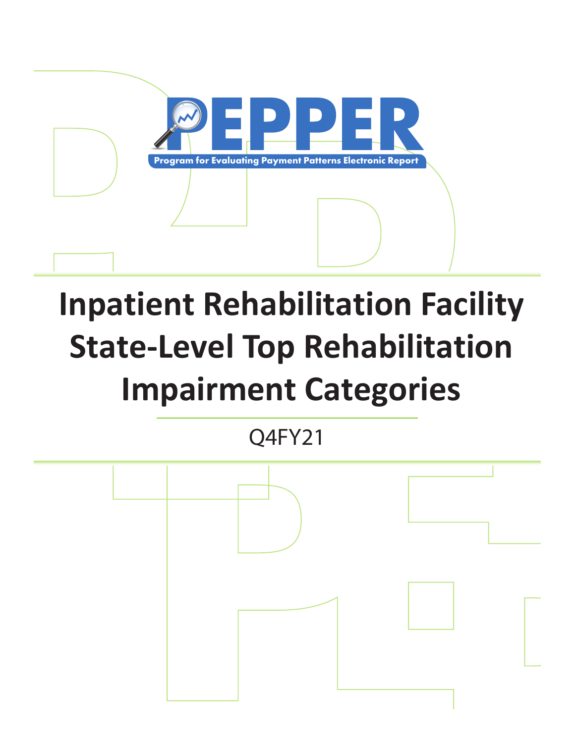PEPPER

Program for Evaluating Payment Patterns Electronic Report

# Inpatient Rehabilitation Facility State-Level Top Rehabilitation Impairment Categories

Q4FY21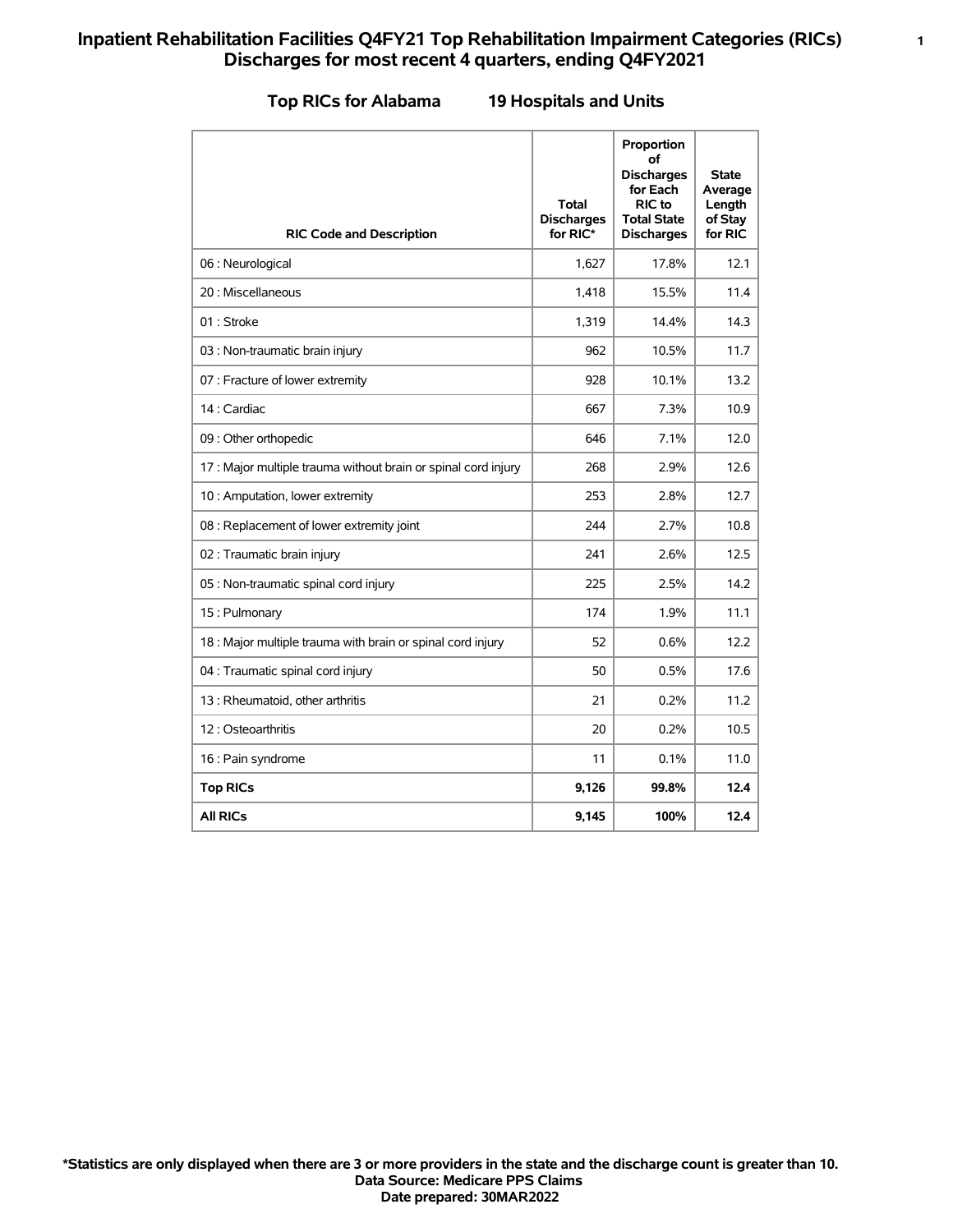# Inpatient Rehabilitation Facilities Q4FY21 Top Rehabilitation Impairment Categories (RICs) Discharges for most recent 4 quarters, ending Q4FY2021

## Top RICs for Alabama 19 Hospitals and Units

| RIC Code and Description | Total Discharges for RIC* | Proportion of Discharges for Each RIC to Total State Discharges | State Average Length of Stay for RIC |
|---|---|---|---|
| 06 : Neurological | 1,627 | 17.8% | 12.1 |
| 20 : Miscellaneous | 1,418 | 15.5% | 11.4 |
| 01 : Stroke | 1,319 | 14.4% | 14.3 |
| 03 : Non-traumatic brain injury | 962 | 10.5% | 11.7 |
| 07 : Fracture of lower extremity | 928 | 10.1% | 13.2 |
| 14 : Cardiac | 667 | 7.3% | 10.9 |
| 09 : Other orthopedic | 646 | 7.1% | 12.0 |
| 17 : Major multiple trauma without brain or spinal cord injury | 268 | 2.9% | 12.6 |
| 10 : Amputation, lower extremity | 253 | 2.8% | 12.7 |
| 08 : Replacement of lower extremity joint | 244 | 2.7% | 10.8 |
| 02 : Traumatic brain injury | 241 | 2.6% | 12.5 |
| 05 : Non-traumatic spinal cord injury | 225 | 2.5% | 14.2 |
| 15 : Pulmonary | 174 | 1.9% | 11.1 |
| 18 : Major multiple trauma with brain or spinal cord injury | 52 | 0.6% | 12.2 |
| 04 : Traumatic spinal cord injury | 50 | 0.5% | 17.6 |
| 13 : Rheumatoid, other arthritis | 21 | 0.2% | 11.2 |
| 12 : Osteoarthritis | 20 | 0.2% | 10.5 |
| 16 : Pain syndrome | 11 | 0.1% | 11.0 |
| **Top RICs** | **9,126** | **99.8%** | **12.4** |
| **All RICs** | **9,145** | **100%** | **12.4** |

**\*Statistics are only displayed when there are 3 or more providers in the state and the discharge count is greater than 10.**
**Data Source: Medicare PPS Claims**
**Date prepared: 30MAR2022**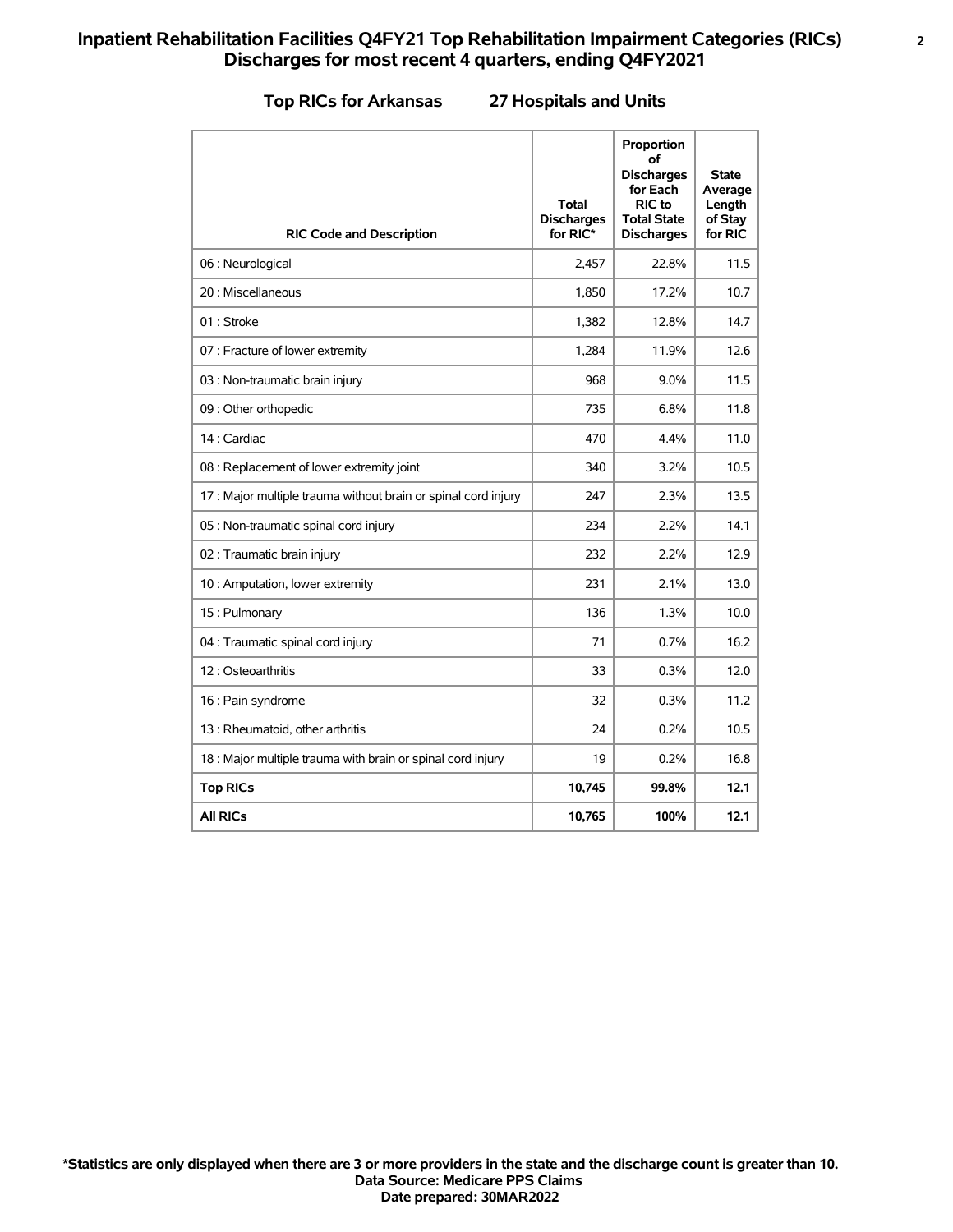# Inpatient Rehabilitation Facilities Q4FY21 Top Rehabilitation Impairment Categories (RICs) Discharges for most recent 4 quarters, ending Q4FY2021

## Top RICs for Arkansas 27 Hospitals and Units

| RIC Code and Description | Total Discharges for RIC* | Proportion of Discharges for Each RIC to Total State Discharges | State Average Length of Stay for RIC |
|---|---|---|---|
| 06 : Neurological | 2,457 | 22.8% | 11.5 |
| 20 : Miscellaneous | 1,850 | 17.2% | 10.7 |
| 01 : Stroke | 1,382 | 12.8% | 14.7 |
| 07 : Fracture of lower extremity | 1,284 | 11.9% | 12.6 |
| 03 : Non-traumatic brain injury | 968 | 9.0% | 11.5 |
| 09 : Other orthopedic | 735 | 6.8% | 11.8 |
| 14 : Cardiac | 470 | 4.4% | 11.0 |
| 08 : Replacement of lower extremity joint | 340 | 3.2% | 10.5 |
| 17 : Major multiple trauma without brain or spinal cord injury | 247 | 2.3% | 13.5 |
| 05 : Non-traumatic spinal cord injury | 234 | 2.2% | 14.1 |
| 02 : Traumatic brain injury | 232 | 2.2% | 12.9 |
| 10 : Amputation, lower extremity | 231 | 2.1% | 13.0 |
| 15 : Pulmonary | 136 | 1.3% | 10.0 |
| 04 : Traumatic spinal cord injury | 71 | 0.7% | 16.2 |
| 12 : Osteoarthritis | 33 | 0.3% | 12.0 |
| 16 : Pain syndrome | 32 | 0.3% | 11.2 |
| 13 : Rheumatoid, other arthritis | 24 | 0.2% | 10.5 |
| 18 : Major multiple trauma with brain or spinal cord injury | 19 | 0.2% | 16.8 |
| **Top RICs** | **10,745** | **99.8%** | **12.1** |
| **All RICs** | **10,765** | **100%** | **12.1** |

**\*Statistics are only displayed when there are 3 or more providers in the state and the discharge count is greater than 10.**
**Data Source: Medicare PPS Claims**
**Date prepared: 30MAR2022**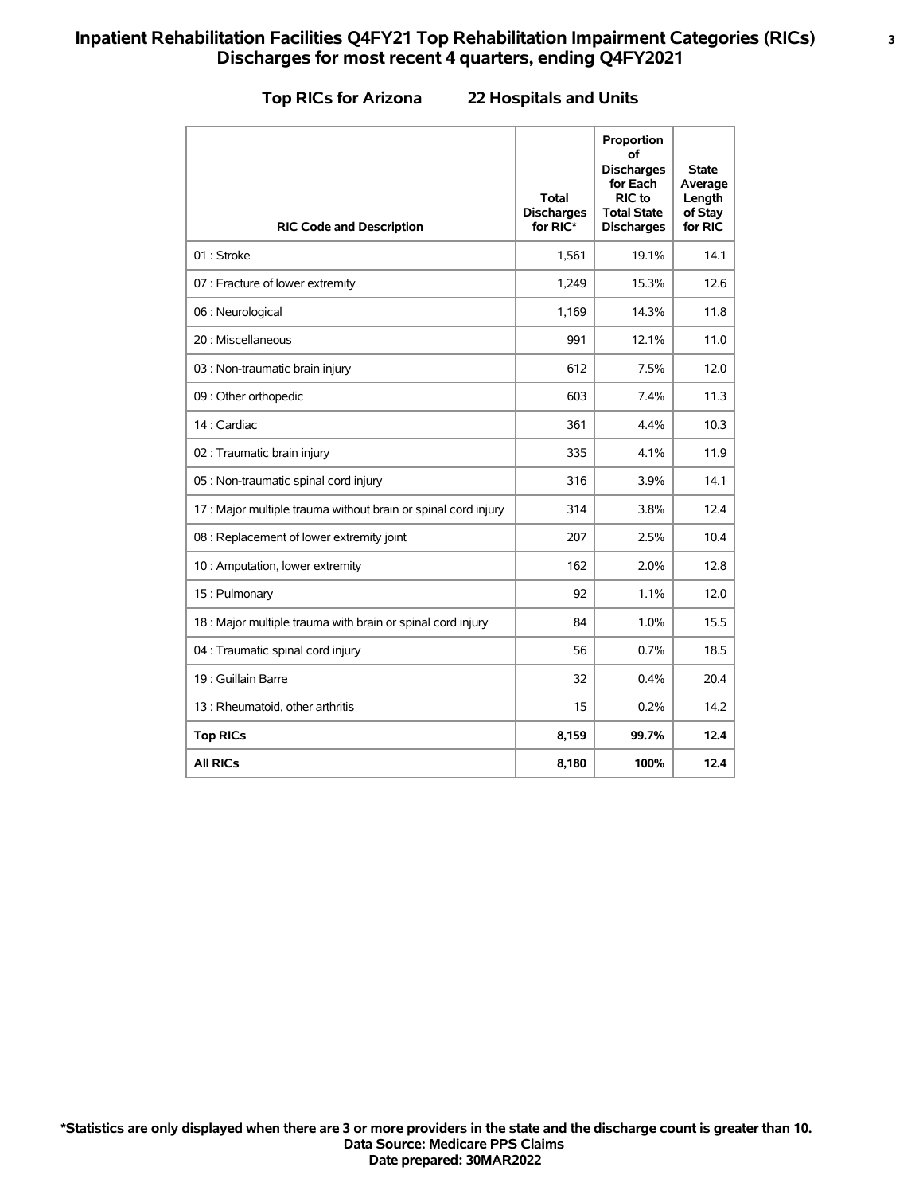# Inpatient Rehabilitation Facilities Q4FY21 Top Rehabilitation Impairment Categories (RICs) Discharges for most recent 4 quarters, ending Q4FY2021

## Top RICs for Arizona 22 Hospitals and Units

| RIC Code and Description | Total Discharges for RIC* | Proportion of Discharges for Each RIC to Total State Discharges | State Average Length of Stay for RIC |
|---|---|---|---|
| 01 : Stroke | 1,561 | 19.1% | 14.1 |
| 07 : Fracture of lower extremity | 1,249 | 15.3% | 12.6 |
| 06 : Neurological | 1,169 | 14.3% | 11.8 |
| 20 : Miscellaneous | 991 | 12.1% | 11.0 |
| 03 : Non-traumatic brain injury | 612 | 7.5% | 12.0 |
| 09 : Other orthopedic | 603 | 7.4% | 11.3 |
| 14 : Cardiac | 361 | 4.4% | 10.3 |
| 02 : Traumatic brain injury | 335 | 4.1% | 11.9 |
| 05 : Non-traumatic spinal cord injury | 316 | 3.9% | 14.1 |
| 17 : Major multiple trauma without brain or spinal cord injury | 314 | 3.8% | 12.4 |
| 08 : Replacement of lower extremity joint | 207 | 2.5% | 10.4 |
| 10 : Amputation, lower extremity | 162 | 2.0% | 12.8 |
| 15 : Pulmonary | 92 | 1.1% | 12.0 |
| 18 : Major multiple trauma with brain or spinal cord injury | 84 | 1.0% | 15.5 |
| 04 : Traumatic spinal cord injury | 56 | 0.7% | 18.5 |
| 19 : Guillain Barre | 32 | 0.4% | 20.4 |
| 13 : Rheumatoid, other arthritis | 15 | 0.2% | 14.2 |
| **Top RICs** | **8,159** | **99.7%** | **12.4** |
| **All RICs** | **8,180** | **100%** | **12.4** |

**\*Statistics are only displayed when there are 3 or more providers in the state and the discharge count is greater than 10.**
**Data Source: Medicare PPS Claims**
**Date prepared: 30MAR2022**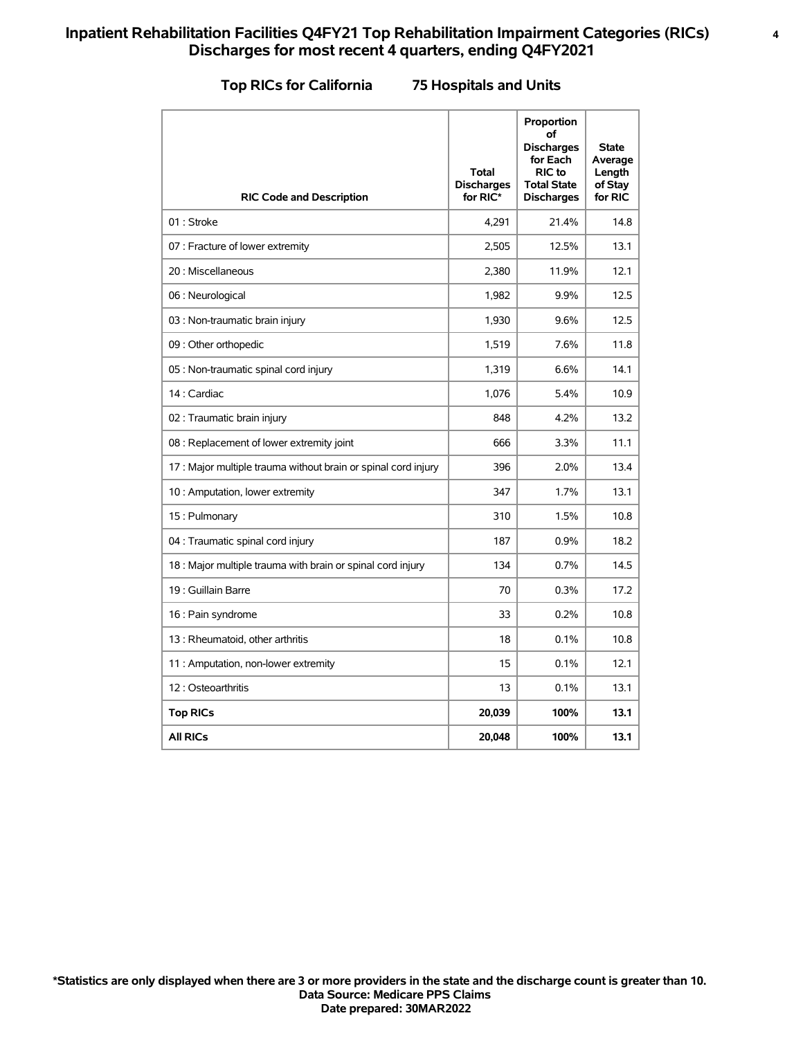# Inpatient Rehabilitation Facilities Q4FY21 Top Rehabilitation Impairment Categories (RICs) Discharges for most recent 4 quarters, ending Q4FY2021

## Top RICs for California 75 Hospitals and Units

| RIC Code and Description | Total Discharges for RIC* | Proportion of Discharges for Each RIC to Total State Discharges | State Average Length of Stay for RIC |
|---|---|---|---|
| 01 : Stroke | 4,291 | 21.4% | 14.8 |
| 07 : Fracture of lower extremity | 2,505 | 12.5% | 13.1 |
| 20 : Miscellaneous | 2,380 | 11.9% | 12.1 |
| 06 : Neurological | 1,982 | 9.9% | 12.5 |
| 03 : Non-traumatic brain injury | 1,930 | 9.6% | 12.5 |
| 09 : Other orthopedic | 1,519 | 7.6% | 11.8 |
| 05 : Non-traumatic spinal cord injury | 1,319 | 6.6% | 14.1 |
| 14 : Cardiac | 1,076 | 5.4% | 10.9 |
| 02 : Traumatic brain injury | 848 | 4.2% | 13.2 |
| 08 : Replacement of lower extremity joint | 666 | 3.3% | 11.1 |
| 17 : Major multiple trauma without brain or spinal cord injury | 396 | 2.0% | 13.4 |
| 10 : Amputation, lower extremity | 347 | 1.7% | 13.1 |
| 15 : Pulmonary | 310 | 1.5% | 10.8 |
| 04 : Traumatic spinal cord injury | 187 | 0.9% | 18.2 |
| 18 : Major multiple trauma with brain or spinal cord injury | 134 | 0.7% | 14.5 |
| 19 : Guillain Barre | 70 | 0.3% | 17.2 |
| 16 : Pain syndrome | 33 | 0.2% | 10.8 |
| 13 : Rheumatoid, other arthritis | 18 | 0.1% | 10.8 |
| 11 : Amputation, non-lower extremity | 15 | 0.1% | 12.1 |
| 12 : Osteoarthritis | 13 | 0.1% | 13.1 |
| **Top RICs** | **20,039** | **100%** | **13.1** |
| **All RICs** | **20,048** | **100%** | **13.1** |

**\*Statistics are only displayed when there are 3 or more providers in the state and the discharge count is greater than 10.**
**Data Source: Medicare PPS Claims**
**Date prepared: 30MAR2022**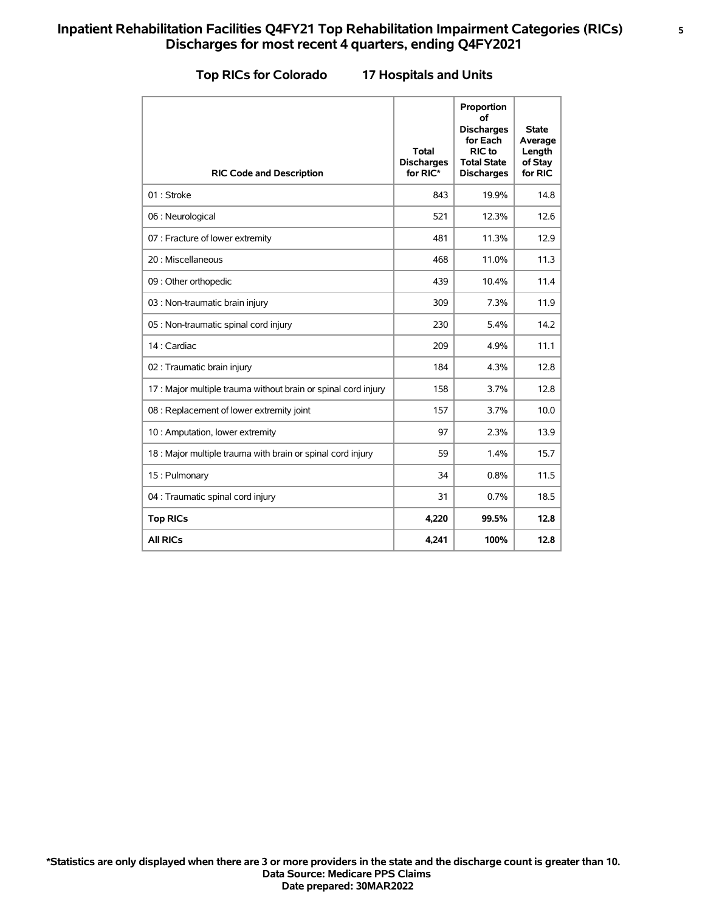# Inpatient Rehabilitation Facilities Q4FY21 Top Rehabilitation Impairment Categories (RICs) Discharges for most recent 4 quarters, ending Q4FY2021

## Top RICs for Colorado 17 Hospitals and Units

| RIC Code and Description | Total Discharges for RIC* | Proportion of Discharges for Each RIC to Total State Discharges | State Average Length of Stay for RIC |
|---|---|---|---|
| 01 : Stroke | 843 | 19.9% | 14.8 |
| 06 : Neurological | 521 | 12.3% | 12.6 |
| 07 : Fracture of lower extremity | 481 | 11.3% | 12.9 |
| 20 : Miscellaneous | 468 | 11.0% | 11.3 |
| 09 : Other orthopedic | 439 | 10.4% | 11.4 |
| 03 : Non-traumatic brain injury | 309 | 7.3% | 11.9 |
| 05 : Non-traumatic spinal cord injury | 230 | 5.4% | 14.2 |
| 14 : Cardiac | 209 | 4.9% | 11.1 |
| 02 : Traumatic brain injury | 184 | 4.3% | 12.8 |
| 17 : Major multiple trauma without brain or spinal cord injury | 158 | 3.7% | 12.8 |
| 08 : Replacement of lower extremity joint | 157 | 3.7% | 10.0 |
| 10 : Amputation, lower extremity | 97 | 2.3% | 13.9 |
| 18 : Major multiple trauma with brain or spinal cord injury | 59 | 1.4% | 15.7 |
| 15 : Pulmonary | 34 | 0.8% | 11.5 |
| 04 : Traumatic spinal cord injury | 31 | 0.7% | 18.5 |
| **Top RICs** | **4,220** | **99.5%** | **12.8** |
| **All RICs** | **4,241** | **100%** | **12.8** |

**\*Statistics are only displayed when there are 3 or more providers in the state and the discharge count is greater than 10.**
**Data Source: Medicare PPS Claims**
**Date prepared: 30MAR2022**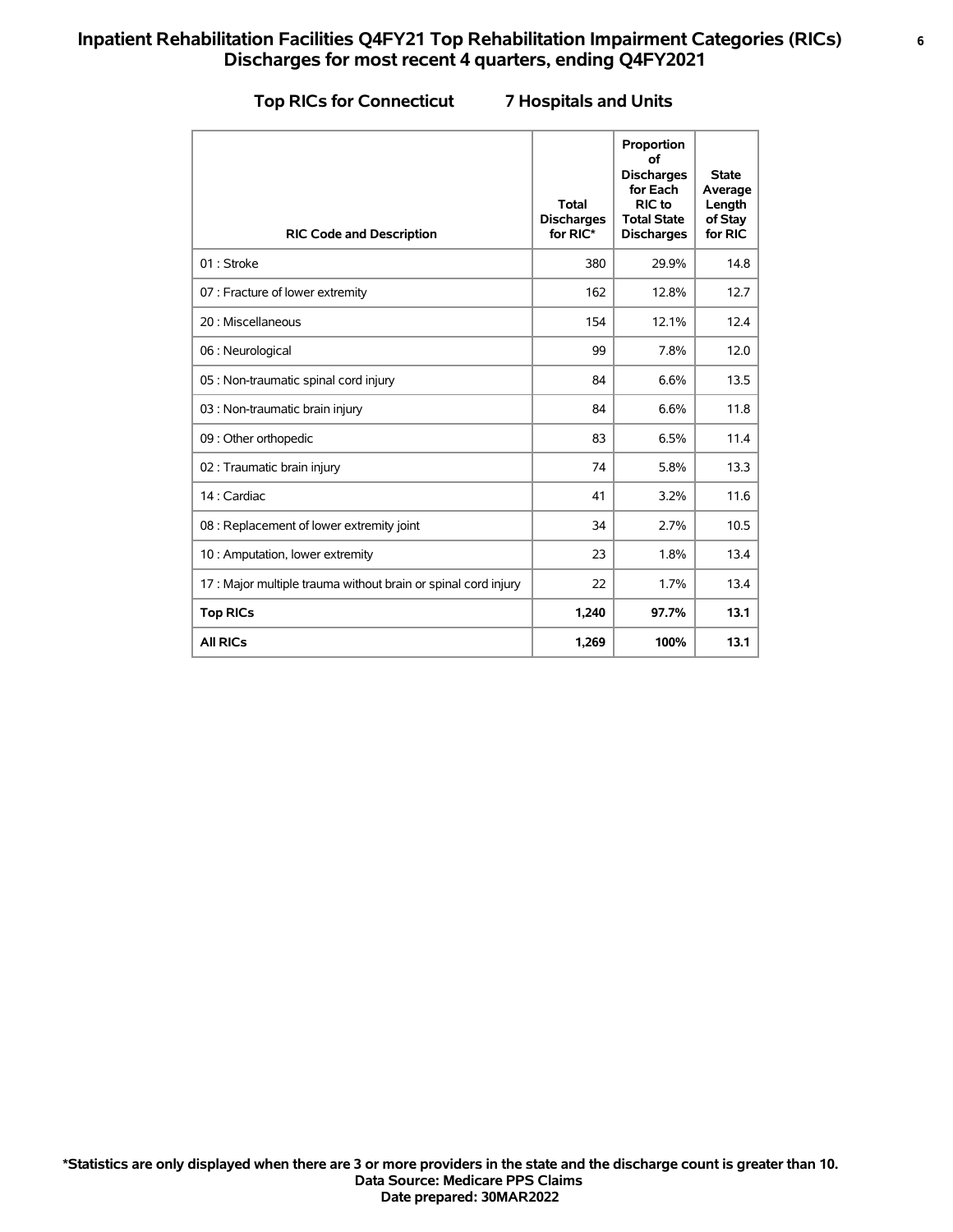# Inpatient Rehabilitation Facilities Q4FY21 Top Rehabilitation Impairment Categories (RICs) Discharges for most recent 4 quarters, ending Q4FY2021

## Top RICs for Connecticut    7 Hospitals and Units

| RIC Code and Description | Total Discharges for RIC* | Proportion of Discharges for Each RIC to Total State Discharges | State Average Length of Stay for RIC |
|---|---|---|---|
| 01 : Stroke | 380 | 29.9% | 14.8 |
| 07 : Fracture of lower extremity | 162 | 12.8% | 12.7 |
| 20 : Miscellaneous | 154 | 12.1% | 12.4 |
| 06 : Neurological | 99 | 7.8% | 12.0 |
| 05 : Non-traumatic spinal cord injury | 84 | 6.6% | 13.5 |
| 03 : Non-traumatic brain injury | 84 | 6.6% | 11.8 |
| 09 : Other orthopedic | 83 | 6.5% | 11.4 |
| 02 : Traumatic brain injury | 74 | 5.8% | 13.3 |
| 14 : Cardiac | 41 | 3.2% | 11.6 |
| 08 : Replacement of lower extremity joint | 34 | 2.7% | 10.5 |
| 10 : Amputation, lower extremity | 23 | 1.8% | 13.4 |
| 17 : Major multiple trauma without brain or spinal cord injury | 22 | 1.7% | 13.4 |
| **Top RICs** | **1,240** | **97.7%** | **13.1** |
| **All RICs** | **1,269** | **100%** | **13.1** |

**\*Statistics are only displayed when there are 3 or more providers in the state and the discharge count is greater than 10.**
**Data Source: Medicare PPS Claims**
**Date prepared: 30MAR2022**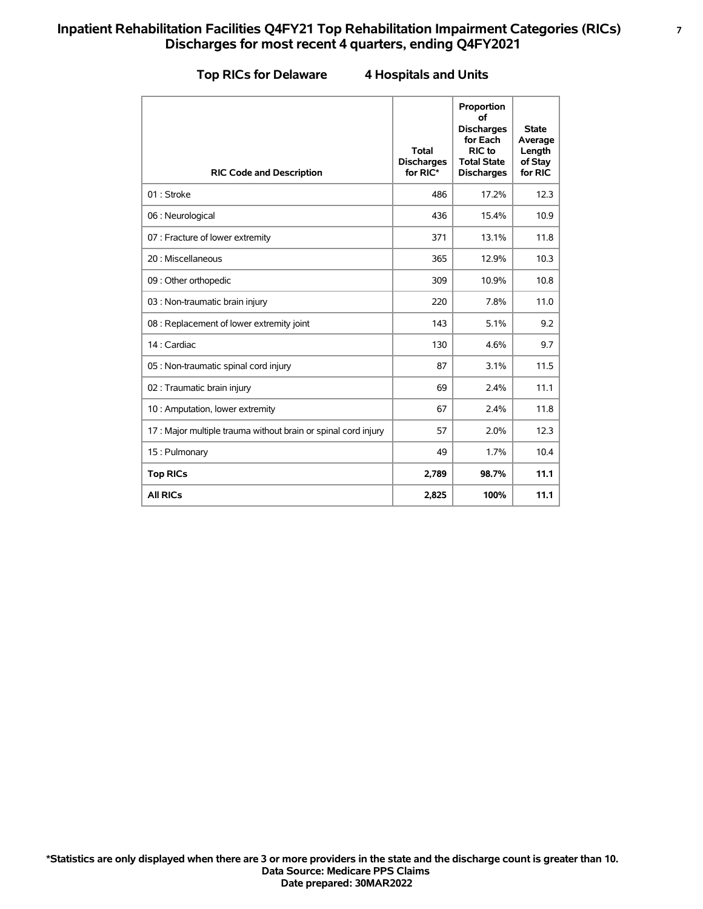# Inpatient Rehabilitation Facilities Q4FY21 Top Rehabilitation Impairment Categories (RICs) Discharges for most recent 4 quarters, ending Q4FY2021

## Top RICs for Delaware 4 Hospitals and Units

| RIC Code and Description | Total Discharges for RIC* | Proportion of Discharges for Each RIC to Total State Discharges | State Average Length of Stay for RIC |
|---|---|---|---|
| 01 : Stroke | 486 | 17.2% | 12.3 |
| 06 : Neurological | 436 | 15.4% | 10.9 |
| 07 : Fracture of lower extremity | 371 | 13.1% | 11.8 |
| 20 : Miscellaneous | 365 | 12.9% | 10.3 |
| 09 : Other orthopedic | 309 | 10.9% | 10.8 |
| 03 : Non-traumatic brain injury | 220 | 7.8% | 11.0 |
| 08 : Replacement of lower extremity joint | 143 | 5.1% | 9.2 |
| 14 : Cardiac | 130 | 4.6% | 9.7 |
| 05 : Non-traumatic spinal cord injury | 87 | 3.1% | 11.5 |
| 02 : Traumatic brain injury | 69 | 2.4% | 11.1 |
| 10 : Amputation, lower extremity | 67 | 2.4% | 11.8 |
| 17 : Major multiple trauma without brain or spinal cord injury | 57 | 2.0% | 12.3 |
| 15 : Pulmonary | 49 | 1.7% | 10.4 |
| **Top RICs** | **2,789** | **98.7%** | **11.1** |
| **All RICs** | **2,825** | **100%** | **11.1** |

**\*Statistics are only displayed when there are 3 or more providers in the state and the discharge count is greater than 10.**
**Data Source: Medicare PPS Claims**
**Date prepared: 30MAR2022**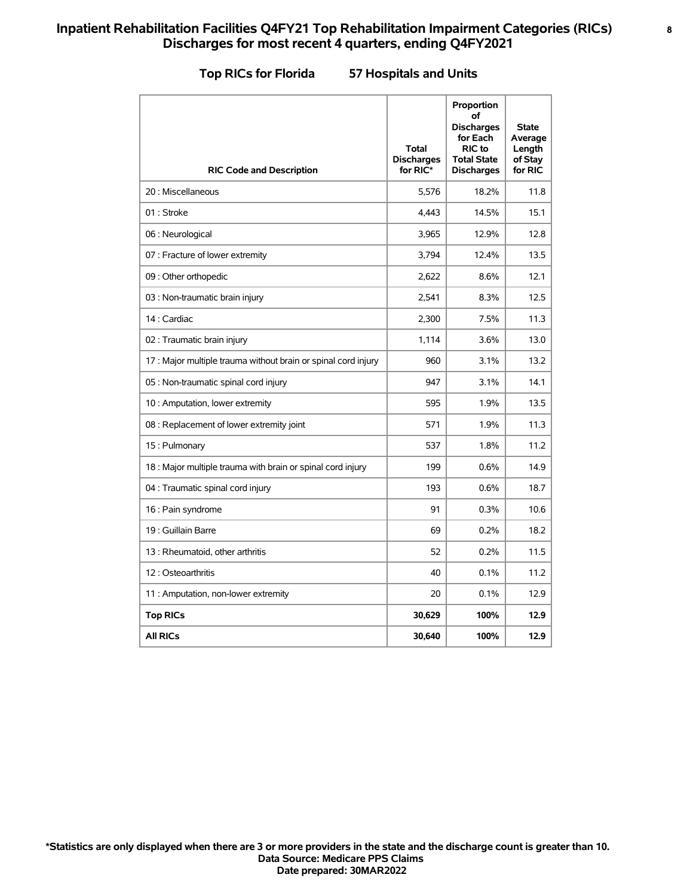# Inpatient Rehabilitation Facilities Q4FY21 Top Rehabilitation Impairment Categories (RICs) Discharges for most recent 4 quarters, ending Q4FY2021

## Top RICs for Florida 57 Hospitals and Units

| RIC Code and Description | Total Discharges for RIC* | Proportion of Discharges for Each RIC to Total State Discharges | State Average Length of Stay for RIC |
|---|---|---|---|
| 20 : Miscellaneous | 5,576 | 18.2% | 11.8 |
| 01 : Stroke | 4,443 | 14.5% | 15.1 |
| 06 : Neurological | 3,965 | 12.9% | 12.8 |
| 07 : Fracture of lower extremity | 3,794 | 12.4% | 13.5 |
| 09 : Other orthopedic | 2,622 | 8.6% | 12.1 |
| 03 : Non-traumatic brain injury | 2,541 | 8.3% | 12.5 |
| 14 : Cardiac | 2,300 | 7.5% | 11.3 |
| 02 : Traumatic brain injury | 1,114 | 3.6% | 13.0 |
| 17 : Major multiple trauma without brain or spinal cord injury | 960 | 3.1% | 13.2 |
| 05 : Non-traumatic spinal cord injury | 947 | 3.1% | 14.1 |
| 10 : Amputation, lower extremity | 595 | 1.9% | 13.5 |
| 08 : Replacement of lower extremity joint | 571 | 1.9% | 11.3 |
| 15 : Pulmonary | 537 | 1.8% | 11.2 |
| 18 : Major multiple trauma with brain or spinal cord injury | 199 | 0.6% | 14.9 |
| 04 : Traumatic spinal cord injury | 193 | 0.6% | 18.7 |
| 16 : Pain syndrome | 91 | 0.3% | 10.6 |
| 19 : Guillain Barre | 69 | 0.2% | 18.2 |
| 13 : Rheumatoid, other arthritis | 52 | 0.2% | 11.5 |
| 12 : Osteoarthritis | 40 | 0.1% | 11.2 |
| 11 : Amputation, non-lower extremity | 20 | 0.1% | 12.9 |
| **Top RICs** | **30,629** | **100%** | **12.9** |
| **All RICs** | **30,640** | **100%** | **12.9** |

**\*Statistics are only displayed when there are 3 or more providers in the state and the discharge count is greater than 10.**
**Data Source: Medicare PPS Claims**
**Date prepared: 30MAR2022**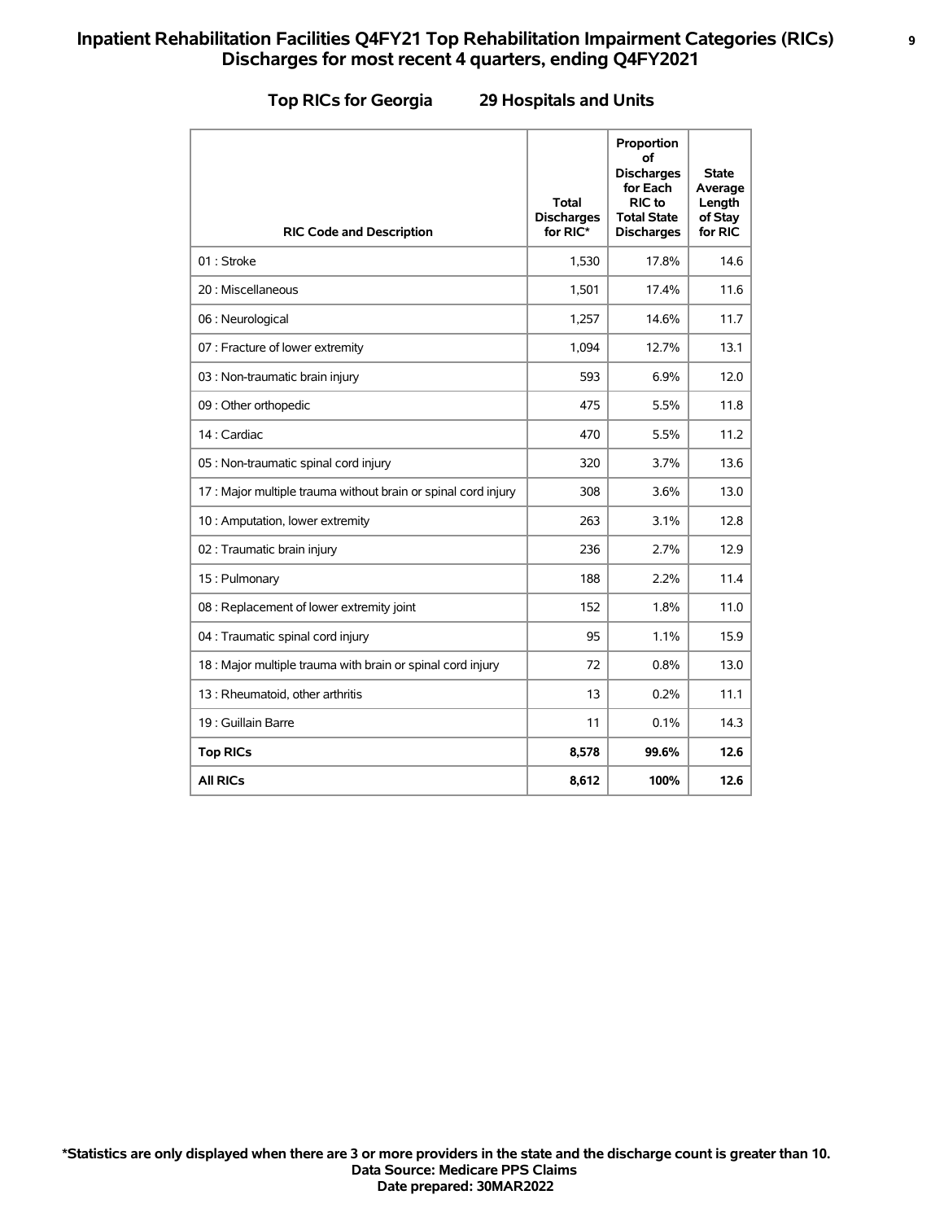# Inpatient Rehabilitation Facilities Q4FY21 Top Rehabilitation Impairment Categories (RICs) Discharges for most recent 4 quarters, ending Q4FY2021

## Top RICs for Georgia 29 Hospitals and Units

| RIC Code and Description | Total Discharges for RIC* | Proportion of Discharges for Each RIC to Total State Discharges | State Average Length of Stay for RIC |
|---|---|---|---|
| 01 : Stroke | 1,530 | 17.8% | 14.6 |
| 20 : Miscellaneous | 1,501 | 17.4% | 11.6 |
| 06 : Neurological | 1,257 | 14.6% | 11.7 |
| 07 : Fracture of lower extremity | 1,094 | 12.7% | 13.1 |
| 03 : Non-traumatic brain injury | 593 | 6.9% | 12.0 |
| 09 : Other orthopedic | 475 | 5.5% | 11.8 |
| 14 : Cardiac | 470 | 5.5% | 11.2 |
| 05 : Non-traumatic spinal cord injury | 320 | 3.7% | 13.6 |
| 17 : Major multiple trauma without brain or spinal cord injury | 308 | 3.6% | 13.0 |
| 10 : Amputation, lower extremity | 263 | 3.1% | 12.8 |
| 02 : Traumatic brain injury | 236 | 2.7% | 12.9 |
| 15 : Pulmonary | 188 | 2.2% | 11.4 |
| 08 : Replacement of lower extremity joint | 152 | 1.8% | 11.0 |
| 04 : Traumatic spinal cord injury | 95 | 1.1% | 15.9 |
| 18 : Major multiple trauma with brain or spinal cord injury | 72 | 0.8% | 13.0 |
| 13 : Rheumatoid, other arthritis | 13 | 0.2% | 11.1 |
| 19 : Guillain Barre | 11 | 0.1% | 14.3 |
| **Top RICs** | **8,578** | **99.6%** | **12.6** |
| **All RICs** | **8,612** | **100%** | **12.6** |

**\*Statistics are only displayed when there are 3 or more providers in the state and the discharge count is greater than 10.**
**Data Source: Medicare PPS Claims**
**Date prepared: 30MAR2022**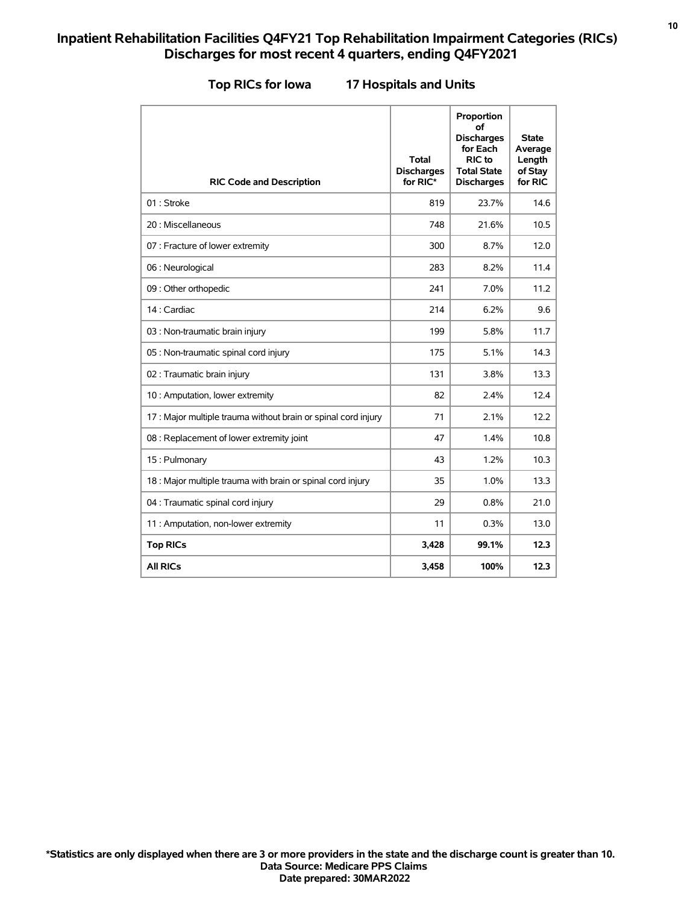# Inpatient Rehabilitation Facilities Q4FY21 Top Rehabilitation Impairment Categories (RICs) Discharges for most recent 4 quarters, ending Q4FY2021

## Top RICs for Iowa 17 Hospitals and Units

| RIC Code and Description | Total Discharges for RIC* | Proportion of Discharges for Each RIC to Total State Discharges | State Average Length of Stay for RIC |
|---|---|---|---|
| 01 : Stroke | 819 | 23.7% | 14.6 |
| 20 : Miscellaneous | 748 | 21.6% | 10.5 |
| 07 : Fracture of lower extremity | 300 | 8.7% | 12.0 |
| 06 : Neurological | 283 | 8.2% | 11.4 |
| 09 : Other orthopedic | 241 | 7.0% | 11.2 |
| 14 : Cardiac | 214 | 6.2% | 9.6 |
| 03 : Non-traumatic brain injury | 199 | 5.8% | 11.7 |
| 05 : Non-traumatic spinal cord injury | 175 | 5.1% | 14.3 |
| 02 : Traumatic brain injury | 131 | 3.8% | 13.3 |
| 10 : Amputation, lower extremity | 82 | 2.4% | 12.4 |
| 17 : Major multiple trauma without brain or spinal cord injury | 71 | 2.1% | 12.2 |
| 08 : Replacement of lower extremity joint | 47 | 1.4% | 10.8 |
| 15 : Pulmonary | 43 | 1.2% | 10.3 |
| 18 : Major multiple trauma with brain or spinal cord injury | 35 | 1.0% | 13.3 |
| 04 : Traumatic spinal cord injury | 29 | 0.8% | 21.0 |
| 11 : Amputation, non-lower extremity | 11 | 0.3% | 13.0 |
| **Top RICs** | **3,428** | **99.1%** | **12.3** |
| **All RICs** | **3,458** | **100%** | **12.3** |

**\*Statistics are only displayed when there are 3 or more providers in the state and the discharge count is greater than 10.**
**Data Source: Medicare PPS Claims**
**Date prepared: 30MAR2022**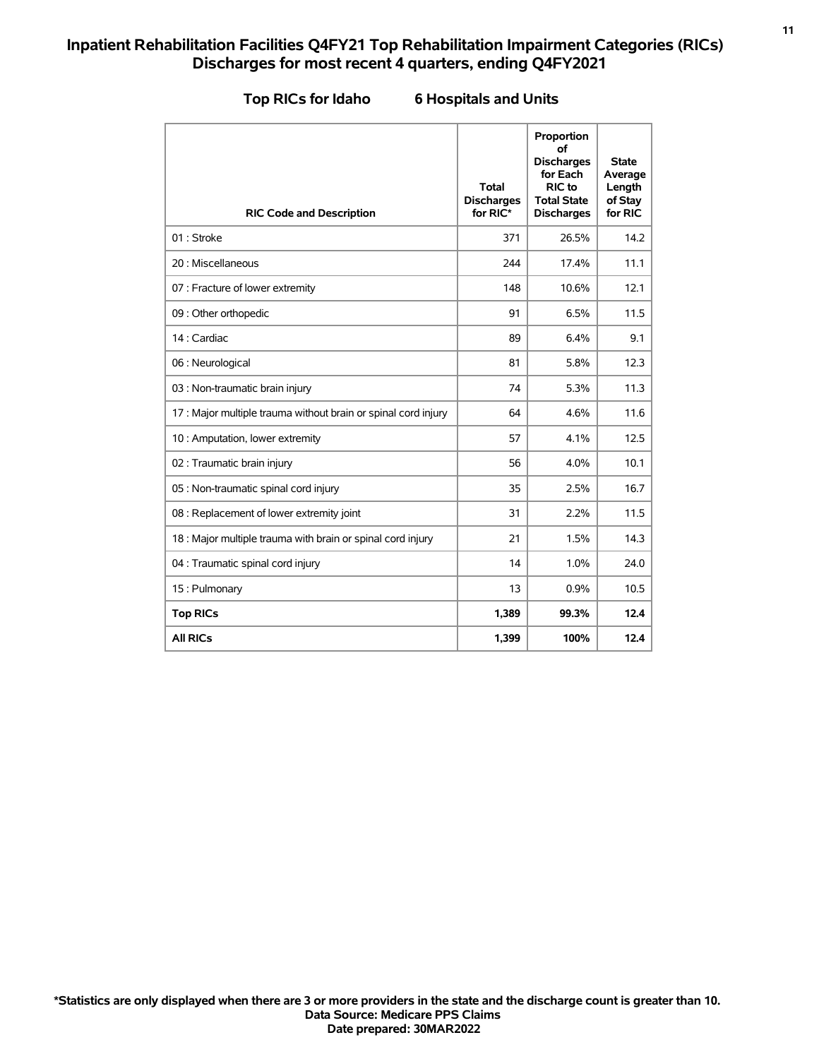# Inpatient Rehabilitation Facilities Q4FY21 Top Rehabilitation Impairment Categories (RICs) Discharges for most recent 4 quarters, ending Q4FY2021

## Top RICs for Idaho 6 Hospitals and Units

| RIC Code and Description | Total Discharges for RIC* | Proportion of Discharges for Each RIC to Total State Discharges | State Average Length of Stay for RIC |
|---|---|---|---|
| 01 : Stroke | 371 | 26.5% | 14.2 |
| 20 : Miscellaneous | 244 | 17.4% | 11.1 |
| 07 : Fracture of lower extremity | 148 | 10.6% | 12.1 |
| 09 : Other orthopedic | 91 | 6.5% | 11.5 |
| 14 : Cardiac | 89 | 6.4% | 9.1 |
| 06 : Neurological | 81 | 5.8% | 12.3 |
| 03 : Non-traumatic brain injury | 74 | 5.3% | 11.3 |
| 17 : Major multiple trauma without brain or spinal cord injury | 64 | 4.6% | 11.6 |
| 10 : Amputation, lower extremity | 57 | 4.1% | 12.5 |
| 02 : Traumatic brain injury | 56 | 4.0% | 10.1 |
| 05 : Non-traumatic spinal cord injury | 35 | 2.5% | 16.7 |
| 08 : Replacement of lower extremity joint | 31 | 2.2% | 11.5 |
| 18 : Major multiple trauma with brain or spinal cord injury | 21 | 1.5% | 14.3 |
| 04 : Traumatic spinal cord injury | 14 | 1.0% | 24.0 |
| 15 : Pulmonary | 13 | 0.9% | 10.5 |
| **Top RICs** | **1,389** | **99.3%** | **12.4** |
| **All RICs** | **1,399** | **100%** | **12.4** |

**\*Statistics are only displayed when there are 3 or more providers in the state and the discharge count is greater than 10.**
**Data Source: Medicare PPS Claims**
**Date prepared: 30MAR2022**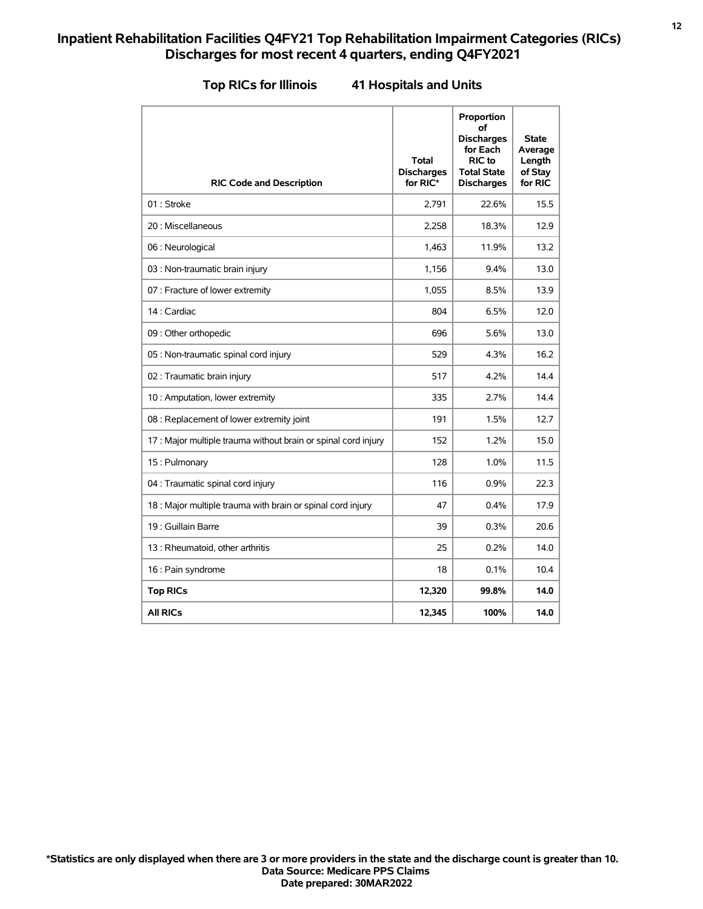# Inpatient Rehabilitation Facilities Q4FY21 Top Rehabilitation Impairment Categories (RICs) Discharges for most recent 4 quarters, ending Q4FY2021

## Top RICs for Illinois 41 Hospitals and Units

| RIC Code and Description | Total Discharges for RIC* | Proportion of Discharges for Each RIC to Total State Discharges | State Average Length of Stay for RIC |
|---|---|---|---|
| 01 : Stroke | 2,791 | 22.6% | 15.5 |
| 20 : Miscellaneous | 2,258 | 18.3% | 12.9 |
| 06 : Neurological | 1,463 | 11.9% | 13.2 |
| 03 : Non-traumatic brain injury | 1,156 | 9.4% | 13.0 |
| 07 : Fracture of lower extremity | 1,055 | 8.5% | 13.9 |
| 14 : Cardiac | 804 | 6.5% | 12.0 |
| 09 : Other orthopedic | 696 | 5.6% | 13.0 |
| 05 : Non-traumatic spinal cord injury | 529 | 4.3% | 16.2 |
| 02 : Traumatic brain injury | 517 | 4.2% | 14.4 |
| 10 : Amputation, lower extremity | 335 | 2.7% | 14.4 |
| 08 : Replacement of lower extremity joint | 191 | 1.5% | 12.7 |
| 17 : Major multiple trauma without brain or spinal cord injury | 152 | 1.2% | 15.0 |
| 15 : Pulmonary | 128 | 1.0% | 11.5 |
| 04 : Traumatic spinal cord injury | 116 | 0.9% | 22.3 |
| 18 : Major multiple trauma with brain or spinal cord injury | 47 | 0.4% | 17.9 |
| 19 : Guillain Barre | 39 | 0.3% | 20.6 |
| 13 : Rheumatoid, other arthritis | 25 | 0.2% | 14.0 |
| 16 : Pain syndrome | 18 | 0.1% | 10.4 |
| **Top RICs** | **12,320** | **99.8%** | **14.0** |
| **All RICs** | **12,345** | **100%** | **14.0** |

**\*Statistics are only displayed when there are 3 or more providers in the state and the discharge count is greater than 10.**
**Data Source: Medicare PPS Claims**
**Date prepared: 30MAR2022**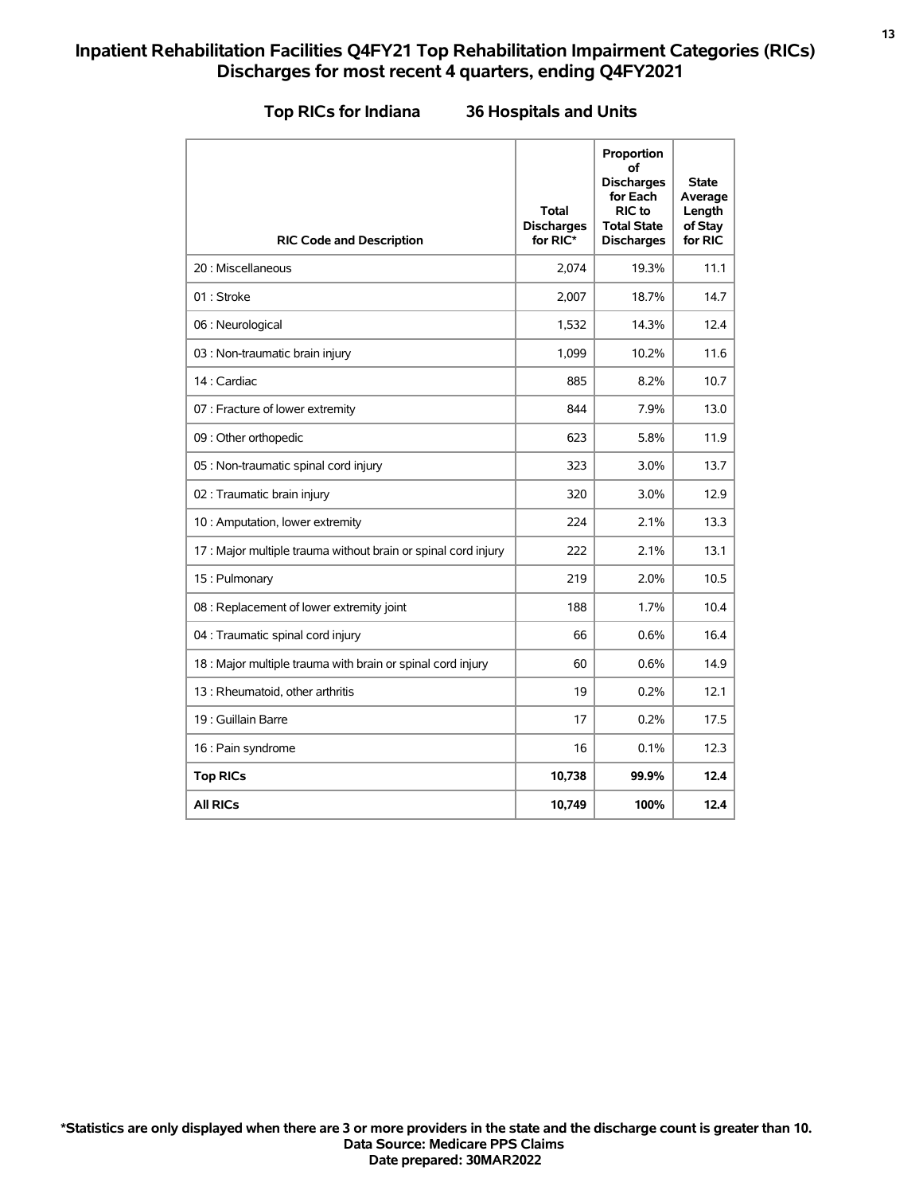# Inpatient Rehabilitation Facilities Q4FY21 Top Rehabilitation Impairment Categories (RICs) Discharges for most recent 4 quarters, ending Q4FY2021

**Top RICs for Indiana 36 Hospitals and Units**

| RIC Code and Description | Total Discharges for RIC* | Proportion of Discharges for Each RIC to Total State Discharges | State Average Length of Stay for RIC |
|---|---|---|---|
| 20 : Miscellaneous | 2,074 | 19.3% | 11.1 |
| 01 : Stroke | 2,007 | 18.7% | 14.7 |
| 06 : Neurological | 1,532 | 14.3% | 12.4 |
| 03 : Non-traumatic brain injury | 1,099 | 10.2% | 11.6 |
| 14 : Cardiac | 885 | 8.2% | 10.7 |
| 07 : Fracture of lower extremity | 844 | 7.9% | 13.0 |
| 09 : Other orthopedic | 623 | 5.8% | 11.9 |
| 05 : Non-traumatic spinal cord injury | 323 | 3.0% | 13.7 |
| 02 : Traumatic brain injury | 320 | 3.0% | 12.9 |
| 10 : Amputation, lower extremity | 224 | 2.1% | 13.3 |
| 17 : Major multiple trauma without brain or spinal cord injury | 222 | 2.1% | 13.1 |
| 15 : Pulmonary | 219 | 2.0% | 10.5 |
| 08 : Replacement of lower extremity joint | 188 | 1.7% | 10.4 |
| 04 : Traumatic spinal cord injury | 66 | 0.6% | 16.4 |
| 18 : Major multiple trauma with brain or spinal cord injury | 60 | 0.6% | 14.9 |
| 13 : Rheumatoid, other arthritis | 19 | 0.2% | 12.1 |
| 19 : Guillain Barre | 17 | 0.2% | 17.5 |
| 16 : Pain syndrome | 16 | 0.1% | 12.3 |
| **Top RICs** | **10,738** | **99.9%** | **12.4** |
| **All RICs** | **10,749** | **100%** | **12.4** |

**\*Statistics are only displayed when there are 3 or more providers in the state and the discharge count is greater than 10.**
**Data Source: Medicare PPS Claims**
**Date prepared: 30MAR2022**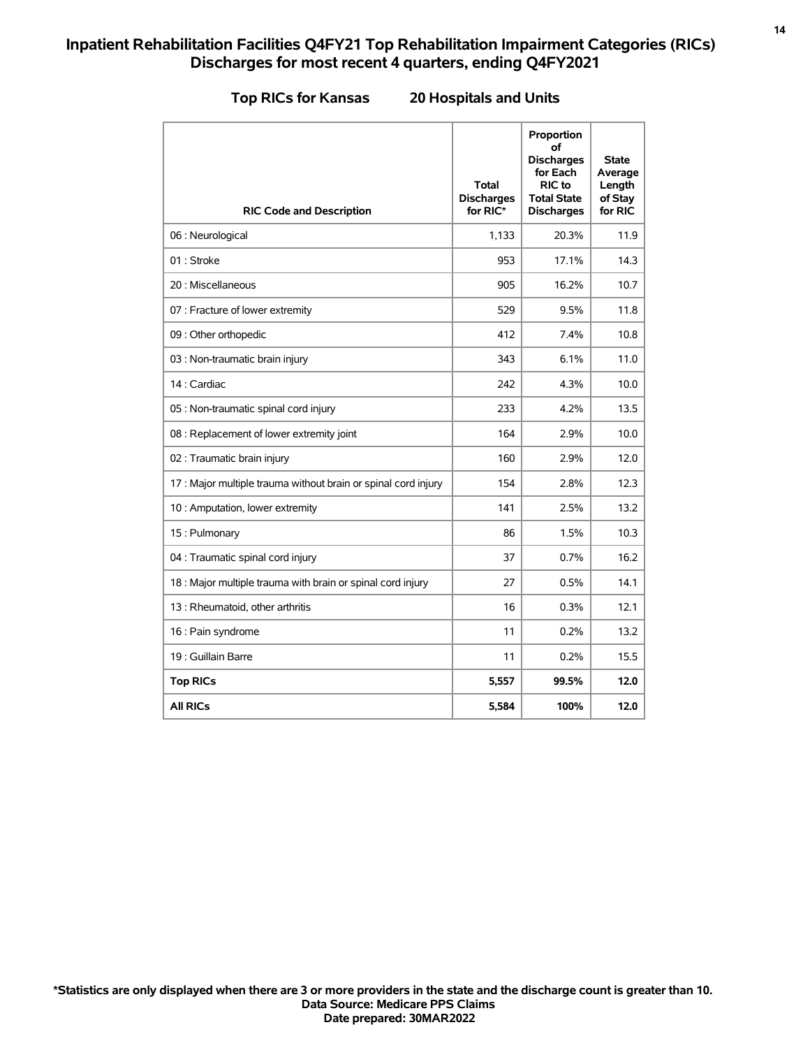# Inpatient Rehabilitation Facilities Q4FY21 Top Rehabilitation Impairment Categories (RICs) Discharges for most recent 4 quarters, ending Q4FY2021

## Top RICs for Kansas 20 Hospitals and Units

| RIC Code and Description | Total Discharges for RIC* | Proportion of Discharges for Each RIC to Total State Discharges | State Average Length of Stay for RIC |
|---|---|---|---|
| 06 : Neurological | 1,133 | 20.3% | 11.9 |
| 01 : Stroke | 953 | 17.1% | 14.3 |
| 20 : Miscellaneous | 905 | 16.2% | 10.7 |
| 07 : Fracture of lower extremity | 529 | 9.5% | 11.8 |
| 09 : Other orthopedic | 412 | 7.4% | 10.8 |
| 03 : Non-traumatic brain injury | 343 | 6.1% | 11.0 |
| 14 : Cardiac | 242 | 4.3% | 10.0 |
| 05 : Non-traumatic spinal cord injury | 233 | 4.2% | 13.5 |
| 08 : Replacement of lower extremity joint | 164 | 2.9% | 10.0 |
| 02 : Traumatic brain injury | 160 | 2.9% | 12.0 |
| 17 : Major multiple trauma without brain or spinal cord injury | 154 | 2.8% | 12.3 |
| 10 : Amputation, lower extremity | 141 | 2.5% | 13.2 |
| 15 : Pulmonary | 86 | 1.5% | 10.3 |
| 04 : Traumatic spinal cord injury | 37 | 0.7% | 16.2 |
| 18 : Major multiple trauma with brain or spinal cord injury | 27 | 0.5% | 14.1 |
| 13 : Rheumatoid, other arthritis | 16 | 0.3% | 12.1 |
| 16 : Pain syndrome | 11 | 0.2% | 13.2 |
| 19 : Guillain Barre | 11 | 0.2% | 15.5 |
| **Top RICs** | **5,557** | **99.5%** | **12.0** |
| **All RICs** | **5,584** | **100%** | **12.0** |

**\*Statistics are only displayed when there are 3 or more providers in the state and the discharge count is greater than 10.**
**Data Source: Medicare PPS Claims**
**Date prepared: 30MAR2022**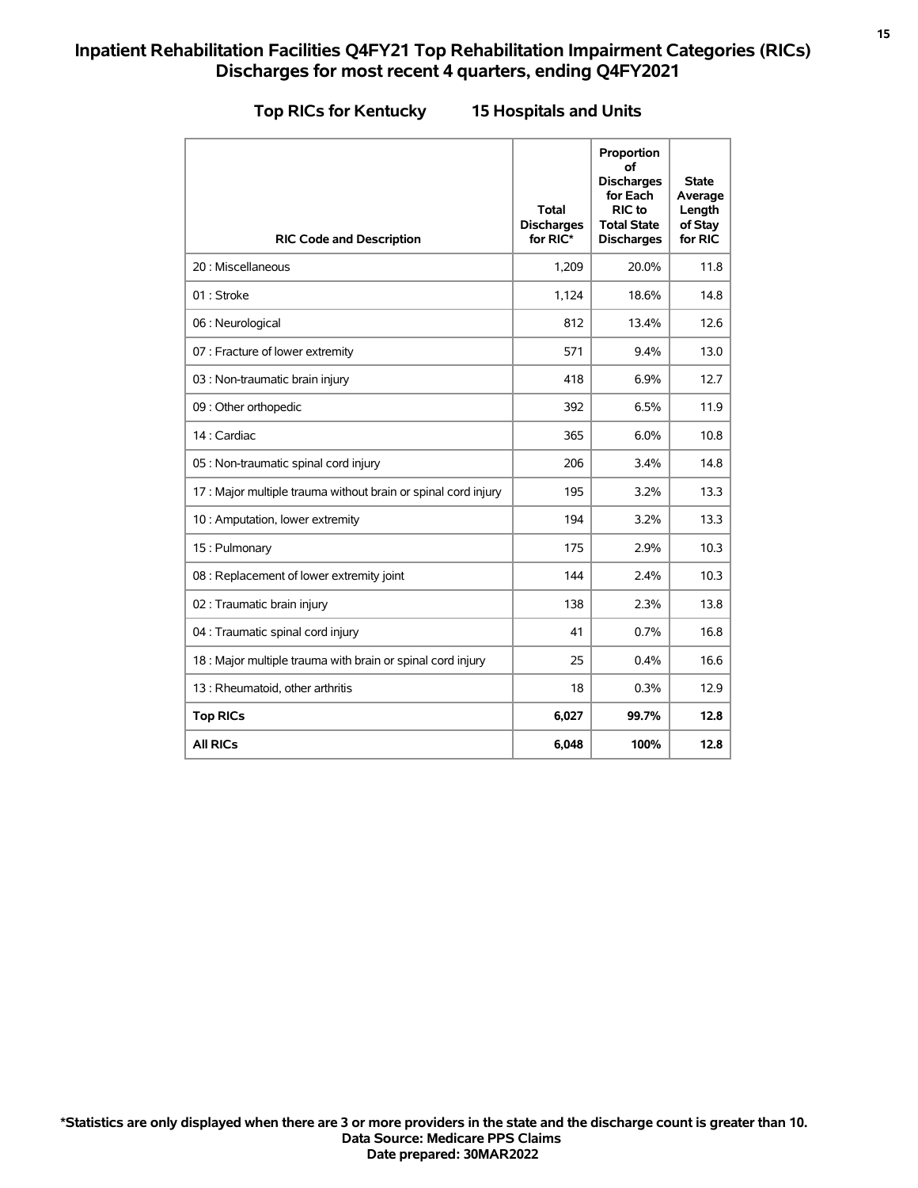# Inpatient Rehabilitation Facilities Q4FY21 Top Rehabilitation Impairment Categories (RICs) Discharges for most recent 4 quarters, ending Q4FY2021

## Top RICs for Kentucky 15 Hospitals and Units

| RIC Code and Description | Total Discharges for RIC* | Proportion of Discharges for Each RIC to Total State Discharges | State Average Length of Stay for RIC |
|---|---|---|---|
| 20 : Miscellaneous | 1,209 | 20.0% | 11.8 |
| 01 : Stroke | 1,124 | 18.6% | 14.8 |
| 06 : Neurological | 812 | 13.4% | 12.6 |
| 07 : Fracture of lower extremity | 571 | 9.4% | 13.0 |
| 03 : Non-traumatic brain injury | 418 | 6.9% | 12.7 |
| 09 : Other orthopedic | 392 | 6.5% | 11.9 |
| 14 : Cardiac | 365 | 6.0% | 10.8 |
| 05 : Non-traumatic spinal cord injury | 206 | 3.4% | 14.8 |
| 17 : Major multiple trauma without brain or spinal cord injury | 195 | 3.2% | 13.3 |
| 10 : Amputation, lower extremity | 194 | 3.2% | 13.3 |
| 15 : Pulmonary | 175 | 2.9% | 10.3 |
| 08 : Replacement of lower extremity joint | 144 | 2.4% | 10.3 |
| 02 : Traumatic brain injury | 138 | 2.3% | 13.8 |
| 04 : Traumatic spinal cord injury | 41 | 0.7% | 16.8 |
| 18 : Major multiple trauma with brain or spinal cord injury | 25 | 0.4% | 16.6 |
| 13 : Rheumatoid, other arthritis | 18 | 0.3% | 12.9 |
| **Top RICs** | **6,027** | **99.7%** | **12.8** |
| **All RICs** | **6,048** | **100%** | **12.8** |

**\*Statistics are only displayed when there are 3 or more providers in the state and the discharge count is greater than 10.**
**Data Source: Medicare PPS Claims**
**Date prepared: 30MAR2022**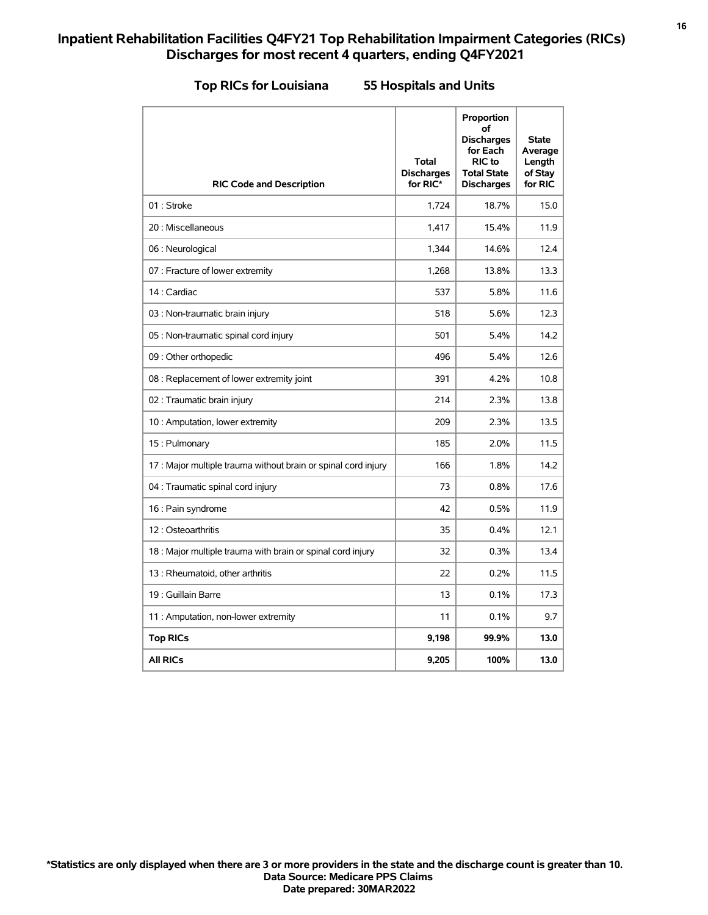# Inpatient Rehabilitation Facilities Q4FY21 Top Rehabilitation Impairment Categories (RICs) Discharges for most recent 4 quarters, ending Q4FY2021

## Top RICs for Louisiana 55 Hospitals and Units

| RIC Code and Description | Total Discharges for RIC* | Proportion of Discharges for Each RIC to Total State Discharges | State Average Length of Stay for RIC |
|---|---|---|---|
| 01 : Stroke | 1,724 | 18.7% | 15.0 |
| 20 : Miscellaneous | 1,417 | 15.4% | 11.9 |
| 06 : Neurological | 1,344 | 14.6% | 12.4 |
| 07 : Fracture of lower extremity | 1,268 | 13.8% | 13.3 |
| 14 : Cardiac | 537 | 5.8% | 11.6 |
| 03 : Non-traumatic brain injury | 518 | 5.6% | 12.3 |
| 05 : Non-traumatic spinal cord injury | 501 | 5.4% | 14.2 |
| 09 : Other orthopedic | 496 | 5.4% | 12.6 |
| 08 : Replacement of lower extremity joint | 391 | 4.2% | 10.8 |
| 02 : Traumatic brain injury | 214 | 2.3% | 13.8 |
| 10 : Amputation, lower extremity | 209 | 2.3% | 13.5 |
| 15 : Pulmonary | 185 | 2.0% | 11.5 |
| 17 : Major multiple trauma without brain or spinal cord injury | 166 | 1.8% | 14.2 |
| 04 : Traumatic spinal cord injury | 73 | 0.8% | 17.6 |
| 16 : Pain syndrome | 42 | 0.5% | 11.9 |
| 12 : Osteoarthritis | 35 | 0.4% | 12.1 |
| 18 : Major multiple trauma with brain or spinal cord injury | 32 | 0.3% | 13.4 |
| 13 : Rheumatoid, other arthritis | 22 | 0.2% | 11.5 |
| 19 : Guillain Barre | 13 | 0.1% | 17.3 |
| 11 : Amputation, non-lower extremity | 11 | 0.1% | 9.7 |
| **Top RICs** | **9,198** | **99.9%** | **13.0** |
| **All RICs** | **9,205** | **100%** | **13.0** |

**\*Statistics are only displayed when there are 3 or more providers in the state and the discharge count is greater than 10.**
**Data Source: Medicare PPS Claims**
**Date prepared: 30MAR2022**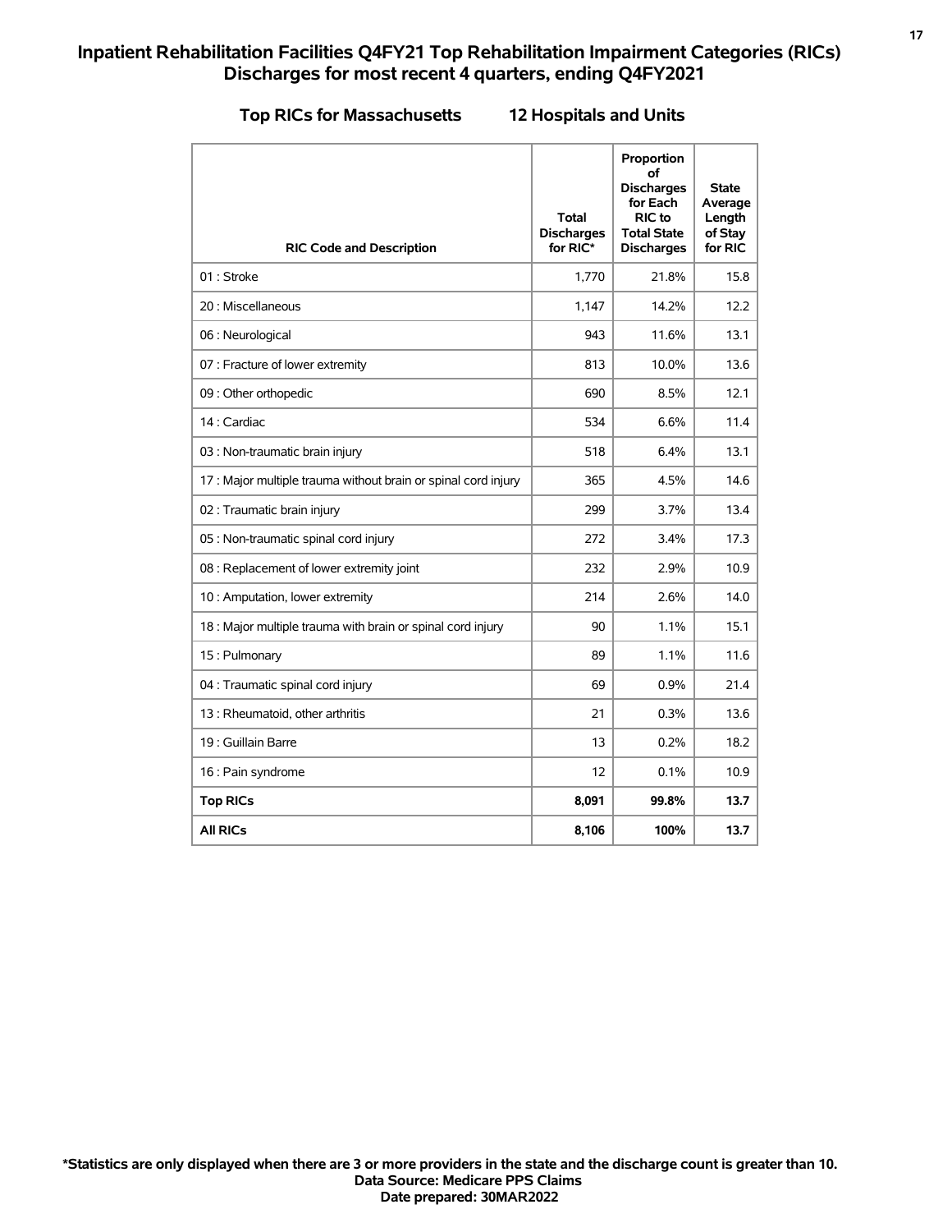# Inpatient Rehabilitation Facilities Q4FY21 Top Rehabilitation Impairment Categories (RICs) Discharges for most recent 4 quarters, ending Q4FY2021

## Top RICs for Massachusetts 12 Hospitals and Units

| RIC Code and Description | Total Discharges for RIC* | Proportion of Discharges for Each RIC to Total State Discharges | State Average Length of Stay for RIC |
|---|---|---|---|
| 01 : Stroke | 1,770 | 21.8% | 15.8 |
| 20 : Miscellaneous | 1,147 | 14.2% | 12.2 |
| 06 : Neurological | 943 | 11.6% | 13.1 |
| 07 : Fracture of lower extremity | 813 | 10.0% | 13.6 |
| 09 : Other orthopedic | 690 | 8.5% | 12.1 |
| 14 : Cardiac | 534 | 6.6% | 11.4 |
| 03 : Non-traumatic brain injury | 518 | 6.4% | 13.1 |
| 17 : Major multiple trauma without brain or spinal cord injury | 365 | 4.5% | 14.6 |
| 02 : Traumatic brain injury | 299 | 3.7% | 13.4 |
| 05 : Non-traumatic spinal cord injury | 272 | 3.4% | 17.3 |
| 08 : Replacement of lower extremity joint | 232 | 2.9% | 10.9 |
| 10 : Amputation, lower extremity | 214 | 2.6% | 14.0 |
| 18 : Major multiple trauma with brain or spinal cord injury | 90 | 1.1% | 15.1 |
| 15 : Pulmonary | 89 | 1.1% | 11.6 |
| 04 : Traumatic spinal cord injury | 69 | 0.9% | 21.4 |
| 13 : Rheumatoid, other arthritis | 21 | 0.3% | 13.6 |
| 19 : Guillain Barre | 13 | 0.2% | 18.2 |
| 16 : Pain syndrome | 12 | 0.1% | 10.9 |
| **Top RICs** | **8,091** | **99.8%** | **13.7** |
| **All RICs** | **8,106** | **100%** | **13.7** |

**\*Statistics are only displayed when there are 3 or more providers in the state and the discharge count is greater than 10.**
**Data Source: Medicare PPS Claims**
**Date prepared: 30MAR2022**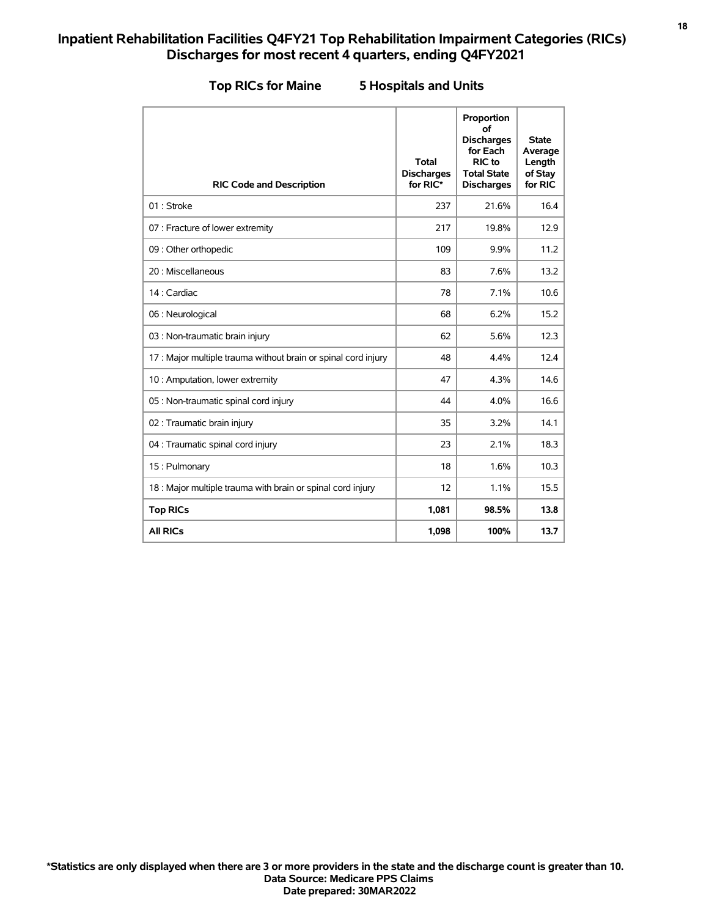# Inpatient Rehabilitation Facilities Q4FY21 Top Rehabilitation Impairment Categories (RICs) Discharges for most recent 4 quarters, ending Q4FY2021

## Top RICs for Maine     5 Hospitals and Units

| RIC Code and Description | Total Discharges for RIC* | Proportion of Discharges for Each RIC to Total State Discharges | State Average Length of Stay for RIC |
|---|---|---|---|
| 01 : Stroke | 237 | 21.6% | 16.4 |
| 07 : Fracture of lower extremity | 217 | 19.8% | 12.9 |
| 09 : Other orthopedic | 109 | 9.9% | 11.2 |
| 20 : Miscellaneous | 83 | 7.6% | 13.2 |
| 14 : Cardiac | 78 | 7.1% | 10.6 |
| 06 : Neurological | 68 | 6.2% | 15.2 |
| 03 : Non-traumatic brain injury | 62 | 5.6% | 12.3 |
| 17 : Major multiple trauma without brain or spinal cord injury | 48 | 4.4% | 12.4 |
| 10 : Amputation, lower extremity | 47 | 4.3% | 14.6 |
| 05 : Non-traumatic spinal cord injury | 44 | 4.0% | 16.6 |
| 02 : Traumatic brain injury | 35 | 3.2% | 14.1 |
| 04 : Traumatic spinal cord injury | 23 | 2.1% | 18.3 |
| 15 : Pulmonary | 18 | 1.6% | 10.3 |
| 18 : Major multiple trauma with brain or spinal cord injury | 12 | 1.1% | 15.5 |
| **Top RICs** | **1,081** | **98.5%** | **13.8** |
| **All RICs** | **1,098** | **100%** | **13.7** |

**\*Statistics are only displayed when there are 3 or more providers in the state and the discharge count is greater than 10.**
**Data Source: Medicare PPS Claims**
**Date prepared: 30MAR2022**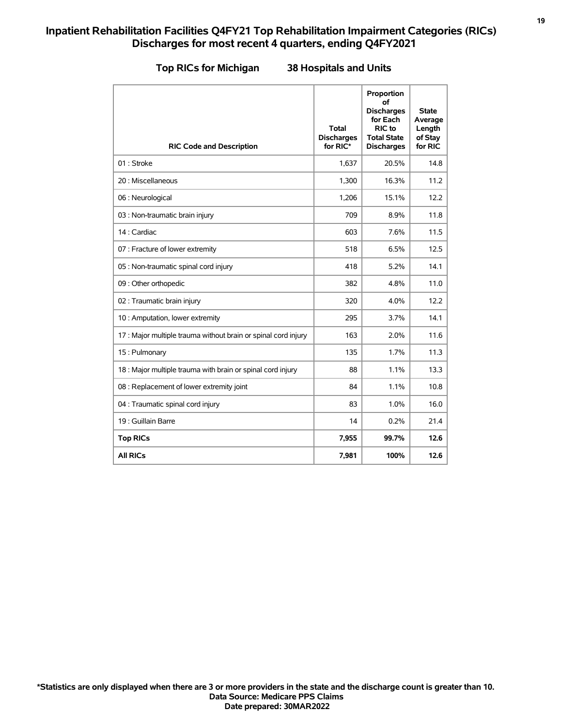# Inpatient Rehabilitation Facilities Q4FY21 Top Rehabilitation Impairment Categories (RICs) Discharges for most recent 4 quarters, ending Q4FY2021

## Top RICs for Michigan 38 Hospitals and Units

| RIC Code and Description | Total Discharges for RIC* | Proportion of Discharges for Each RIC to Total State Discharges | State Average Length of Stay for RIC |
|---|---|---|---|
| 01 : Stroke | 1,637 | 20.5% | 14.8 |
| 20 : Miscellaneous | 1,300 | 16.3% | 11.2 |
| 06 : Neurological | 1,206 | 15.1% | 12.2 |
| 03 : Non-traumatic brain injury | 709 | 8.9% | 11.8 |
| 14 : Cardiac | 603 | 7.6% | 11.5 |
| 07 : Fracture of lower extremity | 518 | 6.5% | 12.5 |
| 05 : Non-traumatic spinal cord injury | 418 | 5.2% | 14.1 |
| 09 : Other orthopedic | 382 | 4.8% | 11.0 |
| 02 : Traumatic brain injury | 320 | 4.0% | 12.2 |
| 10 : Amputation, lower extremity | 295 | 3.7% | 14.1 |
| 17 : Major multiple trauma without brain or spinal cord injury | 163 | 2.0% | 11.6 |
| 15 : Pulmonary | 135 | 1.7% | 11.3 |
| 18 : Major multiple trauma with brain or spinal cord injury | 88 | 1.1% | 13.3 |
| 08 : Replacement of lower extremity joint | 84 | 1.1% | 10.8 |
| 04 : Traumatic spinal cord injury | 83 | 1.0% | 16.0 |
| 19 : Guillain Barre | 14 | 0.2% | 21.4 |
| **Top RICs** | **7,955** | **99.7%** | **12.6** |
| **All RICs** | **7,981** | **100%** | **12.6** |

**\*Statistics are only displayed when there are 3 or more providers in the state and the discharge count is greater than 10.**
**Data Source: Medicare PPS Claims**
**Date prepared: 30MAR2022**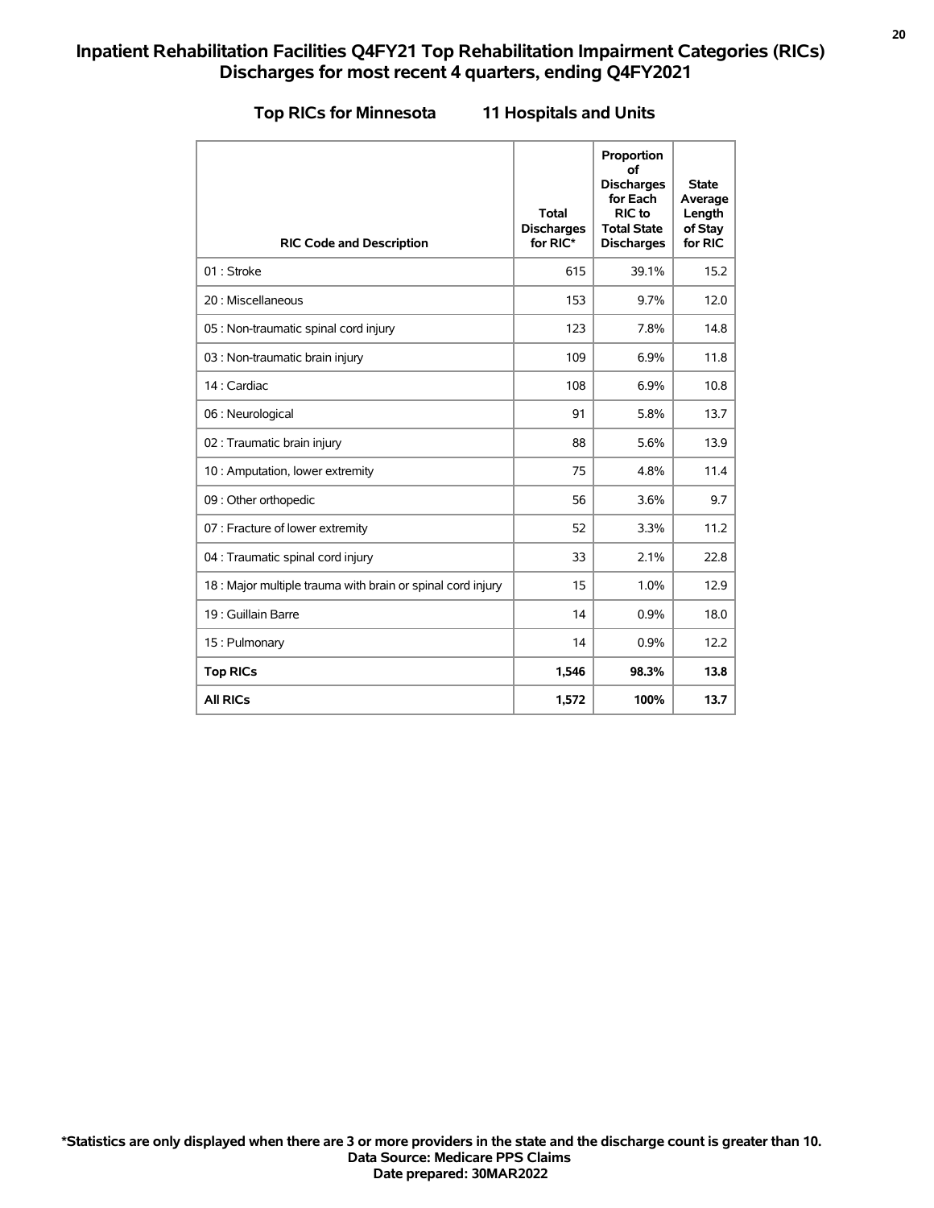# Inpatient Rehabilitation Facilities Q4FY21 Top Rehabilitation Impairment Categories (RICs) Discharges for most recent 4 quarters, ending Q4FY2021

## Top RICs for Minnesota 11 Hospitals and Units

| RIC Code and Description | Total Discharges for RIC* | Proportion of Discharges for Each RIC to Total State Discharges | State Average Length of Stay for RIC |
|---|---|---|---|
| 01 : Stroke | 615 | 39.1% | 15.2 |
| 20 : Miscellaneous | 153 | 9.7% | 12.0 |
| 05 : Non-traumatic spinal cord injury | 123 | 7.8% | 14.8 |
| 03 : Non-traumatic brain injury | 109 | 6.9% | 11.8 |
| 14 : Cardiac | 108 | 6.9% | 10.8 |
| 06 : Neurological | 91 | 5.8% | 13.7 |
| 02 : Traumatic brain injury | 88 | 5.6% | 13.9 |
| 10 : Amputation, lower extremity | 75 | 4.8% | 11.4 |
| 09 : Other orthopedic | 56 | 3.6% | 9.7 |
| 07 : Fracture of lower extremity | 52 | 3.3% | 11.2 |
| 04 : Traumatic spinal cord injury | 33 | 2.1% | 22.8 |
| 18 : Major multiple trauma with brain or spinal cord injury | 15 | 1.0% | 12.9 |
| 19 : Guillain Barre | 14 | 0.9% | 18.0 |
| 15 : Pulmonary | 14 | 0.9% | 12.2 |
| **Top RICs** | **1,546** | **98.3%** | **13.8** |
| **All RICs** | **1,572** | **100%** | **13.7** |

**\*Statistics are only displayed when there are 3 or more providers in the state and the discharge count is greater than 10.**
**Data Source: Medicare PPS Claims**
**Date prepared: 30MAR2022**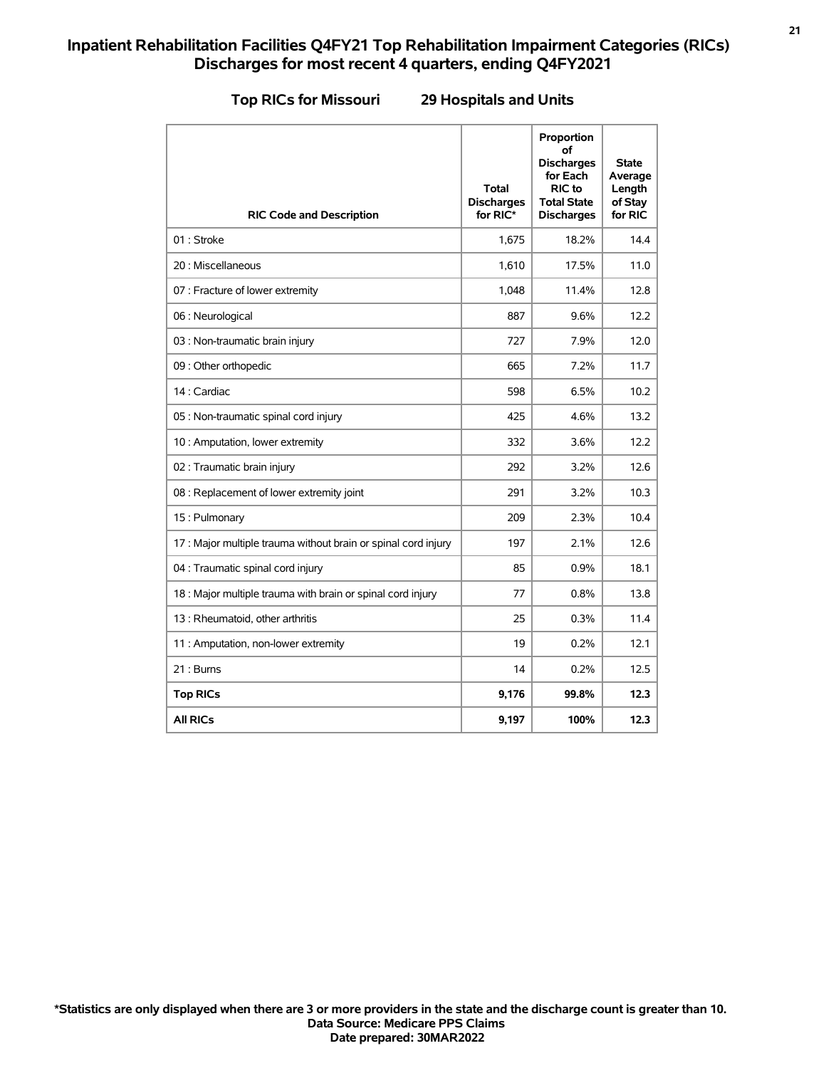# Inpatient Rehabilitation Facilities Q4FY21 Top Rehabilitation Impairment Categories (RICs) Discharges for most recent 4 quarters, ending Q4FY2021

**Top RICs for Missouri 29 Hospitals and Units**

| RIC Code and Description | Total Discharges for RIC* | Proportion of Discharges for Each RIC to Total State Discharges | State Average Length of Stay for RIC |
|---|---|---|---|
| 01 : Stroke | 1,675 | 18.2% | 14.4 |
| 20 : Miscellaneous | 1,610 | 17.5% | 11.0 |
| 07 : Fracture of lower extremity | 1,048 | 11.4% | 12.8 |
| 06 : Neurological | 887 | 9.6% | 12.2 |
| 03 : Non-traumatic brain injury | 727 | 7.9% | 12.0 |
| 09 : Other orthopedic | 665 | 7.2% | 11.7 |
| 14 : Cardiac | 598 | 6.5% | 10.2 |
| 05 : Non-traumatic spinal cord injury | 425 | 4.6% | 13.2 |
| 10 : Amputation, lower extremity | 332 | 3.6% | 12.2 |
| 02 : Traumatic brain injury | 292 | 3.2% | 12.6 |
| 08 : Replacement of lower extremity joint | 291 | 3.2% | 10.3 |
| 15 : Pulmonary | 209 | 2.3% | 10.4 |
| 17 : Major multiple trauma without brain or spinal cord injury | 197 | 2.1% | 12.6 |
| 04 : Traumatic spinal cord injury | 85 | 0.9% | 18.1 |
| 18 : Major multiple trauma with brain or spinal cord injury | 77 | 0.8% | 13.8 |
| 13 : Rheumatoid, other arthritis | 25 | 0.3% | 11.4 |
| 11 : Amputation, non-lower extremity | 19 | 0.2% | 12.1 |
| 21 : Burns | 14 | 0.2% | 12.5 |
| **Top RICs** | **9,176** | **99.8%** | **12.3** |
| **All RICs** | **9,197** | **100%** | **12.3** |

**\*Statistics are only displayed when there are 3 or more providers in the state and the discharge count is greater than 10.**
**Data Source: Medicare PPS Claims**
**Date prepared: 30MAR2022**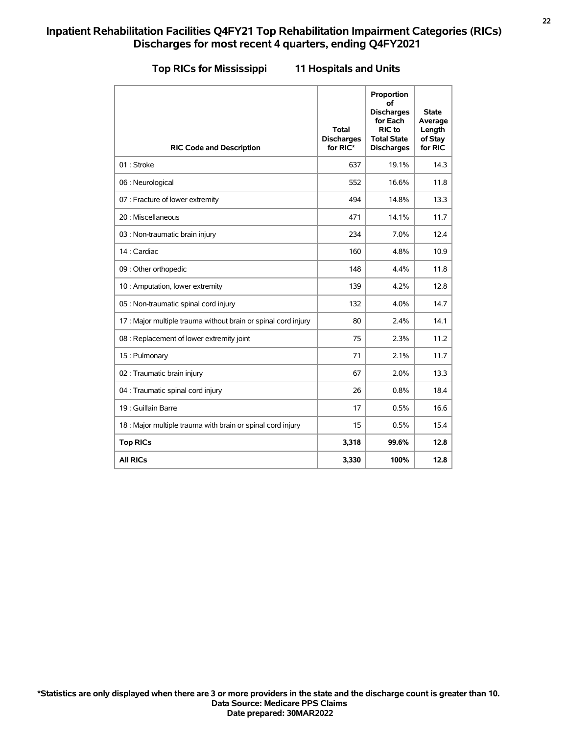# Inpatient Rehabilitation Facilities Q4FY21 Top Rehabilitation Impairment Categories (RICs) Discharges for most recent 4 quarters, ending Q4FY2021

## Top RICs for Mississippi    11 Hospitals and Units

| RIC Code and Description | Total Discharges for RIC* | Proportion of Discharges for Each RIC to Total State Discharges | State Average Length of Stay for RIC |
|---|---|---|---|
| 01 : Stroke | 637 | 19.1% | 14.3 |
| 06 : Neurological | 552 | 16.6% | 11.8 |
| 07 : Fracture of lower extremity | 494 | 14.8% | 13.3 |
| 20 : Miscellaneous | 471 | 14.1% | 11.7 |
| 03 : Non-traumatic brain injury | 234 | 7.0% | 12.4 |
| 14 : Cardiac | 160 | 4.8% | 10.9 |
| 09 : Other orthopedic | 148 | 4.4% | 11.8 |
| 10 : Amputation, lower extremity | 139 | 4.2% | 12.8 |
| 05 : Non-traumatic spinal cord injury | 132 | 4.0% | 14.7 |
| 17 : Major multiple trauma without brain or spinal cord injury | 80 | 2.4% | 14.1 |
| 08 : Replacement of lower extremity joint | 75 | 2.3% | 11.2 |
| 15 : Pulmonary | 71 | 2.1% | 11.7 |
| 02 : Traumatic brain injury | 67 | 2.0% | 13.3 |
| 04 : Traumatic spinal cord injury | 26 | 0.8% | 18.4 |
| 19 : Guillain Barre | 17 | 0.5% | 16.6 |
| 18 : Major multiple trauma with brain or spinal cord injury | 15 | 0.5% | 15.4 |
| **Top RICs** | **3,318** | **99.6%** | **12.8** |
| **All RICs** | **3,330** | **100%** | **12.8** |

**\*Statistics are only displayed when there are 3 or more providers in the state and the discharge count is greater than 10.**
**Data Source: Medicare PPS Claims**
**Date prepared: 30MAR2022**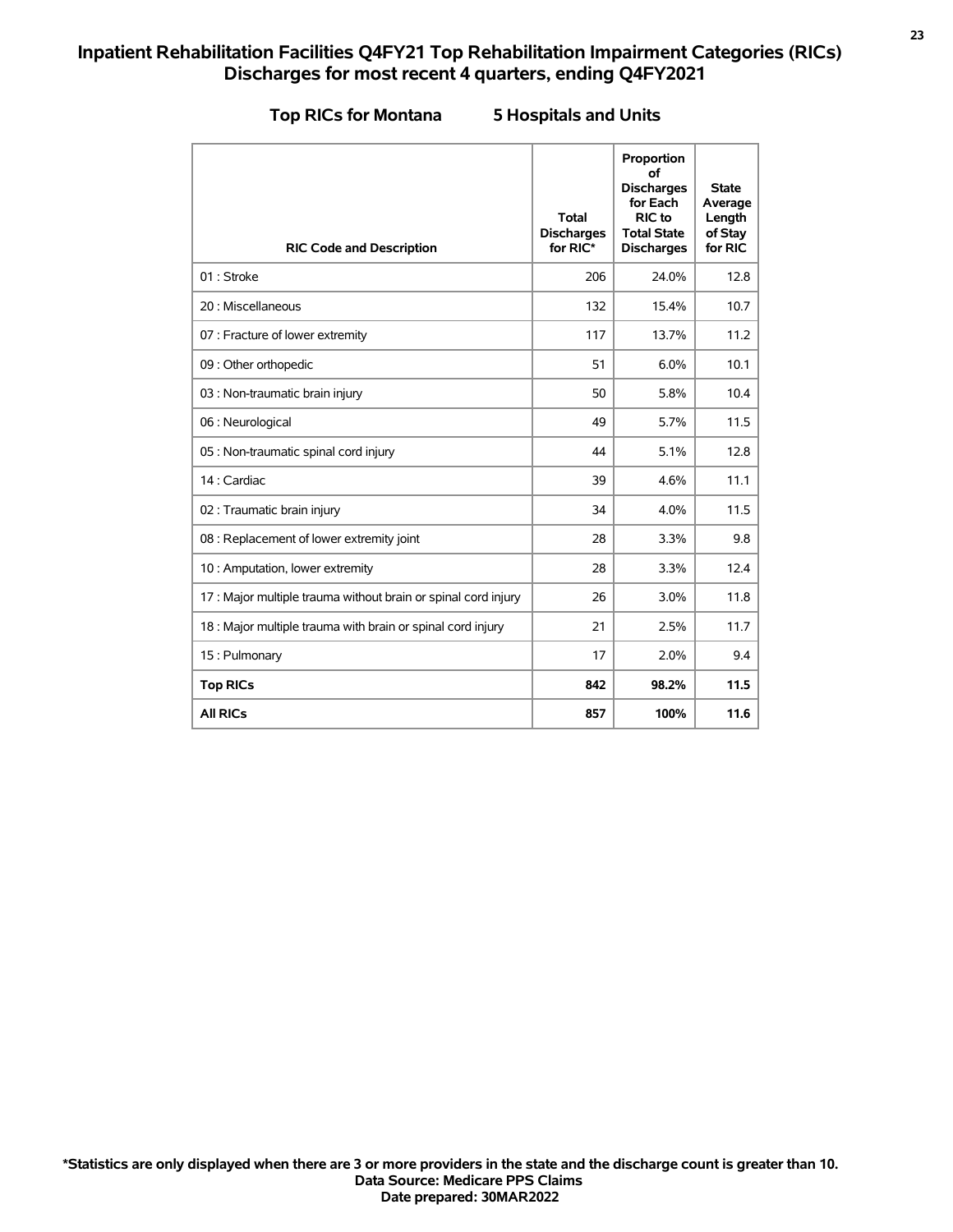# Inpatient Rehabilitation Facilities Q4FY21 Top Rehabilitation Impairment Categories (RICs) Discharges for most recent 4 quarters, ending Q4FY2021

## Top RICs for Montana 5 Hospitals and Units

| RIC Code and Description | Total Discharges for RIC* | Proportion of Discharges for Each RIC to Total State Discharges | State Average Length of Stay for RIC |
|---|---|---|---|
| 01 : Stroke | 206 | 24.0% | 12.8 |
| 20 : Miscellaneous | 132 | 15.4% | 10.7 |
| 07 : Fracture of lower extremity | 117 | 13.7% | 11.2 |
| 09 : Other orthopedic | 51 | 6.0% | 10.1 |
| 03 : Non-traumatic brain injury | 50 | 5.8% | 10.4 |
| 06 : Neurological | 49 | 5.7% | 11.5 |
| 05 : Non-traumatic spinal cord injury | 44 | 5.1% | 12.8 |
| 14 : Cardiac | 39 | 4.6% | 11.1 |
| 02 : Traumatic brain injury | 34 | 4.0% | 11.5 |
| 08 : Replacement of lower extremity joint | 28 | 3.3% | 9.8 |
| 10 : Amputation, lower extremity | 28 | 3.3% | 12.4 |
| 17 : Major multiple trauma without brain or spinal cord injury | 26 | 3.0% | 11.8 |
| 18 : Major multiple trauma with brain or spinal cord injury | 21 | 2.5% | 11.7 |
| 15 : Pulmonary | 17 | 2.0% | 9.4 |
| **Top RICs** | **842** | **98.2%** | **11.5** |
| **All RICs** | **857** | **100%** | **11.6** |

**\*Statistics are only displayed when there are 3 or more providers in the state and the discharge count is greater than 10.**
**Data Source: Medicare PPS Claims**
**Date prepared: 30MAR2022**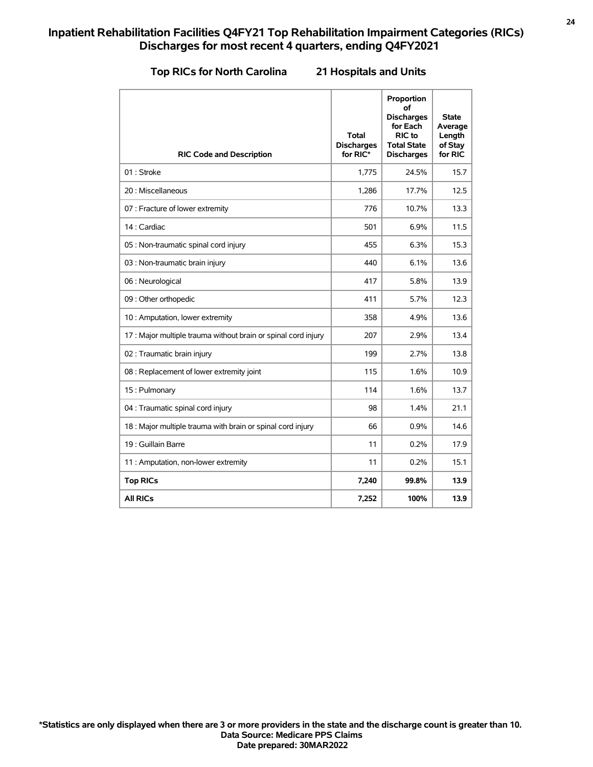# Inpatient Rehabilitation Facilities Q4FY21 Top Rehabilitation Impairment Categories (RICs) Discharges for most recent 4 quarters, ending Q4FY2021

## Top RICs for North Carolina 21 Hospitals and Units

| RIC Code and Description | Total Discharges for RIC* | Proportion of Discharges for Each RIC to Total State Discharges | State Average Length of Stay for RIC |
|---|---|---|---|
| 01 : Stroke | 1,775 | 24.5% | 15.7 |
| 20 : Miscellaneous | 1,286 | 17.7% | 12.5 |
| 07 : Fracture of lower extremity | 776 | 10.7% | 13.3 |
| 14 : Cardiac | 501 | 6.9% | 11.5 |
| 05 : Non-traumatic spinal cord injury | 455 | 6.3% | 15.3 |
| 03 : Non-traumatic brain injury | 440 | 6.1% | 13.6 |
| 06 : Neurological | 417 | 5.8% | 13.9 |
| 09 : Other orthopedic | 411 | 5.7% | 12.3 |
| 10 : Amputation, lower extremity | 358 | 4.9% | 13.6 |
| 17 : Major multiple trauma without brain or spinal cord injury | 207 | 2.9% | 13.4 |
| 02 : Traumatic brain injury | 199 | 2.7% | 13.8 |
| 08 : Replacement of lower extremity joint | 115 | 1.6% | 10.9 |
| 15 : Pulmonary | 114 | 1.6% | 13.7 |
| 04 : Traumatic spinal cord injury | 98 | 1.4% | 21.1 |
| 18 : Major multiple trauma with brain or spinal cord injury | 66 | 0.9% | 14.6 |
| 19 : Guillain Barre | 11 | 0.2% | 17.9 |
| 11 : Amputation, non-lower extremity | 11 | 0.2% | 15.1 |
| **Top RICs** | **7,240** | **99.8%** | **13.9** |
| **All RICs** | **7,252** | **100%** | **13.9** |

**\*Statistics are only displayed when there are 3 or more providers in the state and the discharge count is greater than 10.**
**Data Source: Medicare PPS Claims**
**Date prepared: 30MAR2022**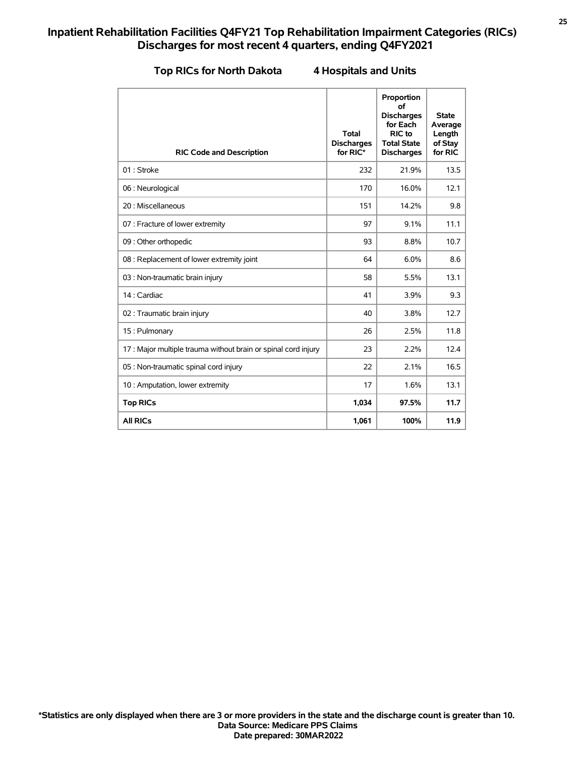# Inpatient Rehabilitation Facilities Q4FY21 Top Rehabilitation Impairment Categories (RICs) Discharges for most recent 4 quarters, ending Q4FY2021

## Top RICs for North Dakota 4 Hospitals and Units

| RIC Code and Description | Total Discharges for RIC* | Proportion of Discharges for Each RIC to Total State Discharges | State Average Length of Stay for RIC |
|---|---|---|---|
| 01 : Stroke | 232 | 21.9% | 13.5 |
| 06 : Neurological | 170 | 16.0% | 12.1 |
| 20 : Miscellaneous | 151 | 14.2% | 9.8 |
| 07 : Fracture of lower extremity | 97 | 9.1% | 11.1 |
| 09 : Other orthopedic | 93 | 8.8% | 10.7 |
| 08 : Replacement of lower extremity joint | 64 | 6.0% | 8.6 |
| 03 : Non-traumatic brain injury | 58 | 5.5% | 13.1 |
| 14 : Cardiac | 41 | 3.9% | 9.3 |
| 02 : Traumatic brain injury | 40 | 3.8% | 12.7 |
| 15 : Pulmonary | 26 | 2.5% | 11.8 |
| 17 : Major multiple trauma without brain or spinal cord injury | 23 | 2.2% | 12.4 |
| 05 : Non-traumatic spinal cord injury | 22 | 2.1% | 16.5 |
| 10 : Amputation, lower extremity | 17 | 1.6% | 13.1 |
| **Top RICs** | **1,034** | **97.5%** | **11.7** |
| **All RICs** | **1,061** | **100%** | **11.9** |

**\*Statistics are only displayed when there are 3 or more providers in the state and the discharge count is greater than 10.**
**Data Source: Medicare PPS Claims**
**Date prepared: 30MAR2022**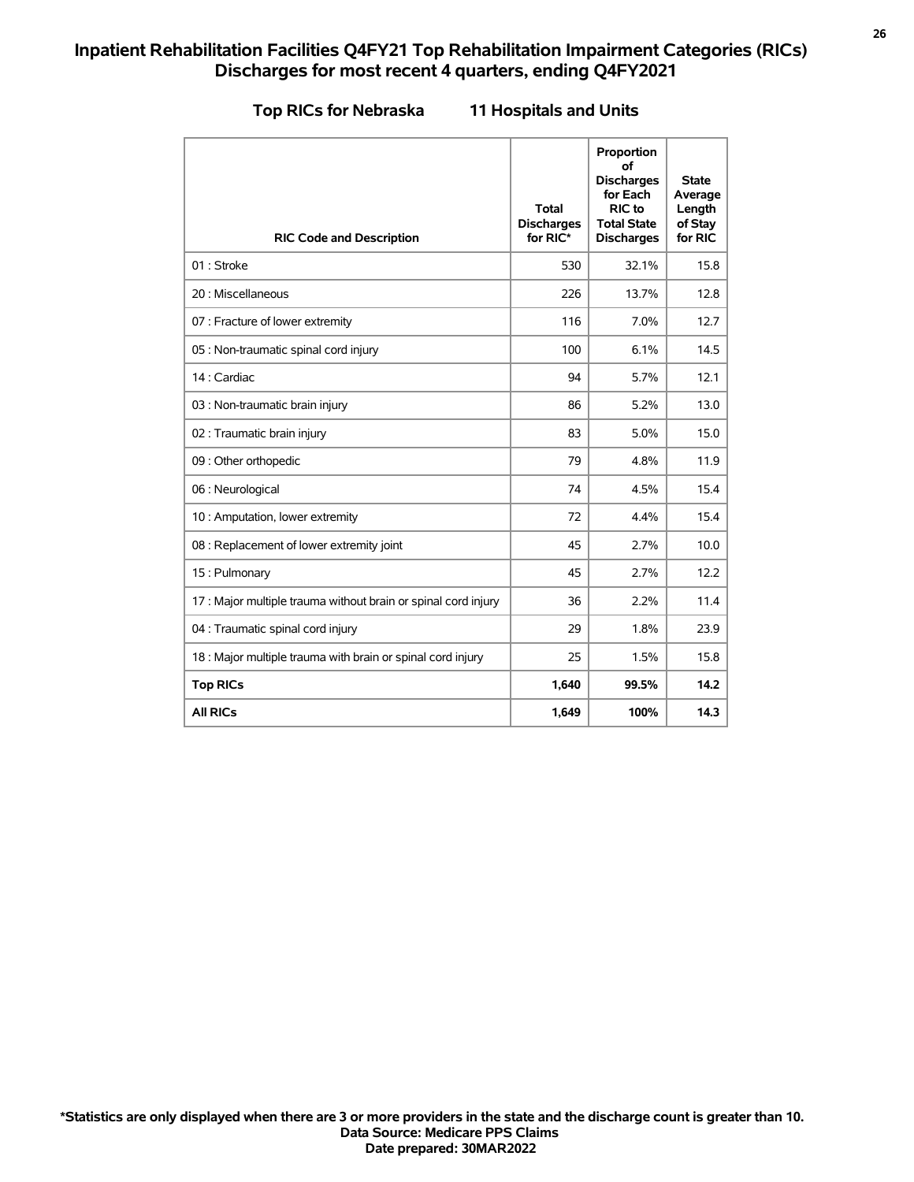# Inpatient Rehabilitation Facilities Q4FY21 Top Rehabilitation Impairment Categories (RICs) Discharges for most recent 4 quarters, ending Q4FY2021

## Top RICs for Nebraska 11 Hospitals and Units

| RIC Code and Description | Total Discharges for RIC* | Proportion of Discharges for Each RIC to Total State Discharges | State Average Length of Stay for RIC |
|---|---|---|---|
| 01 : Stroke | 530 | 32.1% | 15.8 |
| 20 : Miscellaneous | 226 | 13.7% | 12.8 |
| 07 : Fracture of lower extremity | 116 | 7.0% | 12.7 |
| 05 : Non-traumatic spinal cord injury | 100 | 6.1% | 14.5 |
| 14 : Cardiac | 94 | 5.7% | 12.1 |
| 03 : Non-traumatic brain injury | 86 | 5.2% | 13.0 |
| 02 : Traumatic brain injury | 83 | 5.0% | 15.0 |
| 09 : Other orthopedic | 79 | 4.8% | 11.9 |
| 06 : Neurological | 74 | 4.5% | 15.4 |
| 10 : Amputation, lower extremity | 72 | 4.4% | 15.4 |
| 08 : Replacement of lower extremity joint | 45 | 2.7% | 10.0 |
| 15 : Pulmonary | 45 | 2.7% | 12.2 |
| 17 : Major multiple trauma without brain or spinal cord injury | 36 | 2.2% | 11.4 |
| 04 : Traumatic spinal cord injury | 29 | 1.8% | 23.9 |
| 18 : Major multiple trauma with brain or spinal cord injury | 25 | 1.5% | 15.8 |
| **Top RICs** | **1,640** | **99.5%** | **14.2** |
| **All RICs** | **1,649** | **100%** | **14.3** |

**\*Statistics are only displayed when there are 3 or more providers in the state and the discharge count is greater than 10.**
**Data Source: Medicare PPS Claims**
**Date prepared: 30MAR2022**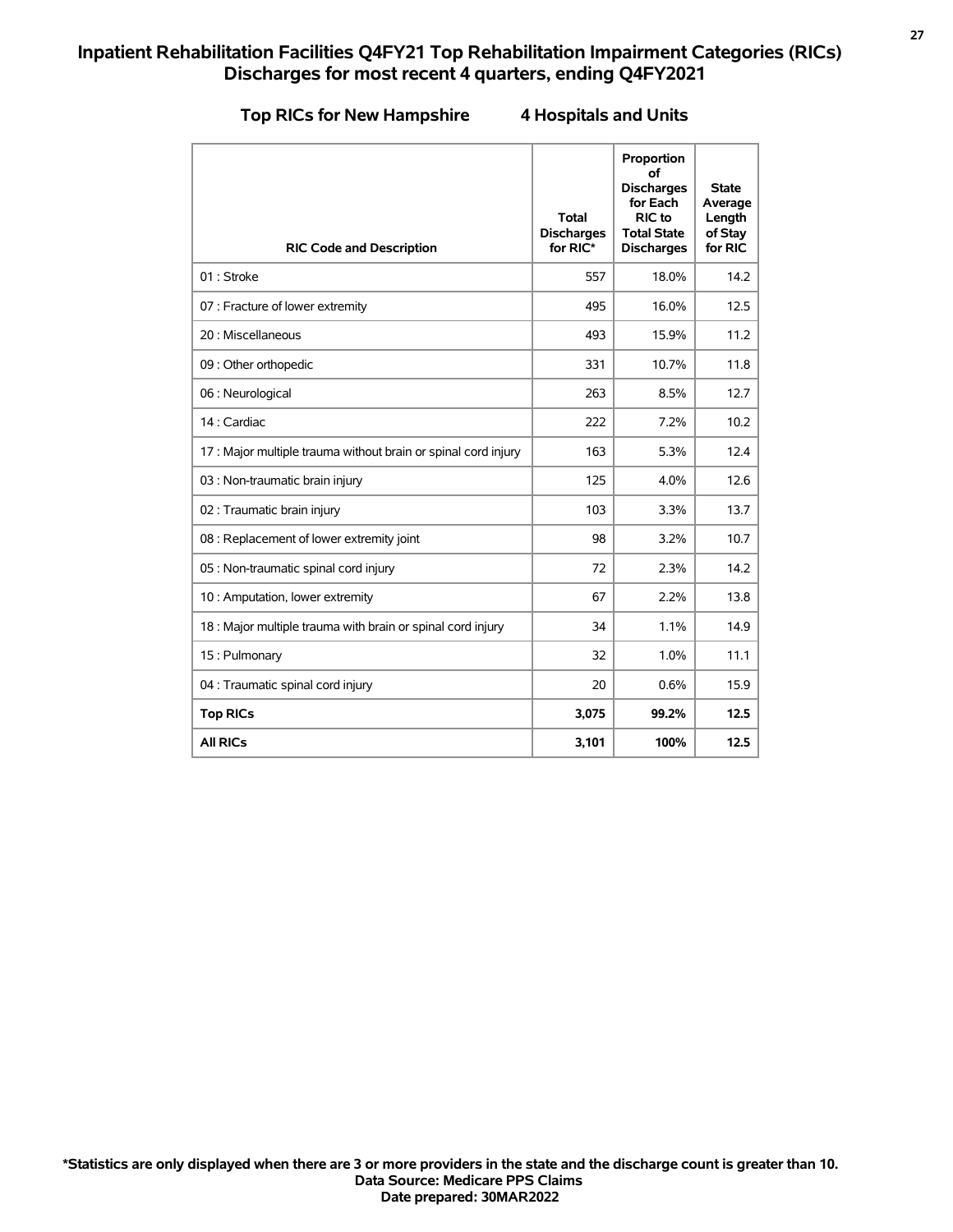# Inpatient Rehabilitation Facilities Q4FY21 Top Rehabilitation Impairment Categories (RICs) Discharges for most recent 4 quarters, ending Q4FY2021

## Top RICs for New Hampshire 4 Hospitals and Units

| RIC Code and Description | Total Discharges for RIC* | Proportion of Discharges for Each RIC to Total State Discharges | State Average Length of Stay for RIC |
|---|---|---|---|
| 01 : Stroke | 557 | 18.0% | 14.2 |
| 07 : Fracture of lower extremity | 495 | 16.0% | 12.5 |
| 20 : Miscellaneous | 493 | 15.9% | 11.2 |
| 09 : Other orthopedic | 331 | 10.7% | 11.8 |
| 06 : Neurological | 263 | 8.5% | 12.7 |
| 14 : Cardiac | 222 | 7.2% | 10.2 |
| 17 : Major multiple trauma without brain or spinal cord injury | 163 | 5.3% | 12.4 |
| 03 : Non-traumatic brain injury | 125 | 4.0% | 12.6 |
| 02 : Traumatic brain injury | 103 | 3.3% | 13.7 |
| 08 : Replacement of lower extremity joint | 98 | 3.2% | 10.7 |
| 05 : Non-traumatic spinal cord injury | 72 | 2.3% | 14.2 |
| 10 : Amputation, lower extremity | 67 | 2.2% | 13.8 |
| 18 : Major multiple trauma with brain or spinal cord injury | 34 | 1.1% | 14.9 |
| 15 : Pulmonary | 32 | 1.0% | 11.1 |
| 04 : Traumatic spinal cord injury | 20 | 0.6% | 15.9 |
| **Top RICs** | **3,075** | **99.2%** | **12.5** |
| **All RICs** | **3,101** | **100%** | **12.5** |

**\*Statistics are only displayed when there are 3 or more providers in the state and the discharge count is greater than 10.**
**Data Source: Medicare PPS Claims**
**Date prepared: 30MAR2022**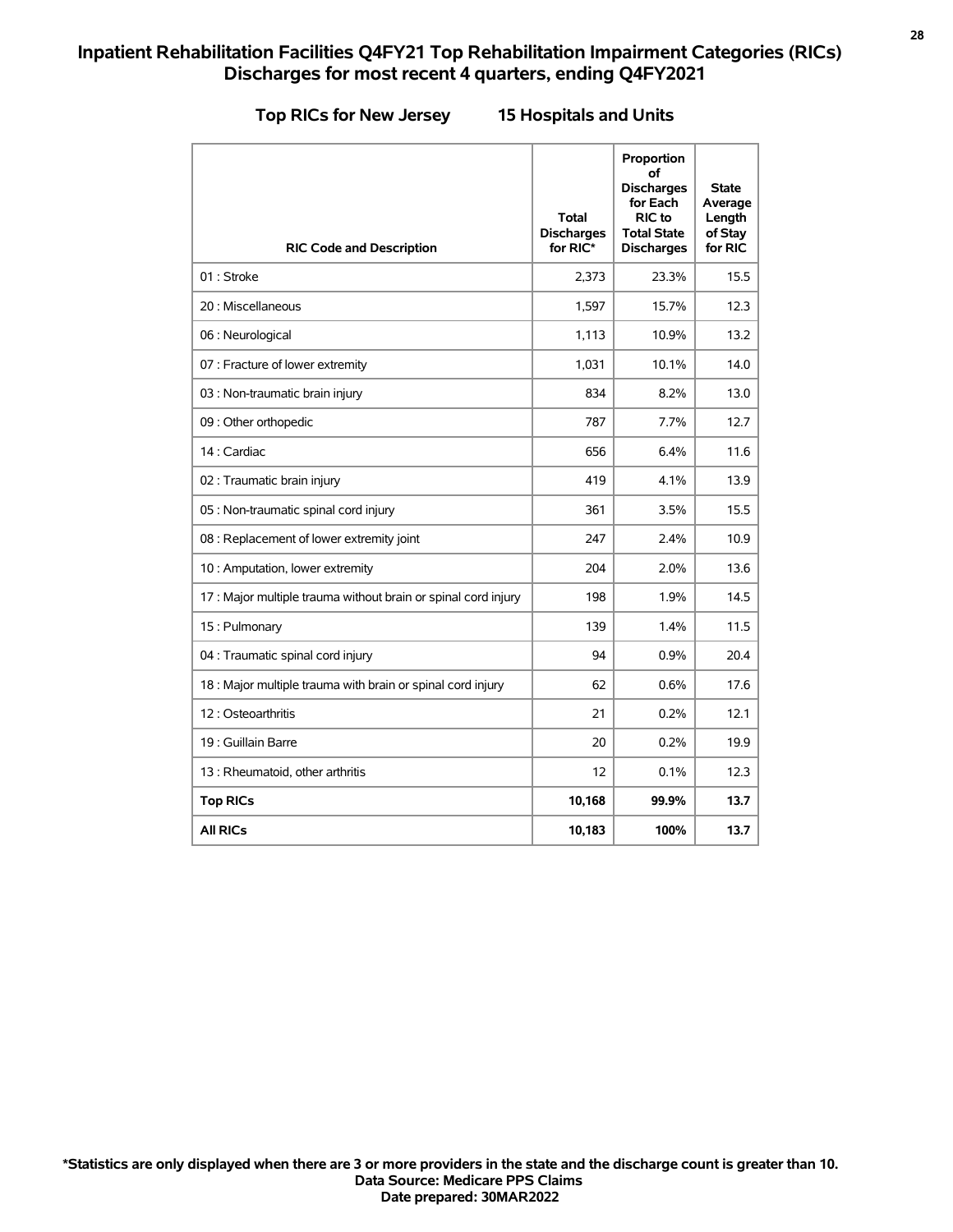## Inpatient Rehabilitation Facilities Q4FY21 Top Rehabilitation Impairment Categories (RICs) Discharges for most recent 4 quarters, ending Q4FY2021

### Top RICs for New Jersey 15 Hospitals and Units

| RIC Code and Description | Total Discharges for RIC* | Proportion of Discharges for Each RIC to Total State Discharges | State Average Length of Stay for RIC |
|---|---|---|---|
| 01 : Stroke | 2,373 | 23.3% | 15.5 |
| 20 : Miscellaneous | 1,597 | 15.7% | 12.3 |
| 06 : Neurological | 1,113 | 10.9% | 13.2 |
| 07 : Fracture of lower extremity | 1,031 | 10.1% | 14.0 |
| 03 : Non-traumatic brain injury | 834 | 8.2% | 13.0 |
| 09 : Other orthopedic | 787 | 7.7% | 12.7 |
| 14 : Cardiac | 656 | 6.4% | 11.6 |
| 02 : Traumatic brain injury | 419 | 4.1% | 13.9 |
| 05 : Non-traumatic spinal cord injury | 361 | 3.5% | 15.5 |
| 08 : Replacement of lower extremity joint | 247 | 2.4% | 10.9 |
| 10 : Amputation, lower extremity | 204 | 2.0% | 13.6 |
| 17 : Major multiple trauma without brain or spinal cord injury | 198 | 1.9% | 14.5 |
| 15 : Pulmonary | 139 | 1.4% | 11.5 |
| 04 : Traumatic spinal cord injury | 94 | 0.9% | 20.4 |
| 18 : Major multiple trauma with brain or spinal cord injury | 62 | 0.6% | 17.6 |
| 12 : Osteoarthritis | 21 | 0.2% | 12.1 |
| 19 : Guillain Barre | 20 | 0.2% | 19.9 |
| 13 : Rheumatoid, other arthritis | 12 | 0.1% | 12.3 |
| **Top RICs** | **10,168** | **99.9%** | **13.7** |
| **All RICs** | **10,183** | **100%** | **13.7** |

**\*Statistics are only displayed when there are 3 or more providers in the state and the discharge count is greater than 10.**
**Data Source: Medicare PPS Claims**
**Date prepared: 30MAR2022**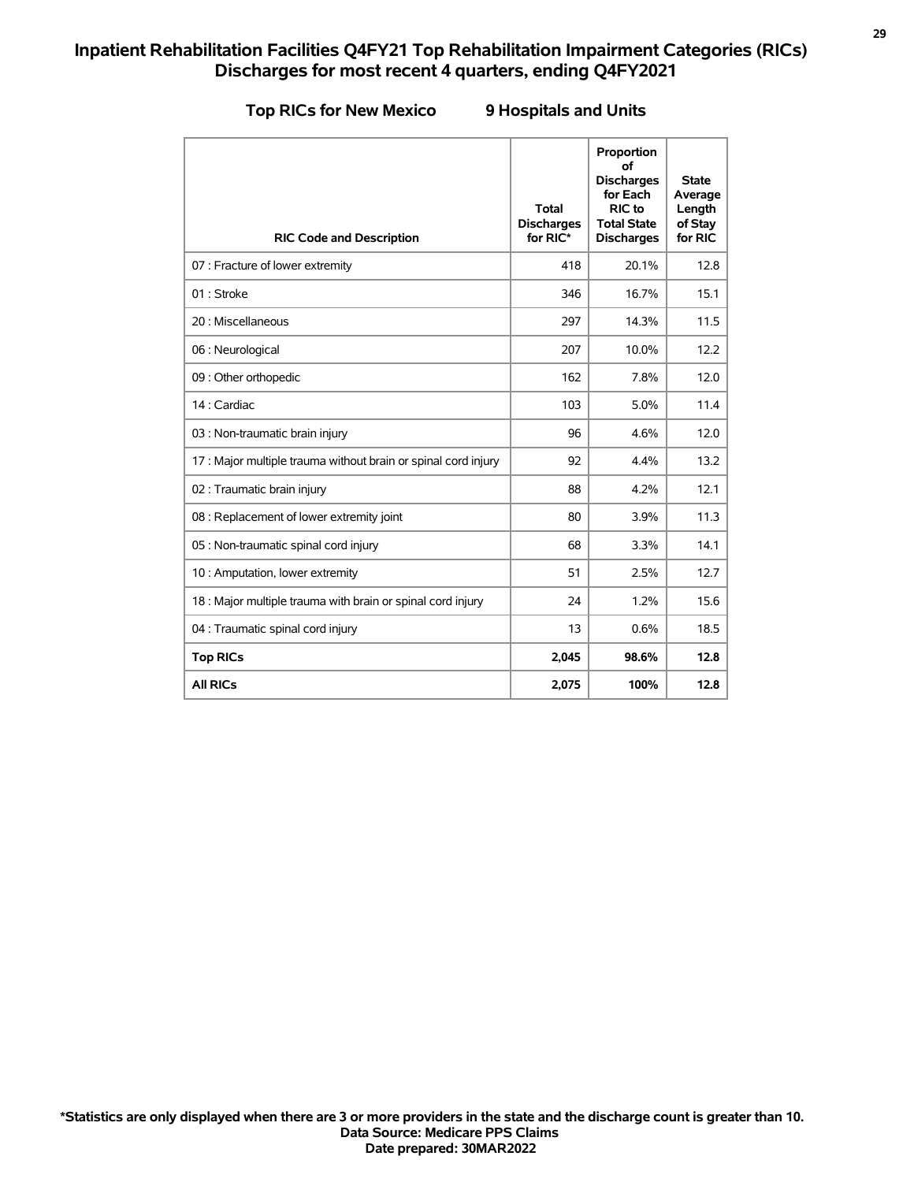# Inpatient Rehabilitation Facilities Q4FY21 Top Rehabilitation Impairment Categories (RICs) Discharges for most recent 4 quarters, ending Q4FY2021

## Top RICs for New Mexico 9 Hospitals and Units

| RIC Code and Description | Total Discharges for RIC* | Proportion of Discharges for Each RIC to Total State Discharges | State Average Length of Stay for RIC |
|---|---|---|---|
| 07 : Fracture of lower extremity | 418 | 20.1% | 12.8 |
| 01 : Stroke | 346 | 16.7% | 15.1 |
| 20 : Miscellaneous | 297 | 14.3% | 11.5 |
| 06 : Neurological | 207 | 10.0% | 12.2 |
| 09 : Other orthopedic | 162 | 7.8% | 12.0 |
| 14 : Cardiac | 103 | 5.0% | 11.4 |
| 03 : Non-traumatic brain injury | 96 | 4.6% | 12.0 |
| 17 : Major multiple trauma without brain or spinal cord injury | 92 | 4.4% | 13.2 |
| 02 : Traumatic brain injury | 88 | 4.2% | 12.1 |
| 08 : Replacement of lower extremity joint | 80 | 3.9% | 11.3 |
| 05 : Non-traumatic spinal cord injury | 68 | 3.3% | 14.1 |
| 10 : Amputation, lower extremity | 51 | 2.5% | 12.7 |
| 18 : Major multiple trauma with brain or spinal cord injury | 24 | 1.2% | 15.6 |
| 04 : Traumatic spinal cord injury | 13 | 0.6% | 18.5 |
| **Top RICs** | **2,045** | **98.6%** | **12.8** |
| **All RICs** | **2,075** | **100%** | **12.8** |

**\*Statistics are only displayed when there are 3 or more providers in the state and the discharge count is greater than 10.**
**Data Source: Medicare PPS Claims**
**Date prepared: 30MAR2022**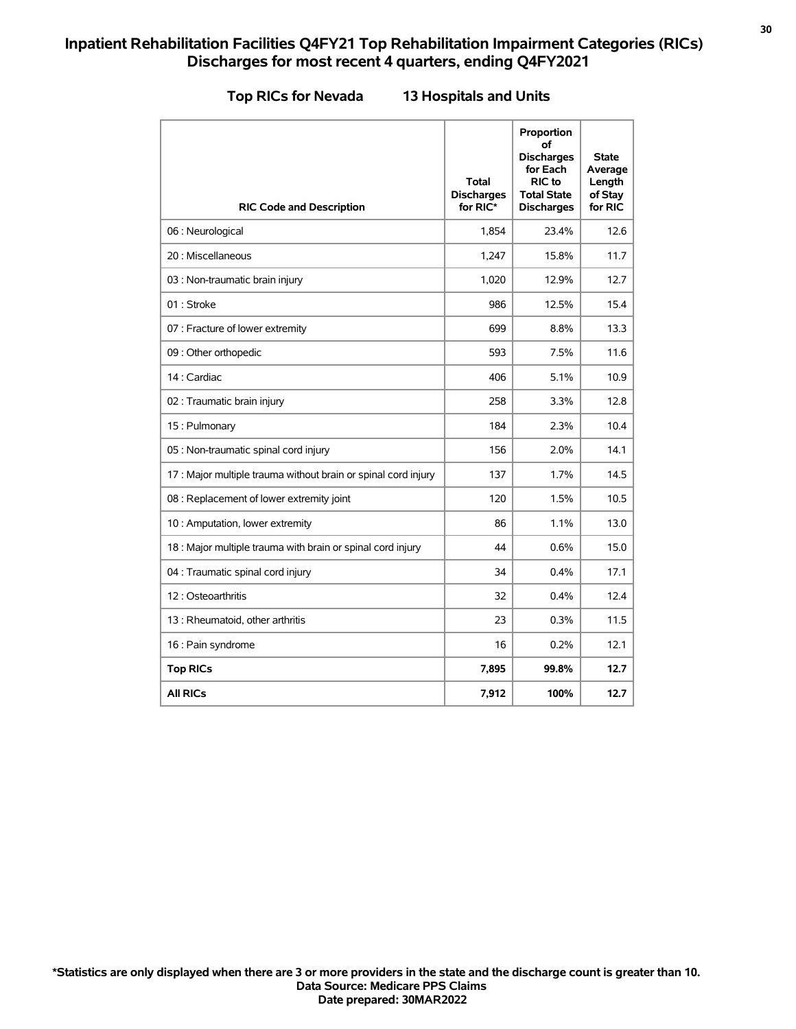# Inpatient Rehabilitation Facilities Q4FY21 Top Rehabilitation Impairment Categories (RICs) Discharges for most recent 4 quarters, ending Q4FY2021

## Top RICs for Nevada 13 Hospitals and Units

| RIC Code and Description | Total Discharges for RIC* | Proportion of Discharges for Each RIC to Total State Discharges | State Average Length of Stay for RIC |
|---|---|---|---|
| 06 : Neurological | 1,854 | 23.4% | 12.6 |
| 20 : Miscellaneous | 1,247 | 15.8% | 11.7 |
| 03 : Non-traumatic brain injury | 1,020 | 12.9% | 12.7 |
| 01 : Stroke | 986 | 12.5% | 15.4 |
| 07 : Fracture of lower extremity | 699 | 8.8% | 13.3 |
| 09 : Other orthopedic | 593 | 7.5% | 11.6 |
| 14 : Cardiac | 406 | 5.1% | 10.9 |
| 02 : Traumatic brain injury | 258 | 3.3% | 12.8 |
| 15 : Pulmonary | 184 | 2.3% | 10.4 |
| 05 : Non-traumatic spinal cord injury | 156 | 2.0% | 14.1 |
| 17 : Major multiple trauma without brain or spinal cord injury | 137 | 1.7% | 14.5 |
| 08 : Replacement of lower extremity joint | 120 | 1.5% | 10.5 |
| 10 : Amputation, lower extremity | 86 | 1.1% | 13.0 |
| 18 : Major multiple trauma with brain or spinal cord injury | 44 | 0.6% | 15.0 |
| 04 : Traumatic spinal cord injury | 34 | 0.4% | 17.1 |
| 12 : Osteoarthritis | 32 | 0.4% | 12.4 |
| 13 : Rheumatoid, other arthritis | 23 | 0.3% | 11.5 |
| 16 : Pain syndrome | 16 | 0.2% | 12.1 |
| **Top RICs** | **7,895** | **99.8%** | **12.7** |
| **All RICs** | **7,912** | **100%** | **12.7** |

**\*Statistics are only displayed when there are 3 or more providers in the state and the discharge count is greater than 10.**
**Data Source: Medicare PPS Claims**
**Date prepared: 30MAR2022**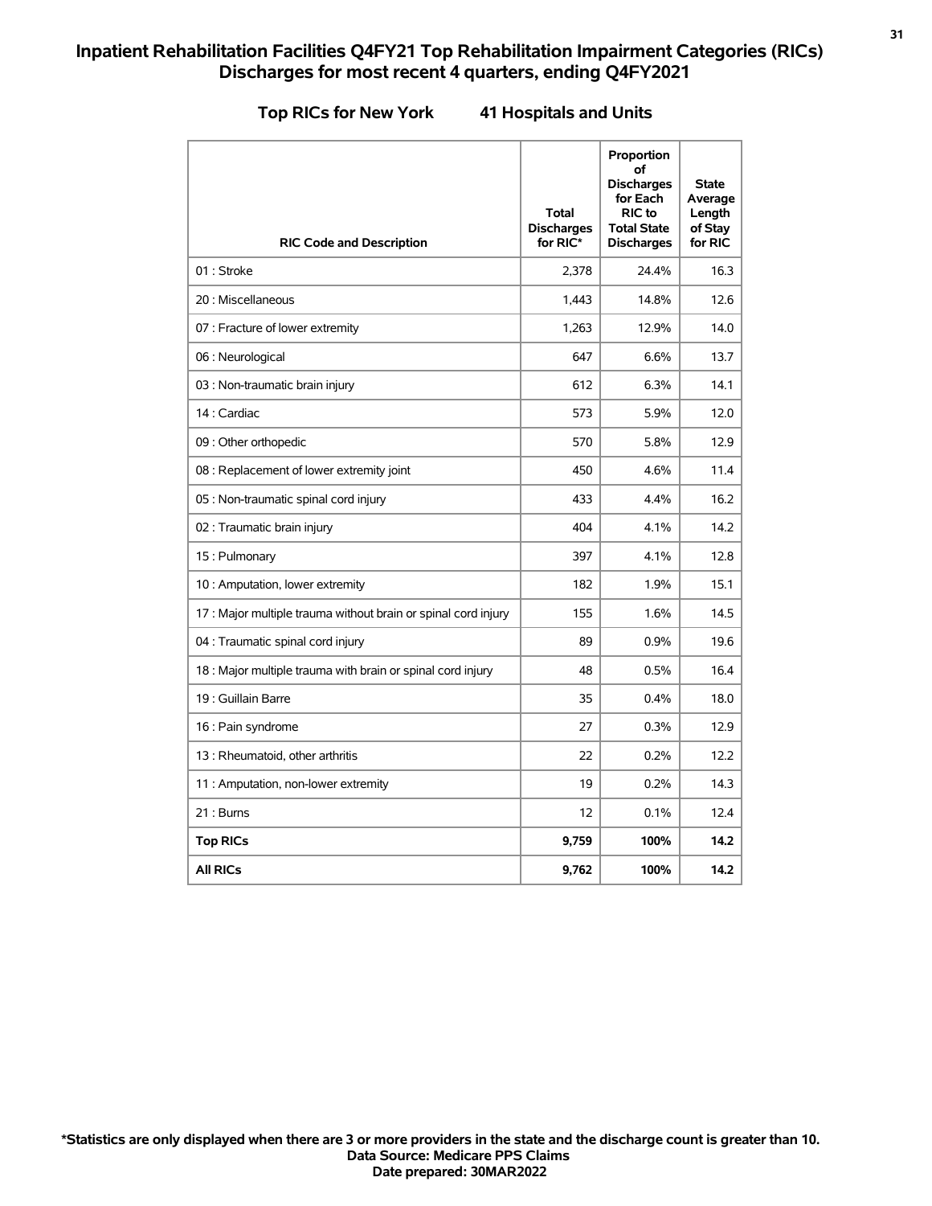# Inpatient Rehabilitation Facilities Q4FY21 Top Rehabilitation Impairment Categories (RICs) Discharges for most recent 4 quarters, ending Q4FY2021

## Top RICs for New York 41 Hospitals and Units

| RIC Code and Description | Total Discharges for RIC* | Proportion of Discharges for Each RIC to Total State Discharges | State Average Length of Stay for RIC |
|---|---|---|---|
| 01 : Stroke | 2,378 | 24.4% | 16.3 |
| 20 : Miscellaneous | 1,443 | 14.8% | 12.6 |
| 07 : Fracture of lower extremity | 1,263 | 12.9% | 14.0 |
| 06 : Neurological | 647 | 6.6% | 13.7 |
| 03 : Non-traumatic brain injury | 612 | 6.3% | 14.1 |
| 14 : Cardiac | 573 | 5.9% | 12.0 |
| 09 : Other orthopedic | 570 | 5.8% | 12.9 |
| 08 : Replacement of lower extremity joint | 450 | 4.6% | 11.4 |
| 05 : Non-traumatic spinal cord injury | 433 | 4.4% | 16.2 |
| 02 : Traumatic brain injury | 404 | 4.1% | 14.2 |
| 15 : Pulmonary | 397 | 4.1% | 12.8 |
| 10 : Amputation, lower extremity | 182 | 1.9% | 15.1 |
| 17 : Major multiple trauma without brain or spinal cord injury | 155 | 1.6% | 14.5 |
| 04 : Traumatic spinal cord injury | 89 | 0.9% | 19.6 |
| 18 : Major multiple trauma with brain or spinal cord injury | 48 | 0.5% | 16.4 |
| 19 : Guillain Barre | 35 | 0.4% | 18.0 |
| 16 : Pain syndrome | 27 | 0.3% | 12.9 |
| 13 : Rheumatoid, other arthritis | 22 | 0.2% | 12.2 |
| 11 : Amputation, non-lower extremity | 19 | 0.2% | 14.3 |
| 21 : Burns | 12 | 0.1% | 12.4 |
| **Top RICs** | **9,759** | **100%** | **14.2** |
| **All RICs** | **9,762** | **100%** | **14.2** |

**\*Statistics are only displayed when there are 3 or more providers in the state and the discharge count is greater than 10.**
**Data Source: Medicare PPS Claims**
**Date prepared: 30MAR2022**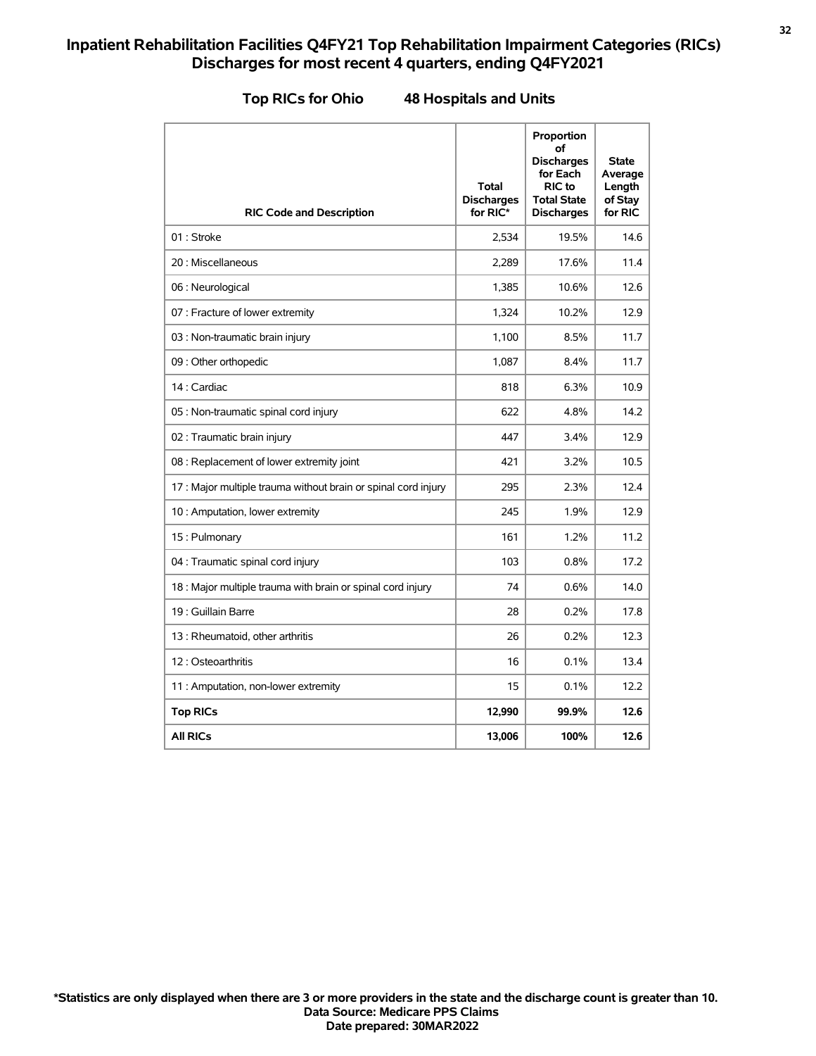## Inpatient Rehabilitation Facilities Q4FY21 Top Rehabilitation Impairment Categories (RICs) Discharges for most recent 4 quarters, ending Q4FY2021

### Top RICs for Ohio 48 Hospitals and Units

| RIC Code and Description | Total Discharges for RIC* | Proportion of Discharges for Each RIC to Total State Discharges | State Average Length of Stay for RIC |
|---|---|---|---|
| 01 : Stroke | 2,534 | 19.5% | 14.6 |
| 20 : Miscellaneous | 2,289 | 17.6% | 11.4 |
| 06 : Neurological | 1,385 | 10.6% | 12.6 |
| 07 : Fracture of lower extremity | 1,324 | 10.2% | 12.9 |
| 03 : Non-traumatic brain injury | 1,100 | 8.5% | 11.7 |
| 09 : Other orthopedic | 1,087 | 8.4% | 11.7 |
| 14 : Cardiac | 818 | 6.3% | 10.9 |
| 05 : Non-traumatic spinal cord injury | 622 | 4.8% | 14.2 |
| 02 : Traumatic brain injury | 447 | 3.4% | 12.9 |
| 08 : Replacement of lower extremity joint | 421 | 3.2% | 10.5 |
| 17 : Major multiple trauma without brain or spinal cord injury | 295 | 2.3% | 12.4 |
| 10 : Amputation, lower extremity | 245 | 1.9% | 12.9 |
| 15 : Pulmonary | 161 | 1.2% | 11.2 |
| 04 : Traumatic spinal cord injury | 103 | 0.8% | 17.2 |
| 18 : Major multiple trauma with brain or spinal cord injury | 74 | 0.6% | 14.0 |
| 19 : Guillain Barre | 28 | 0.2% | 17.8 |
| 13 : Rheumatoid, other arthritis | 26 | 0.2% | 12.3 |
| 12 : Osteoarthritis | 16 | 0.1% | 13.4 |
| 11 : Amputation, non-lower extremity | 15 | 0.1% | 12.2 |
| **Top RICs** | **12,990** | **99.9%** | **12.6** |
| **All RICs** | **13,006** | **100%** | **12.6** |

**\*Statistics are only displayed when there are 3 or more providers in the state and the discharge count is greater than 10.**
**Data Source: Medicare PPS Claims**
**Date prepared: 30MAR2022**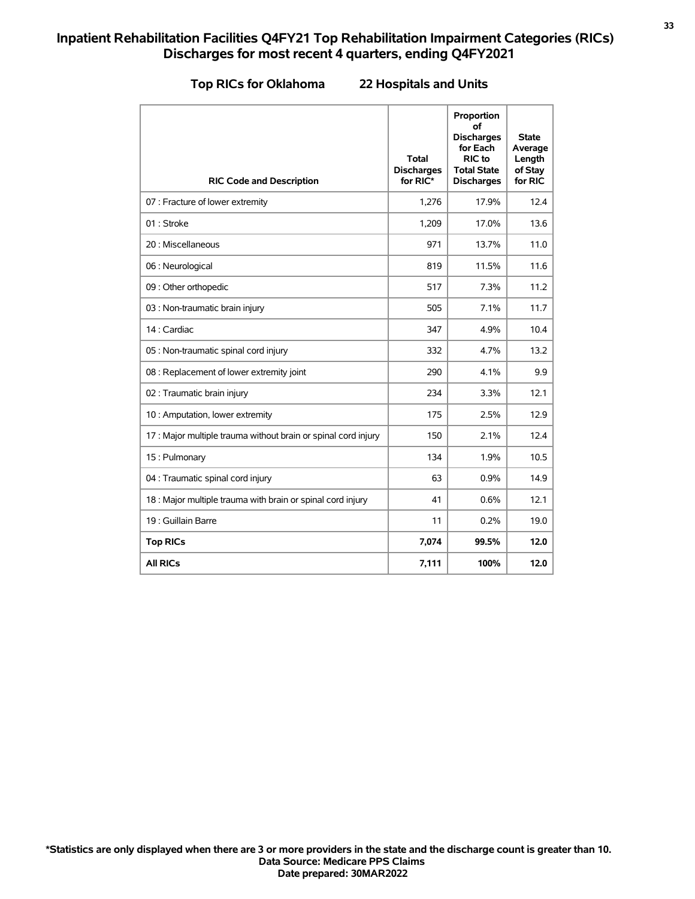# Inpatient Rehabilitation Facilities Q4FY21 Top Rehabilitation Impairment Categories (RICs) Discharges for most recent 4 quarters, ending Q4FY2021

## Top RICs for Oklahoma 22 Hospitals and Units

| RIC Code and Description | Total Discharges for RIC* | Proportion of Discharges for Each RIC to Total State Discharges | State Average Length of Stay for RIC |
|---|---|---|---|
| 07 : Fracture of lower extremity | 1,276 | 17.9% | 12.4 |
| 01 : Stroke | 1,209 | 17.0% | 13.6 |
| 20 : Miscellaneous | 971 | 13.7% | 11.0 |
| 06 : Neurological | 819 | 11.5% | 11.6 |
| 09 : Other orthopedic | 517 | 7.3% | 11.2 |
| 03 : Non-traumatic brain injury | 505 | 7.1% | 11.7 |
| 14 : Cardiac | 347 | 4.9% | 10.4 |
| 05 : Non-traumatic spinal cord injury | 332 | 4.7% | 13.2 |
| 08 : Replacement of lower extremity joint | 290 | 4.1% | 9.9 |
| 02 : Traumatic brain injury | 234 | 3.3% | 12.1 |
| 10 : Amputation, lower extremity | 175 | 2.5% | 12.9 |
| 17 : Major multiple trauma without brain or spinal cord injury | 150 | 2.1% | 12.4 |
| 15 : Pulmonary | 134 | 1.9% | 10.5 |
| 04 : Traumatic spinal cord injury | 63 | 0.9% | 14.9 |
| 18 : Major multiple trauma with brain or spinal cord injury | 41 | 0.6% | 12.1 |
| 19 : Guillain Barre | 11 | 0.2% | 19.0 |
| **Top RICs** | **7,074** | **99.5%** | **12.0** |
| **All RICs** | **7,111** | **100%** | **12.0** |

**\*Statistics are only displayed when there are 3 or more providers in the state and the discharge count is greater than 10.**
**Data Source: Medicare PPS Claims**
**Date prepared: 30MAR2022**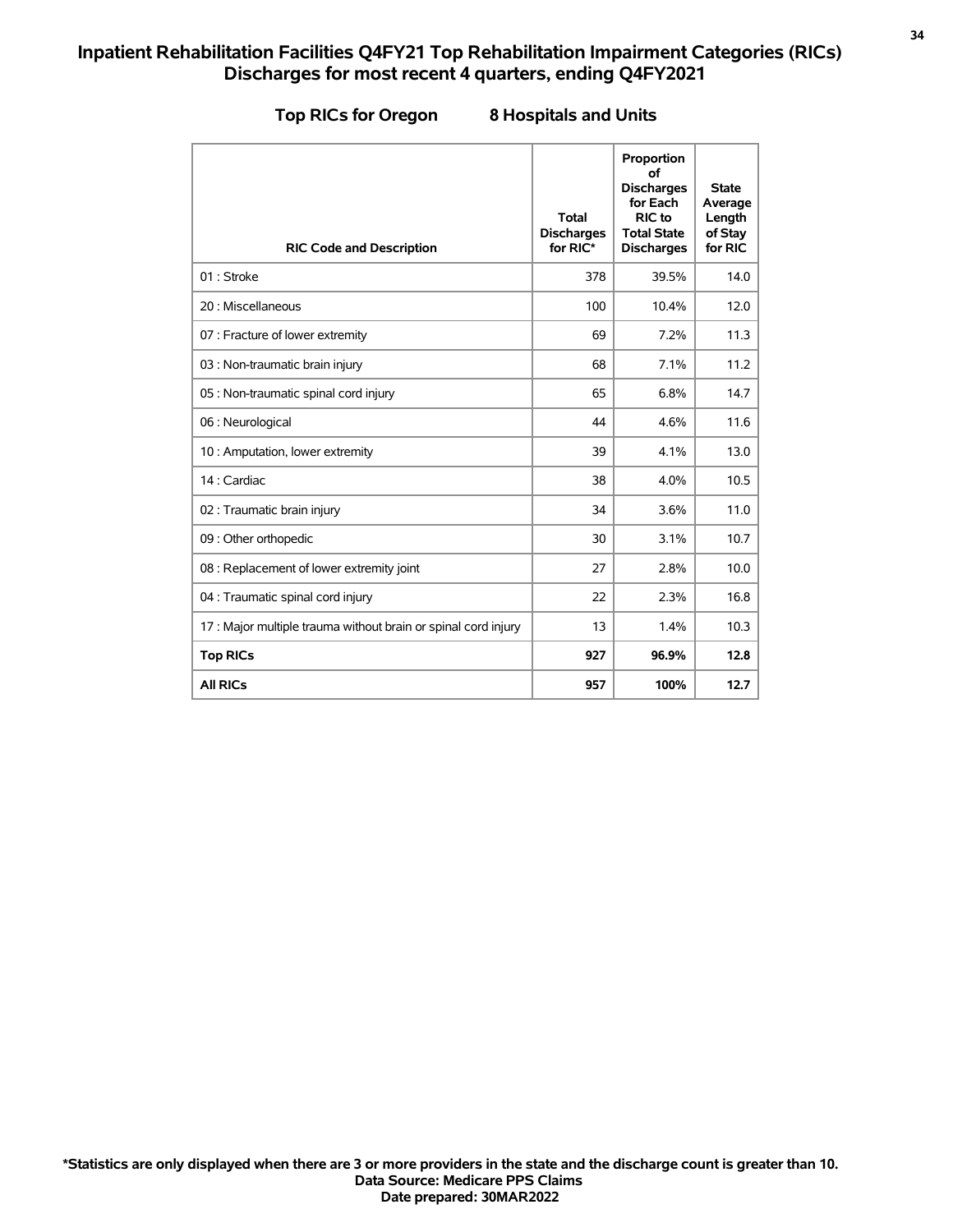# Inpatient Rehabilitation Facilities Q4FY21 Top Rehabilitation Impairment Categories (RICs) Discharges for most recent 4 quarters, ending Q4FY2021

## Top RICs for Oregon 8 Hospitals and Units

| RIC Code and Description | Total Discharges for RIC* | Proportion of Discharges for Each RIC to Total State Discharges | State Average Length of Stay for RIC |
|---|---|---|---|
| 01 : Stroke | 378 | 39.5% | 14.0 |
| 20 : Miscellaneous | 100 | 10.4% | 12.0 |
| 07 : Fracture of lower extremity | 69 | 7.2% | 11.3 |
| 03 : Non-traumatic brain injury | 68 | 7.1% | 11.2 |
| 05 : Non-traumatic spinal cord injury | 65 | 6.8% | 14.7 |
| 06 : Neurological | 44 | 4.6% | 11.6 |
| 10 : Amputation, lower extremity | 39 | 4.1% | 13.0 |
| 14 : Cardiac | 38 | 4.0% | 10.5 |
| 02 : Traumatic brain injury | 34 | 3.6% | 11.0 |
| 09 : Other orthopedic | 30 | 3.1% | 10.7 |
| 08 : Replacement of lower extremity joint | 27 | 2.8% | 10.0 |
| 04 : Traumatic spinal cord injury | 22 | 2.3% | 16.8 |
| 17 : Major multiple trauma without brain or spinal cord injury | 13 | 1.4% | 10.3 |
| **Top RICs** | **927** | **96.9%** | **12.8** |
| **All RICs** | **957** | **100%** | **12.7** |

**\*Statistics are only displayed when there are 3 or more providers in the state and the discharge count is greater than 10.**
**Data Source: Medicare PPS Claims**
**Date prepared: 30MAR2022**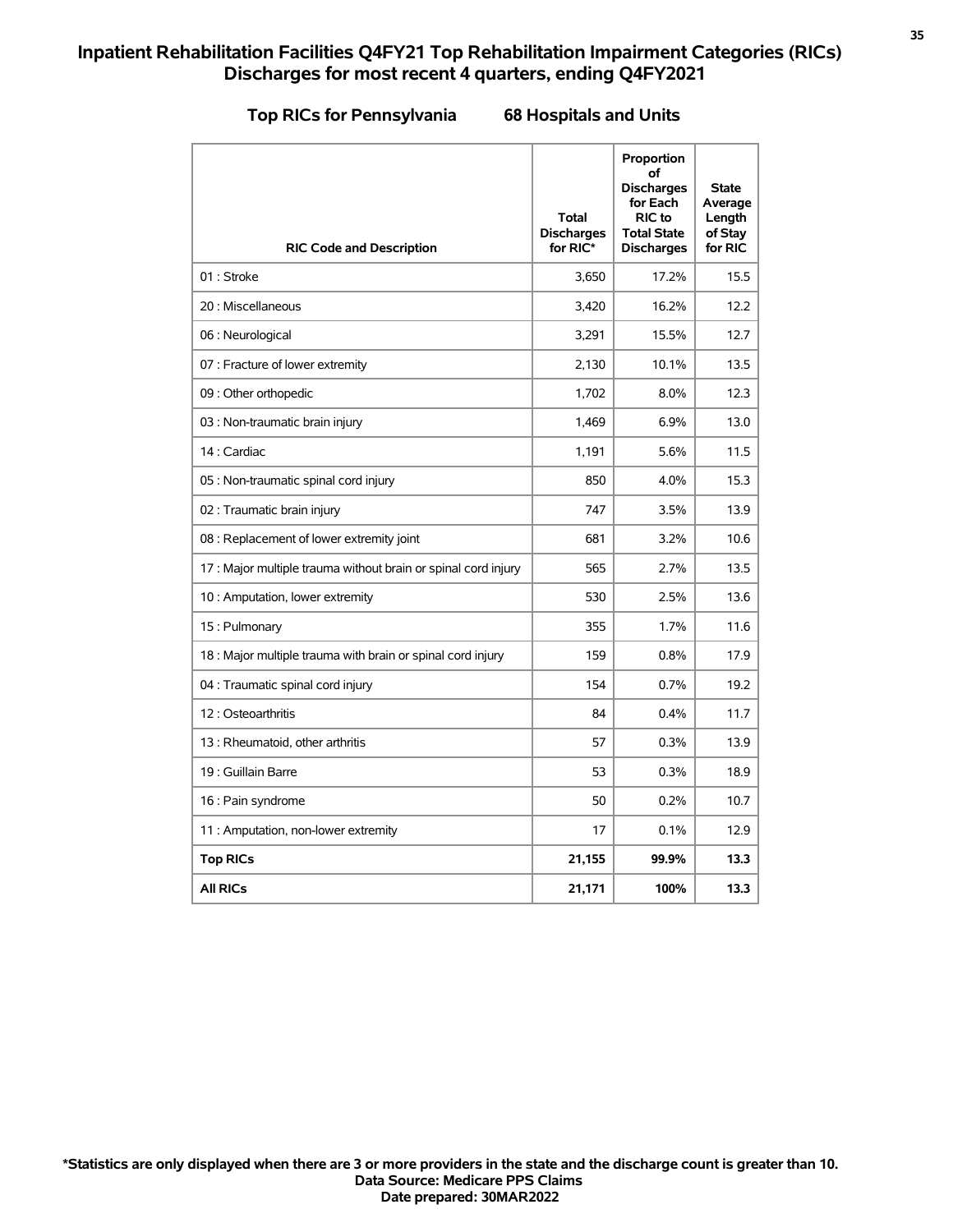# Inpatient Rehabilitation Facilities Q4FY21 Top Rehabilitation Impairment Categories (RICs) Discharges for most recent 4 quarters, ending Q4FY2021

**Top RICs for Pennsylvania    68 Hospitals and Units**

| RIC Code and Description | Total Discharges for RIC* | Proportion of Discharges for Each RIC to Total State Discharges | State Average Length of Stay for RIC |
|---|---|---|---|
| 01 : Stroke | 3,650 | 17.2% | 15.5 |
| 20 : Miscellaneous | 3,420 | 16.2% | 12.2 |
| 06 : Neurological | 3,291 | 15.5% | 12.7 |
| 07 : Fracture of lower extremity | 2,130 | 10.1% | 13.5 |
| 09 : Other orthopedic | 1,702 | 8.0% | 12.3 |
| 03 : Non-traumatic brain injury | 1,469 | 6.9% | 13.0 |
| 14 : Cardiac | 1,191 | 5.6% | 11.5 |
| 05 : Non-traumatic spinal cord injury | 850 | 4.0% | 15.3 |
| 02 : Traumatic brain injury | 747 | 3.5% | 13.9 |
| 08 : Replacement of lower extremity joint | 681 | 3.2% | 10.6 |
| 17 : Major multiple trauma without brain or spinal cord injury | 565 | 2.7% | 13.5 |
| 10 : Amputation, lower extremity | 530 | 2.5% | 13.6 |
| 15 : Pulmonary | 355 | 1.7% | 11.6 |
| 18 : Major multiple trauma with brain or spinal cord injury | 159 | 0.8% | 17.9 |
| 04 : Traumatic spinal cord injury | 154 | 0.7% | 19.2 |
| 12 : Osteoarthritis | 84 | 0.4% | 11.7 |
| 13 : Rheumatoid, other arthritis | 57 | 0.3% | 13.9 |
| 19 : Guillain Barre | 53 | 0.3% | 18.9 |
| 16 : Pain syndrome | 50 | 0.2% | 10.7 |
| 11 : Amputation, non-lower extremity | 17 | 0.1% | 12.9 |
| **Top RICs** | **21,155** | **99.9%** | **13.3** |
| **All RICs** | **21,171** | **100%** | **13.3** |

**\*Statistics are only displayed when there are 3 or more providers in the state and the discharge count is greater than 10.**
**Data Source: Medicare PPS Claims**
**Date prepared: 30MAR2022**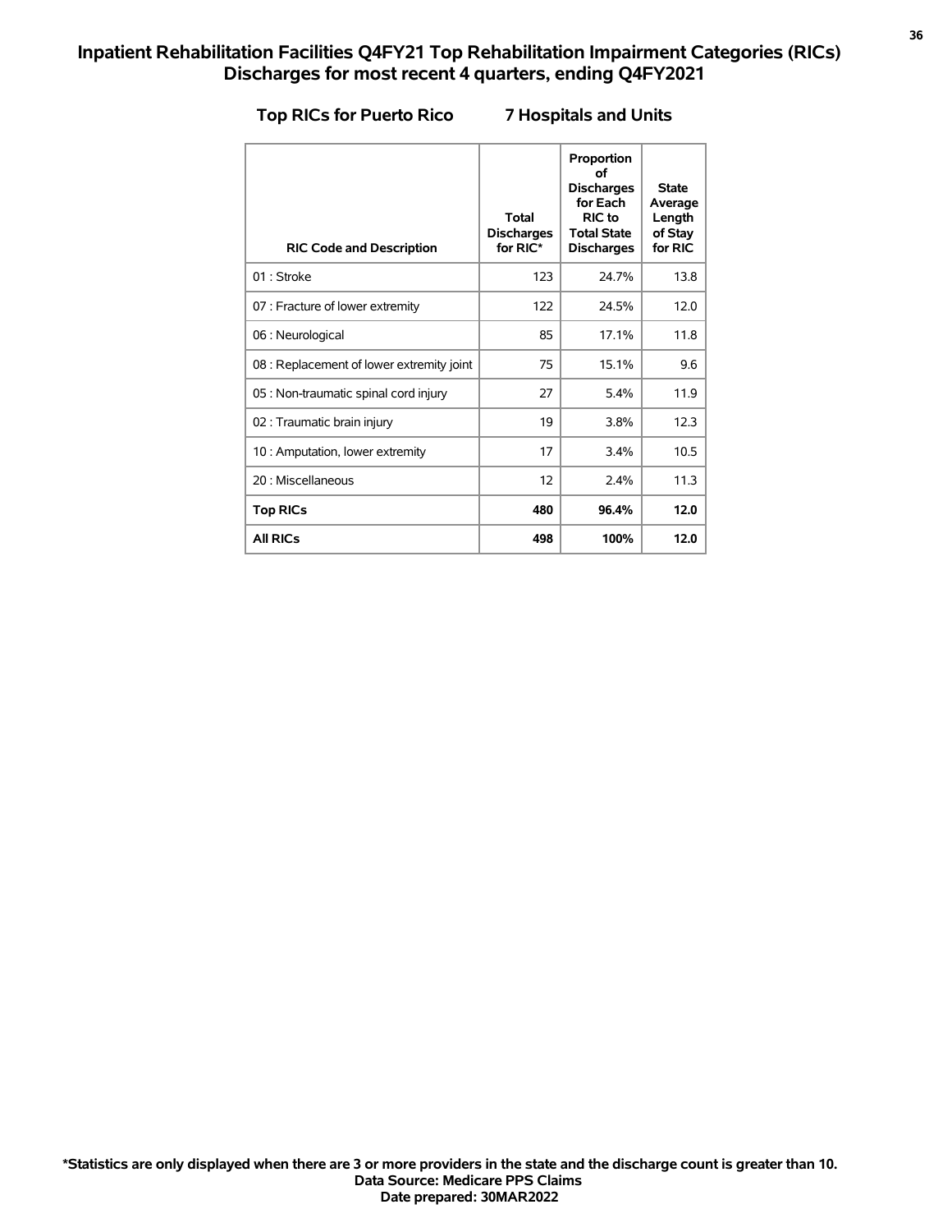# Inpatient Rehabilitation Facilities Q4FY21 Top Rehabilitation Impairment Categories (RICs) Discharges for most recent 4 quarters, ending Q4FY2021

**Top RICs for Puerto Rico** **7 Hospitals and Units**

| RIC Code and Description | Total Discharges for RIC* | Proportion of Discharges for Each RIC to Total State Discharges | State Average Length of Stay for RIC |
|---|---|---|---|
| 01 : Stroke | 123 | 24.7% | 13.8 |
| 07 : Fracture of lower extremity | 122 | 24.5% | 12.0 |
| 06 : Neurological | 85 | 17.1% | 11.8 |
| 08 : Replacement of lower extremity joint | 75 | 15.1% | 9.6 |
| 05 : Non-traumatic spinal cord injury | 27 | 5.4% | 11.9 |
| 02 : Traumatic brain injury | 19 | 3.8% | 12.3 |
| 10 : Amputation, lower extremity | 17 | 3.4% | 10.5 |
| 20 : Miscellaneous | 12 | 2.4% | 11.3 |
| **Top RICs** | **480** | **96.4%** | **12.0** |
| **All RICs** | **498** | **100%** | **12.0** |

**\*Statistics are only displayed when there are 3 or more providers in the state and the discharge count is greater than 10.**
**Data Source: Medicare PPS Claims**
**Date prepared: 30MAR2022**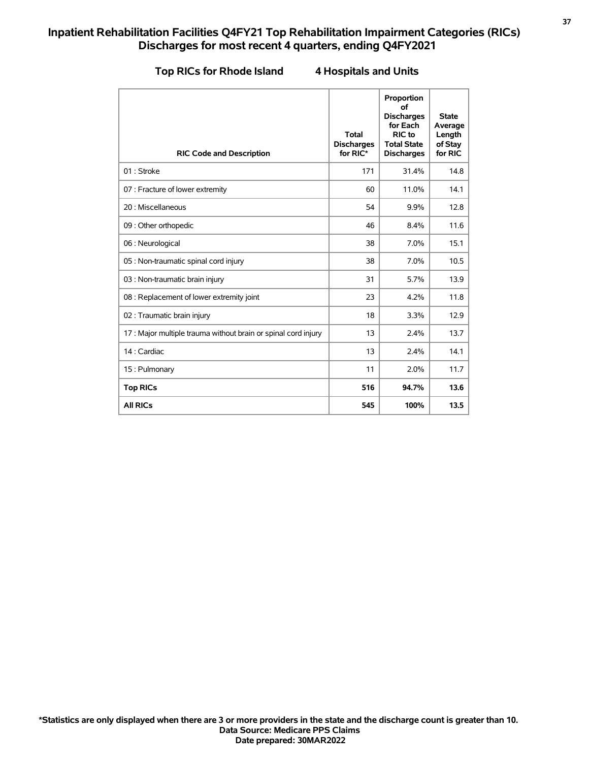# Inpatient Rehabilitation Facilities Q4FY21 Top Rehabilitation Impairment Categories (RICs) Discharges for most recent 4 quarters, ending Q4FY2021

## Top RICs for Rhode Island 4 Hospitals and Units

| RIC Code and Description | Total Discharges for RIC* | Proportion of Discharges for Each RIC to Total State Discharges | State Average Length of Stay for RIC |
|---|---|---|---|
| 01 : Stroke | 171 | 31.4% | 14.8 |
| 07 : Fracture of lower extremity | 60 | 11.0% | 14.1 |
| 20 : Miscellaneous | 54 | 9.9% | 12.8 |
| 09 : Other orthopedic | 46 | 8.4% | 11.6 |
| 06 : Neurological | 38 | 7.0% | 15.1 |
| 05 : Non-traumatic spinal cord injury | 38 | 7.0% | 10.5 |
| 03 : Non-traumatic brain injury | 31 | 5.7% | 13.9 |
| 08 : Replacement of lower extremity joint | 23 | 4.2% | 11.8 |
| 02 : Traumatic brain injury | 18 | 3.3% | 12.9 |
| 17 : Major multiple trauma without brain or spinal cord injury | 13 | 2.4% | 13.7 |
| 14 : Cardiac | 13 | 2.4% | 14.1 |
| 15 : Pulmonary | 11 | 2.0% | 11.7 |
| **Top RICs** | **516** | **94.7%** | **13.6** |
| **All RICs** | **545** | **100%** | **13.5** |

**\*Statistics are only displayed when there are 3 or more providers in the state and the discharge count is greater than 10.**
**Data Source: Medicare PPS Claims**
**Date prepared: 30MAR2022**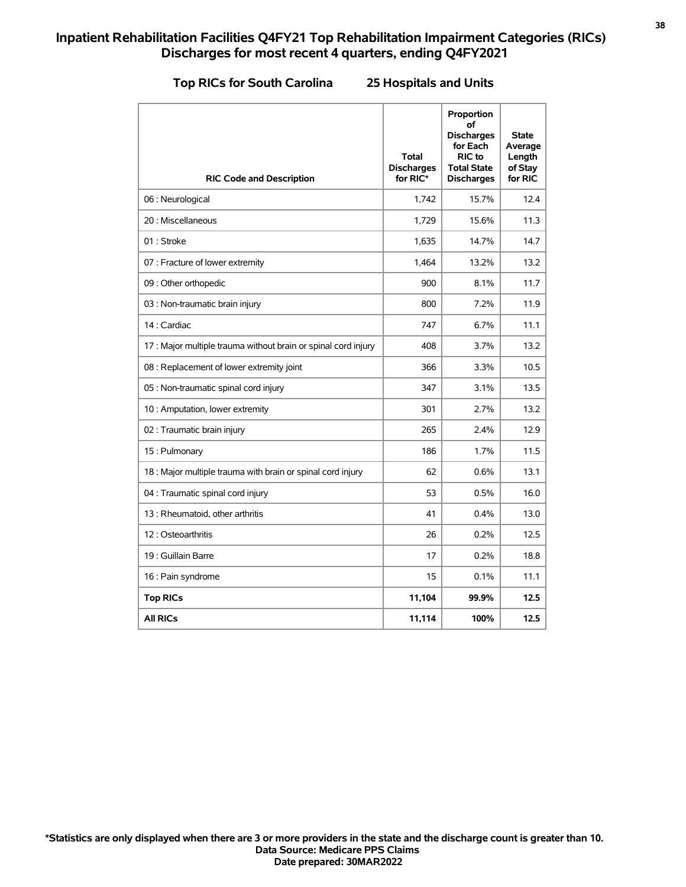# Inpatient Rehabilitation Facilities Q4FY21 Top Rehabilitation Impairment Categories (RICs) Discharges for most recent 4 quarters, ending Q4FY2021

## Top RICs for South Carolina 25 Hospitals and Units

| RIC Code and Description | Total Discharges for RIC* | Proportion of Discharges for Each RIC to Total State Discharges | State Average Length of Stay for RIC |
|---|---|---|---|
| 06 : Neurological | 1,742 | 15.7% | 12.4 |
| 20 : Miscellaneous | 1,729 | 15.6% | 11.3 |
| 01 : Stroke | 1,635 | 14.7% | 14.7 |
| 07 : Fracture of lower extremity | 1,464 | 13.2% | 13.2 |
| 09 : Other orthopedic | 900 | 8.1% | 11.7 |
| 03 : Non-traumatic brain injury | 800 | 7.2% | 11.9 |
| 14 : Cardiac | 747 | 6.7% | 11.1 |
| 17 : Major multiple trauma without brain or spinal cord injury | 408 | 3.7% | 13.2 |
| 08 : Replacement of lower extremity joint | 366 | 3.3% | 10.5 |
| 05 : Non-traumatic spinal cord injury | 347 | 3.1% | 13.5 |
| 10 : Amputation, lower extremity | 301 | 2.7% | 13.2 |
| 02 : Traumatic brain injury | 265 | 2.4% | 12.9 |
| 15 : Pulmonary | 186 | 1.7% | 11.5 |
| 18 : Major multiple trauma with brain or spinal cord injury | 62 | 0.6% | 13.1 |
| 04 : Traumatic spinal cord injury | 53 | 0.5% | 16.0 |
| 13 : Rheumatoid, other arthritis | 41 | 0.4% | 13.0 |
| 12 : Osteoarthritis | 26 | 0.2% | 12.5 |
| 19 : Guillain Barre | 17 | 0.2% | 18.8 |
| 16 : Pain syndrome | 15 | 0.1% | 11.1 |
| **Top RICs** | **11,104** | **99.9%** | **12.5** |
| **All RICs** | **11,114** | **100%** | **12.5** |

**\*Statistics are only displayed when there are 3 or more providers in the state and the discharge count is greater than 10.**
**Data Source: Medicare PPS Claims**
**Date prepared: 30MAR2022**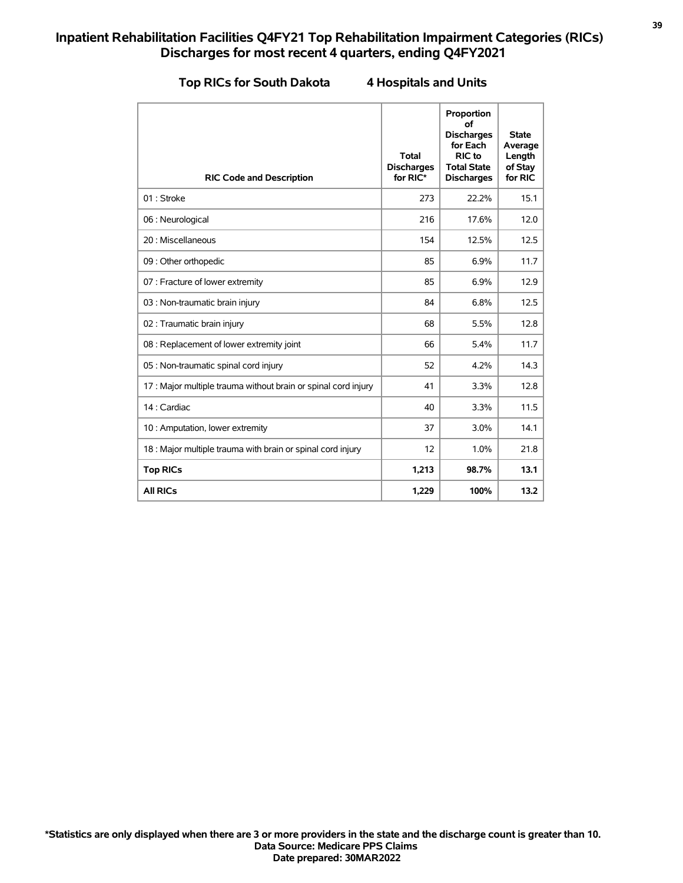# Inpatient Rehabilitation Facilities Q4FY21 Top Rehabilitation Impairment Categories (RICs) Discharges for most recent 4 quarters, ending Q4FY2021

## Top RICs for South Dakota 4 Hospitals and Units

| RIC Code and Description | Total Discharges for RIC* | Proportion of Discharges for Each RIC to Total State Discharges | State Average Length of Stay for RIC |
|---|---|---|---|
| 01 : Stroke | 273 | 22.2% | 15.1 |
| 06 : Neurological | 216 | 17.6% | 12.0 |
| 20 : Miscellaneous | 154 | 12.5% | 12.5 |
| 09 : Other orthopedic | 85 | 6.9% | 11.7 |
| 07 : Fracture of lower extremity | 85 | 6.9% | 12.9 |
| 03 : Non-traumatic brain injury | 84 | 6.8% | 12.5 |
| 02 : Traumatic brain injury | 68 | 5.5% | 12.8 |
| 08 : Replacement of lower extremity joint | 66 | 5.4% | 11.7 |
| 05 : Non-traumatic spinal cord injury | 52 | 4.2% | 14.3 |
| 17 : Major multiple trauma without brain or spinal cord injury | 41 | 3.3% | 12.8 |
| 14 : Cardiac | 40 | 3.3% | 11.5 |
| 10 : Amputation, lower extremity | 37 | 3.0% | 14.1 |
| 18 : Major multiple trauma with brain or spinal cord injury | 12 | 1.0% | 21.8 |
| **Top RICs** | **1,213** | **98.7%** | **13.1** |
| **All RICs** | **1,229** | **100%** | **13.2** |

**\*Statistics are only displayed when there are 3 or more providers in the state and the discharge count is greater than 10.**
**Data Source: Medicare PPS Claims**
**Date prepared: 30MAR2022**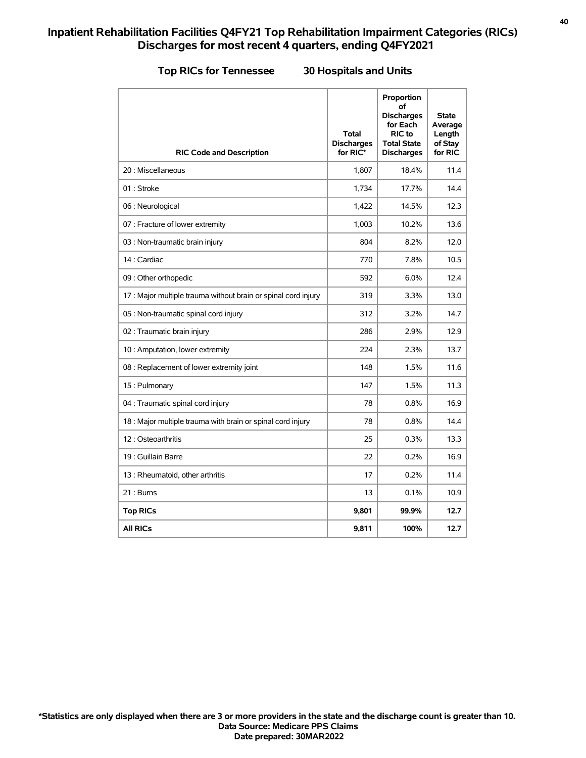# Inpatient Rehabilitation Facilities Q4FY21 Top Rehabilitation Impairment Categories (RICs) Discharges for most recent 4 quarters, ending Q4FY2021

**Top RICs for Tennessee        30 Hospitals and Units**

| RIC Code and Description | Total Discharges for RIC* | Proportion of Discharges for Each RIC to Total State Discharges | State Average Length of Stay for RIC |
|---|---|---|---|
| 20 : Miscellaneous | 1,807 | 18.4% | 11.4 |
| 01 : Stroke | 1,734 | 17.7% | 14.4 |
| 06 : Neurological | 1,422 | 14.5% | 12.3 |
| 07 : Fracture of lower extremity | 1,003 | 10.2% | 13.6 |
| 03 : Non-traumatic brain injury | 804 | 8.2% | 12.0 |
| 14 : Cardiac | 770 | 7.8% | 10.5 |
| 09 : Other orthopedic | 592 | 6.0% | 12.4 |
| 17 : Major multiple trauma without brain or spinal cord injury | 319 | 3.3% | 13.0 |
| 05 : Non-traumatic spinal cord injury | 312 | 3.2% | 14.7 |
| 02 : Traumatic brain injury | 286 | 2.9% | 12.9 |
| 10 : Amputation, lower extremity | 224 | 2.3% | 13.7 |
| 08 : Replacement of lower extremity joint | 148 | 1.5% | 11.6 |
| 15 : Pulmonary | 147 | 1.5% | 11.3 |
| 04 : Traumatic spinal cord injury | 78 | 0.8% | 16.9 |
| 18 : Major multiple trauma with brain or spinal cord injury | 78 | 0.8% | 14.4 |
| 12 : Osteoarthritis | 25 | 0.3% | 13.3 |
| 19 : Guillain Barre | 22 | 0.2% | 16.9 |
| 13 : Rheumatoid, other arthritis | 17 | 0.2% | 11.4 |
| 21 : Burns | 13 | 0.1% | 10.9 |
| **Top RICs** | **9,801** | **99.9%** | **12.7** |
| **All RICs** | **9,811** | **100%** | **12.7** |

**\*Statistics are only displayed when there are 3 or more providers in the state and the discharge count is greater than 10.**
**Data Source: Medicare PPS Claims**
**Date prepared: 30MAR2022**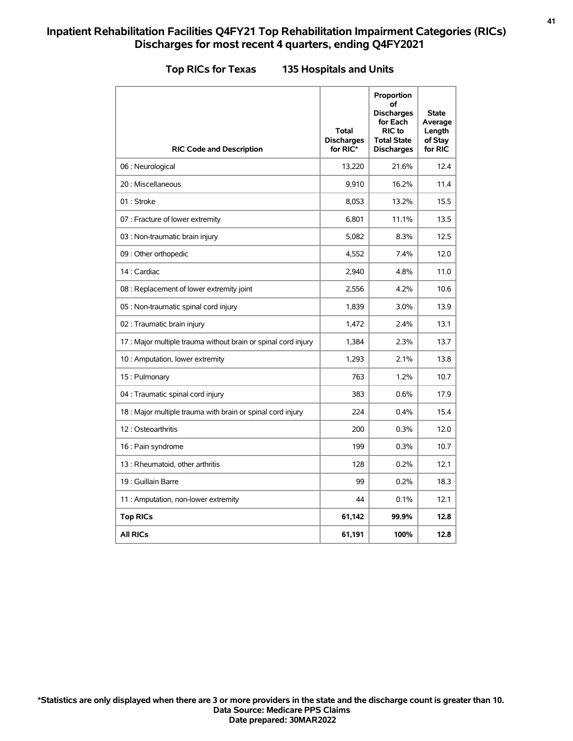## Inpatient Rehabilitation Facilities Q4FY21 Top Rehabilitation Impairment Categories (RICs) Discharges for most recent 4 quarters, ending Q4FY2021

### Top RICs for Texas 135 Hospitals and Units

| RIC Code and Description | Total Discharges for RIC* | Proportion of Discharges for Each RIC to Total State Discharges | State Average Length of Stay for RIC |
|---|---|---|---|
| 06 : Neurological | 13,220 | 21.6% | 12.4 |
| 20 : Miscellaneous | 9,910 | 16.2% | 11.4 |
| 01 : Stroke | 8,053 | 13.2% | 15.5 |
| 07 : Fracture of lower extremity | 6,801 | 11.1% | 13.5 |
| 03 : Non-traumatic brain injury | 5,082 | 8.3% | 12.5 |
| 09 : Other orthopedic | 4,552 | 7.4% | 12.0 |
| 14 : Cardiac | 2,940 | 4.8% | 11.0 |
| 08 : Replacement of lower extremity joint | 2,556 | 4.2% | 10.6 |
| 05 : Non-traumatic spinal cord injury | 1,839 | 3.0% | 13.9 |
| 02 : Traumatic brain injury | 1,472 | 2.4% | 13.1 |
| 17 : Major multiple trauma without brain or spinal cord injury | 1,384 | 2.3% | 13.7 |
| 10 : Amputation, lower extremity | 1,293 | 2.1% | 13.8 |
| 15 : Pulmonary | 763 | 1.2% | 10.7 |
| 04 : Traumatic spinal cord injury | 383 | 0.6% | 17.9 |
| 18 : Major multiple trauma with brain or spinal cord injury | 224 | 0.4% | 15.4 |
| 12 : Osteoarthritis | 200 | 0.3% | 12.0 |
| 16 : Pain syndrome | 199 | 0.3% | 10.7 |
| 13 : Rheumatoid, other arthritis | 128 | 0.2% | 12.1 |
| 19 : Guillain Barre | 99 | 0.2% | 18.3 |
| 11 : Amputation, non-lower extremity | 44 | 0.1% | 12.1 |
| **Top RICs** | **61,142** | **99.9%** | **12.8** |
| **All RICs** | **61,191** | **100%** | **12.8** |

**\*Statistics are only displayed when there are 3 or more providers in the state and the discharge count is greater than 10.**
**Data Source: Medicare PPS Claims**
**Date prepared: 30MAR2022**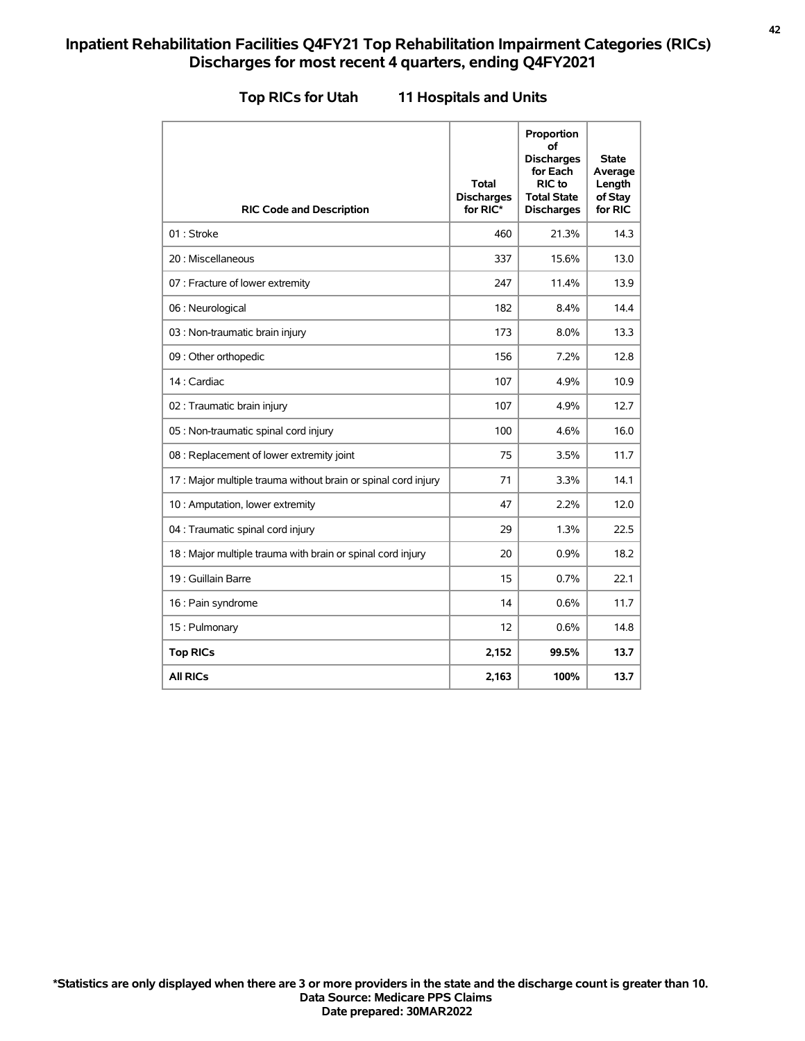# Inpatient Rehabilitation Facilities Q4FY21 Top Rehabilitation Impairment Categories (RICs) Discharges for most recent 4 quarters, ending Q4FY2021

## Top RICs for Utah    11 Hospitals and Units

| RIC Code and Description | Total Discharges for RIC* | Proportion of Discharges for Each RIC to Total State Discharges | State Average Length of Stay for RIC |
|---|---|---|---|
| 01 : Stroke | 460 | 21.3% | 14.3 |
| 20 : Miscellaneous | 337 | 15.6% | 13.0 |
| 07 : Fracture of lower extremity | 247 | 11.4% | 13.9 |
| 06 : Neurological | 182 | 8.4% | 14.4 |
| 03 : Non-traumatic brain injury | 173 | 8.0% | 13.3 |
| 09 : Other orthopedic | 156 | 7.2% | 12.8 |
| 14 : Cardiac | 107 | 4.9% | 10.9 |
| 02 : Traumatic brain injury | 107 | 4.9% | 12.7 |
| 05 : Non-traumatic spinal cord injury | 100 | 4.6% | 16.0 |
| 08 : Replacement of lower extremity joint | 75 | 3.5% | 11.7 |
| 17 : Major multiple trauma without brain or spinal cord injury | 71 | 3.3% | 14.1 |
| 10 : Amputation, lower extremity | 47 | 2.2% | 12.0 |
| 04 : Traumatic spinal cord injury | 29 | 1.3% | 22.5 |
| 18 : Major multiple trauma with brain or spinal cord injury | 20 | 0.9% | 18.2 |
| 19 : Guillain Barre | 15 | 0.7% | 22.1 |
| 16 : Pain syndrome | 14 | 0.6% | 11.7 |
| 15 : Pulmonary | 12 | 0.6% | 14.8 |
| **Top RICs** | **2,152** | **99.5%** | **13.7** |
| **All RICs** | **2,163** | **100%** | **13.7** |

**\*Statistics are only displayed when there are 3 or more providers in the state and the discharge count is greater than 10.**
**Data Source: Medicare PPS Claims**
**Date prepared: 30MAR2022**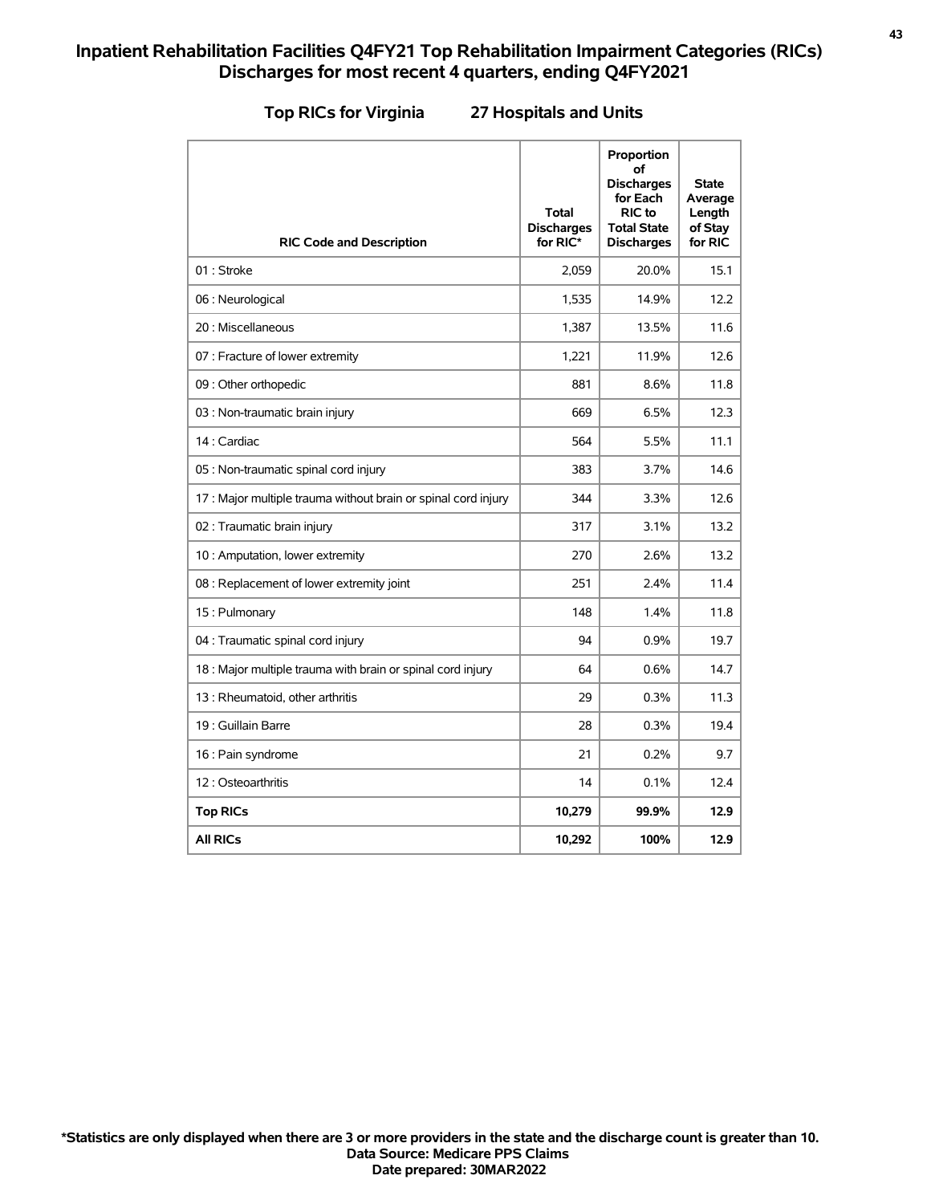# Inpatient Rehabilitation Facilities Q4FY21 Top Rehabilitation Impairment Categories (RICs) Discharges for most recent 4 quarters, ending Q4FY2021

## Top RICs for Virginia 27 Hospitals and Units

| RIC Code and Description | Total Discharges for RIC* | Proportion of Discharges for Each RIC to Total State Discharges | State Average Length of Stay for RIC |
|---|---|---|---|
| 01 : Stroke | 2,059 | 20.0% | 15.1 |
| 06 : Neurological | 1,535 | 14.9% | 12.2 |
| 20 : Miscellaneous | 1,387 | 13.5% | 11.6 |
| 07 : Fracture of lower extremity | 1,221 | 11.9% | 12.6 |
| 09 : Other orthopedic | 881 | 8.6% | 11.8 |
| 03 : Non-traumatic brain injury | 669 | 6.5% | 12.3 |
| 14 : Cardiac | 564 | 5.5% | 11.1 |
| 05 : Non-traumatic spinal cord injury | 383 | 3.7% | 14.6 |
| 17 : Major multiple trauma without brain or spinal cord injury | 344 | 3.3% | 12.6 |
| 02 : Traumatic brain injury | 317 | 3.1% | 13.2 |
| 10 : Amputation, lower extremity | 270 | 2.6% | 13.2 |
| 08 : Replacement of lower extremity joint | 251 | 2.4% | 11.4 |
| 15 : Pulmonary | 148 | 1.4% | 11.8 |
| 04 : Traumatic spinal cord injury | 94 | 0.9% | 19.7 |
| 18 : Major multiple trauma with brain or spinal cord injury | 64 | 0.6% | 14.7 |
| 13 : Rheumatoid, other arthritis | 29 | 0.3% | 11.3 |
| 19 : Guillain Barre | 28 | 0.3% | 19.4 |
| 16 : Pain syndrome | 21 | 0.2% | 9.7 |
| 12 : Osteoarthritis | 14 | 0.1% | 12.4 |
| **Top RICs** | **10,279** | **99.9%** | **12.9** |
| **All RICs** | **10,292** | **100%** | **12.9** |

**\*Statistics are only displayed when there are 3 or more providers in the state and the discharge count is greater than 10.**
**Data Source: Medicare PPS Claims**
**Date prepared: 30MAR2022**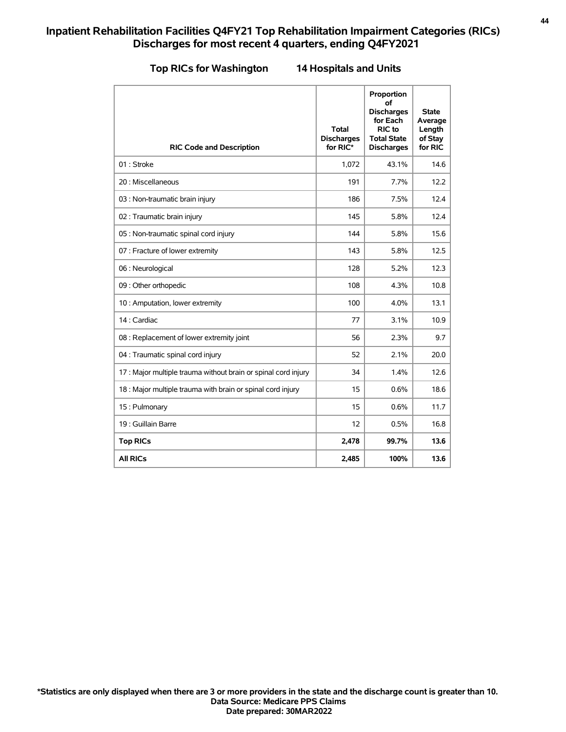# Inpatient Rehabilitation Facilities Q4FY21 Top Rehabilitation Impairment Categories (RICs) Discharges for most recent 4 quarters, ending Q4FY2021

## Top RICs for Washington 14 Hospitals and Units

| RIC Code and Description | Total Discharges for RIC* | Proportion of Discharges for Each RIC to Total State Discharges | State Average Length of Stay for RIC |
|---|---|---|---|
| 01 : Stroke | 1,072 | 43.1% | 14.6 |
| 20 : Miscellaneous | 191 | 7.7% | 12.2 |
| 03 : Non-traumatic brain injury | 186 | 7.5% | 12.4 |
| 02 : Traumatic brain injury | 145 | 5.8% | 12.4 |
| 05 : Non-traumatic spinal cord injury | 144 | 5.8% | 15.6 |
| 07 : Fracture of lower extremity | 143 | 5.8% | 12.5 |
| 06 : Neurological | 128 | 5.2% | 12.3 |
| 09 : Other orthopedic | 108 | 4.3% | 10.8 |
| 10 : Amputation, lower extremity | 100 | 4.0% | 13.1 |
| 14 : Cardiac | 77 | 3.1% | 10.9 |
| 08 : Replacement of lower extremity joint | 56 | 2.3% | 9.7 |
| 04 : Traumatic spinal cord injury | 52 | 2.1% | 20.0 |
| 17 : Major multiple trauma without brain or spinal cord injury | 34 | 1.4% | 12.6 |
| 18 : Major multiple trauma with brain or spinal cord injury | 15 | 0.6% | 18.6 |
| 15 : Pulmonary | 15 | 0.6% | 11.7 |
| 19 : Guillain Barre | 12 | 0.5% | 16.8 |
| **Top RICs** | **2,478** | **99.7%** | **13.6** |
| **All RICs** | **2,485** | **100%** | **13.6** |

**\*Statistics are only displayed when there are 3 or more providers in the state and the discharge count is greater than 10.**
**Data Source: Medicare PPS Claims**
**Date prepared: 30MAR2022**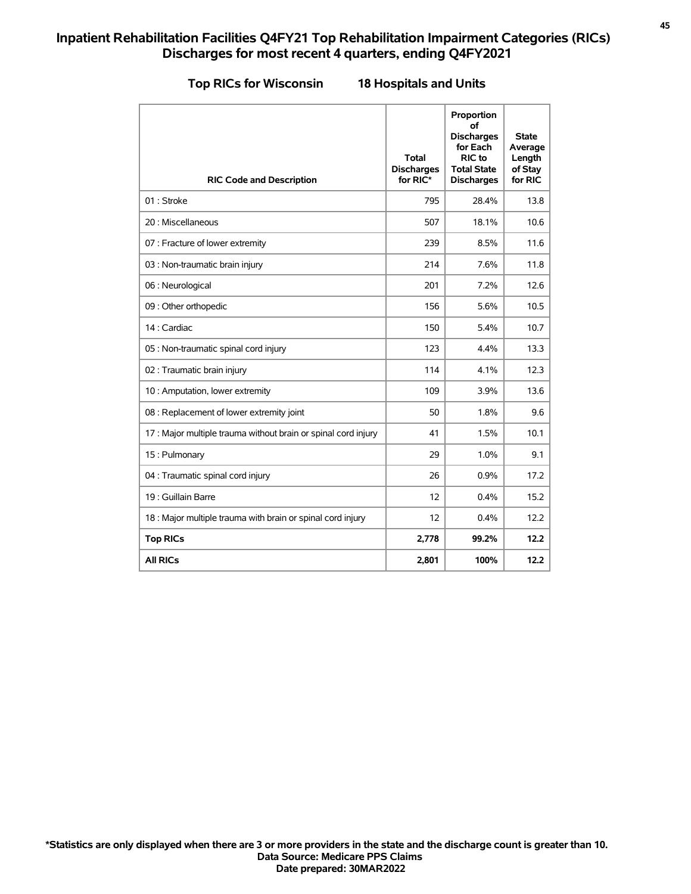# Inpatient Rehabilitation Facilities Q4FY21 Top Rehabilitation Impairment Categories (RICs) Discharges for most recent 4 quarters, ending Q4FY2021

## Top RICs for Wisconsin 18 Hospitals and Units

| RIC Code and Description | Total Discharges for RIC* | Proportion of Discharges for Each RIC to Total State Discharges | State Average Length of Stay for RIC |
|---|---|---|---|
| 01 : Stroke | 795 | 28.4% | 13.8 |
| 20 : Miscellaneous | 507 | 18.1% | 10.6 |
| 07 : Fracture of lower extremity | 239 | 8.5% | 11.6 |
| 03 : Non-traumatic brain injury | 214 | 7.6% | 11.8 |
| 06 : Neurological | 201 | 7.2% | 12.6 |
| 09 : Other orthopedic | 156 | 5.6% | 10.5 |
| 14 : Cardiac | 150 | 5.4% | 10.7 |
| 05 : Non-traumatic spinal cord injury | 123 | 4.4% | 13.3 |
| 02 : Traumatic brain injury | 114 | 4.1% | 12.3 |
| 10 : Amputation, lower extremity | 109 | 3.9% | 13.6 |
| 08 : Replacement of lower extremity joint | 50 | 1.8% | 9.6 |
| 17 : Major multiple trauma without brain or spinal cord injury | 41 | 1.5% | 10.1 |
| 15 : Pulmonary | 29 | 1.0% | 9.1 |
| 04 : Traumatic spinal cord injury | 26 | 0.9% | 17.2 |
| 19 : Guillain Barre | 12 | 0.4% | 15.2 |
| 18 : Major multiple trauma with brain or spinal cord injury | 12 | 0.4% | 12.2 |
| **Top RICs** | **2,778** | **99.2%** | **12.2** |
| **All RICs** | **2,801** | **100%** | **12.2** |

**\*Statistics are only displayed when there are 3 or more providers in the state and the discharge count is greater than 10.**
**Data Source: Medicare PPS Claims**
**Date prepared: 30MAR2022**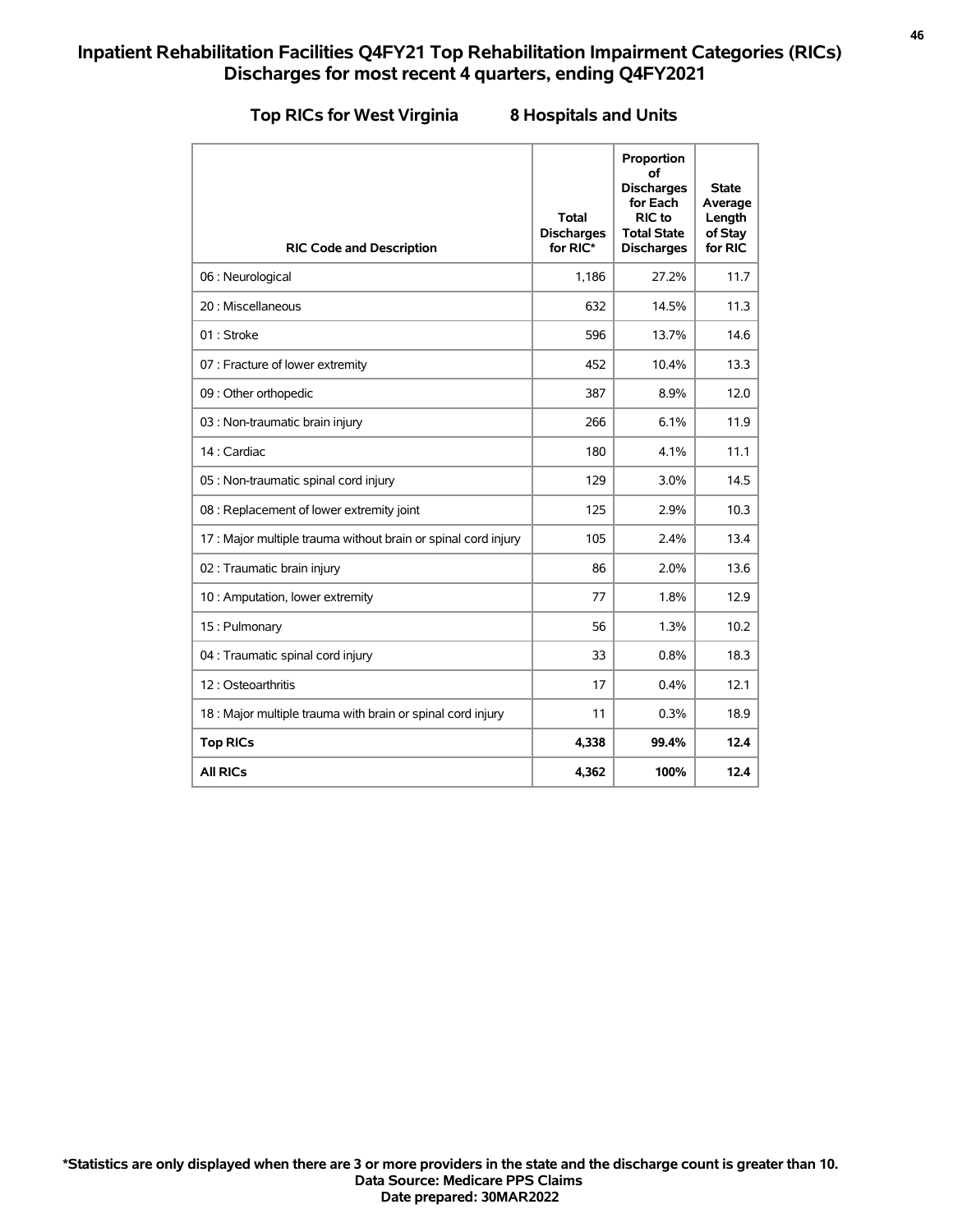# Inpatient Rehabilitation Facilities Q4FY21 Top Rehabilitation Impairment Categories (RICs) Discharges for most recent 4 quarters, ending Q4FY2021

## Top RICs for West Virginia 8 Hospitals and Units

| RIC Code and Description | Total Discharges for RIC* | Proportion of Discharges for Each RIC to Total State Discharges | State Average Length of Stay for RIC |
|---|---|---|---|
| 06 : Neurological | 1,186 | 27.2% | 11.7 |
| 20 : Miscellaneous | 632 | 14.5% | 11.3 |
| 01 : Stroke | 596 | 13.7% | 14.6 |
| 07 : Fracture of lower extremity | 452 | 10.4% | 13.3 |
| 09 : Other orthopedic | 387 | 8.9% | 12.0 |
| 03 : Non-traumatic brain injury | 266 | 6.1% | 11.9 |
| 14 : Cardiac | 180 | 4.1% | 11.1 |
| 05 : Non-traumatic spinal cord injury | 129 | 3.0% | 14.5 |
| 08 : Replacement of lower extremity joint | 125 | 2.9% | 10.3 |
| 17 : Major multiple trauma without brain or spinal cord injury | 105 | 2.4% | 13.4 |
| 02 : Traumatic brain injury | 86 | 2.0% | 13.6 |
| 10 : Amputation, lower extremity | 77 | 1.8% | 12.9 |
| 15 : Pulmonary | 56 | 1.3% | 10.2 |
| 04 : Traumatic spinal cord injury | 33 | 0.8% | 18.3 |
| 12 : Osteoarthritis | 17 | 0.4% | 12.1 |
| 18 : Major multiple trauma with brain or spinal cord injury | 11 | 0.3% | 18.9 |
| **Top RICs** | **4,338** | **99.4%** | **12.4** |
| **All RICs** | **4,362** | **100%** | **12.4** |

**\*Statistics are only displayed when there are 3 or more providers in the state and the discharge count is greater than 10.**
**Data Source: Medicare PPS Claims**
**Date prepared: 30MAR2022**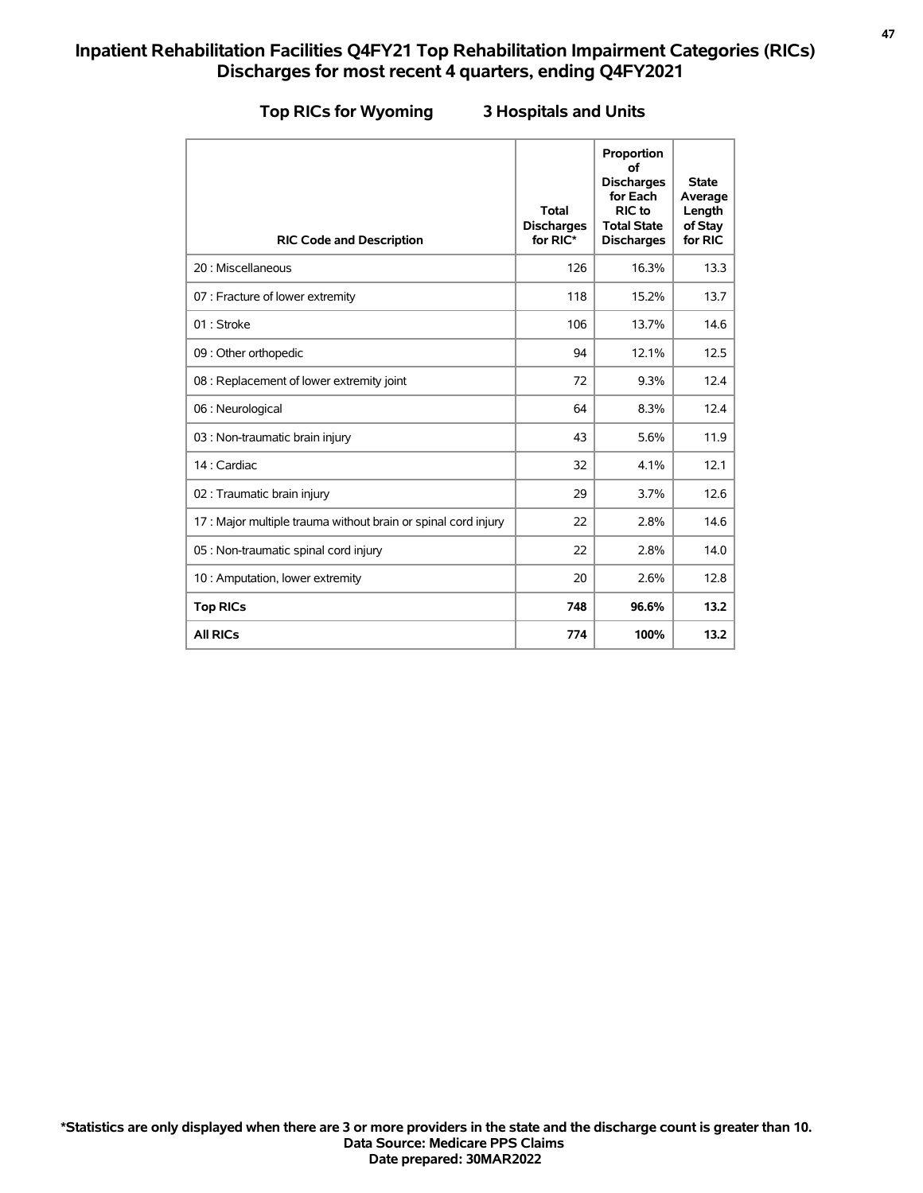# Inpatient Rehabilitation Facilities Q4FY21 Top Rehabilitation Impairment Categories (RICs) Discharges for most recent 4 quarters, ending Q4FY2021

## Top RICs for Wyoming 3 Hospitals and Units

| RIC Code and Description | Total Discharges for RIC* | Proportion of Discharges for Each RIC to Total State Discharges | State Average Length of Stay for RIC |
|---|---|---|---|
| 20 : Miscellaneous | 126 | 16.3% | 13.3 |
| 07 : Fracture of lower extremity | 118 | 15.2% | 13.7 |
| 01 : Stroke | 106 | 13.7% | 14.6 |
| 09 : Other orthopedic | 94 | 12.1% | 12.5 |
| 08 : Replacement of lower extremity joint | 72 | 9.3% | 12.4 |
| 06 : Neurological | 64 | 8.3% | 12.4 |
| 03 : Non-traumatic brain injury | 43 | 5.6% | 11.9 |
| 14 : Cardiac | 32 | 4.1% | 12.1 |
| 02 : Traumatic brain injury | 29 | 3.7% | 12.6 |
| 17 : Major multiple trauma without brain or spinal cord injury | 22 | 2.8% | 14.6 |
| 05 : Non-traumatic spinal cord injury | 22 | 2.8% | 14.0 |
| 10 : Amputation, lower extremity | 20 | 2.6% | 12.8 |
| **Top RICs** | **748** | **96.6%** | **13.2** |
| **All RICs** | **774** | **100%** | **13.2** |

**\*Statistics are only displayed when there are 3 or more providers in the state and the discharge count is greater than 10.**
**Data Source: Medicare PPS Claims**
**Date prepared: 30MAR2022**